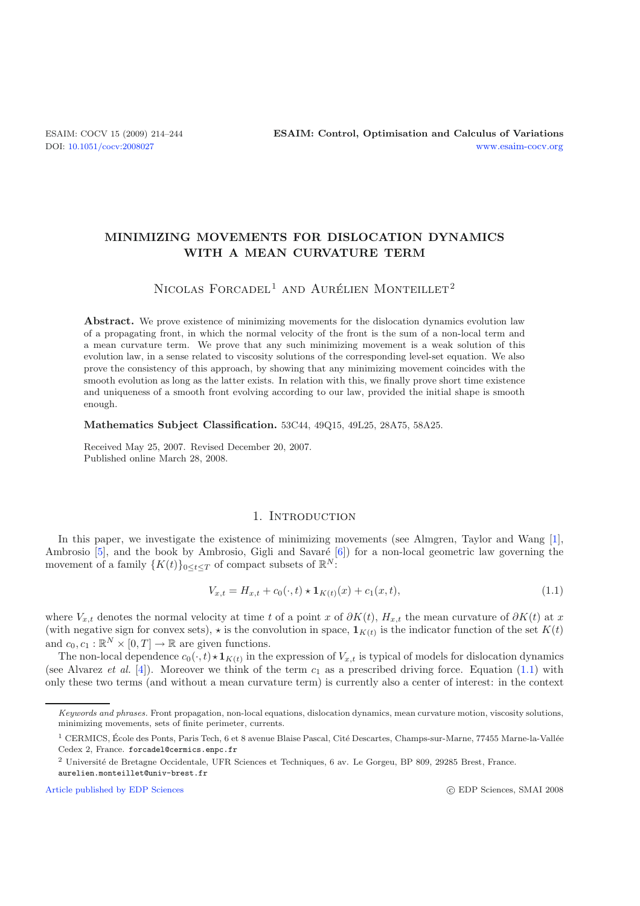# MINIMIZING MOVEMENTS FOR DISLOCATION DYNAMICS WITH A MEAN CURVATURE TERM

Nicolas Forcadel[1] and Aurélien Monteillet[2]

**Abstract.** We prove existence of minimizing movements for the dislocation dynamics evolution law of a propagating front, in which the normal velocity of the front is the sum of a non-local term and a mean curvature term. We prove that any such minimizing movement is a weak solution of this evolution law, in a sense related to viscosity solutions of the corresponding level-set equation. We also prove the consistency of this approach, by showing that any minimizing movement coincides with the smooth evolution as long as the latter exists. In relation with this, we finally prove short time existence and uniqueness of a smooth front evolving according to our law, provided the initial shape is smooth enough.

**Mathematics Subject Classification.** 53C44, 49Q15, 49L25, 28A75, 58A25.

Received May 25, 2007. Revised December 20, 2007.
Published online March 28, 2008.

## 1. Introduction

In this paper, we investigate the existence of minimizing movements (see Almgren, Taylor and Wang [1], Ambrosio [5], and the book by Ambrosio, Gigli and Savaré [6]) for a non-local geometric law governing the movement of a family $\{K(t)\}_{0 \leq t \leq T}$ of compact subsets of $\mathbb{R}^N$:

$$V_{x,t} = H_{x,t} + c_0(\cdot, t) \star \mathbf{1}_{K(t)}(x) + c_1(x,t), \tag{1.1}$$

where $V_{x,t}$ denotes the normal velocity at time $t$ of a point $x$ of $\partial K(t)$, $H_{x,t}$ the mean curvature of $\partial K(t)$ at $x$ (with negative sign for convex sets), $\star$ is the convolution in space, $\mathbf{1}_{K(t)}$ is the indicator function of the set $K(t)$ and $c_0, c_1 : \mathbb{R}^N \times [0,T] \to \mathbb{R}$ are given functions.

The non-local dependence $c_0(\cdot,t) \star \mathbf{1}_{K(t)}$ in the expression of $V_{x,t}$ is typical of models for dislocation dynamics (see Alvarez *et al.* [4]). Moreover we think of the term $c_1$ as a prescribed driving force. Equation (1.1) with only these two terms (and without a mean curvature term) is currently also a center of interest: in the context

---

*Keywords and phrases.* Front propagation, non-local equations, dislocation dynamics, mean curvature motion, viscosity solutions, minimizing movements, sets of finite perimeter, currents.

[1] CERMICS, École des Ponts, Paris Tech, 6 et 8 avenue Blaise Pascal, Cité Descartes, Champs-sur-Marne, 77455 Marne-la-Vallée Cedex 2, France. forcadel@cermics.enpc.fr

[2] Université de Bretagne Occidentale, UFR Sciences et Techniques, 6 av. Le Gorgeu, BP 809, 29285 Brest, France. aurelien.monteillet@univ-brest.fr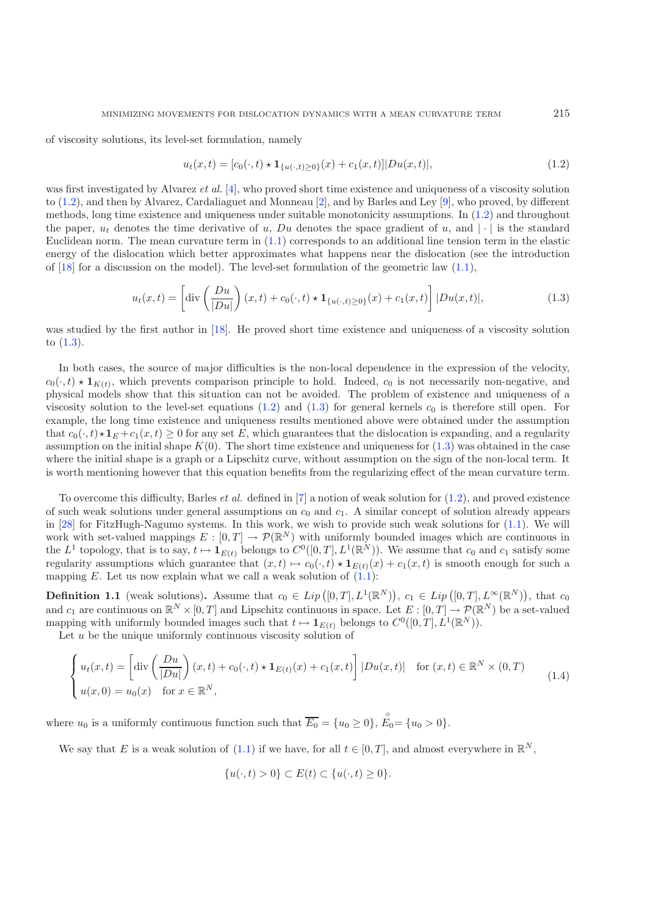of viscosity solutions, its level-set formulation, namely

$$u_t(x,t) = [c_0(\cdot,t) \star \mathbf{1}_{\{u(\cdot,t)\geq 0\}}(x) + c_1(x,t)]|Du(x,t)|, \tag{1.2}$$

was first investigated by Alvarez *et al.* [4], who proved short time existence and uniqueness of a viscosity solution to (1.2), and then by Alvarez, Cardaliaguet and Monneau [2], and by Barles and Ley [9], who proved, by different methods, long time existence and uniqueness under suitable monotonicity assumptions. In (1.2) and throughout the paper, $u_t$ denotes the time derivative of $u$, $Du$ denotes the space gradient of $u$, and $|\cdot|$ is the standard Euclidean norm. The mean curvature term in (1.1) corresponds to an additional line tension term in the elastic energy of the dislocation which better approximates what happens near the dislocation (see the introduction of [18] for a discussion on the model). The level-set formulation of the geometric law (1.1),

$$u_t(x,t) = \left[\operatorname{div}\left(\frac{Du}{|Du|}\right)(x,t) + c_0(\cdot,t) \star \mathbf{1}_{\{u(\cdot,t)\geq 0\}}(x) + c_1(x,t)\right]|Du(x,t)|, \tag{1.3}$$

was studied by the first author in [18]. He proved short time existence and uniqueness of a viscosity solution to (1.3).

In both cases, the source of major difficulties is the non-local dependence in the expression of the velocity, $c_0(\cdot,t) \star \mathbf{1}_{K(t)}$, which prevents comparison principle to hold. Indeed, $c_0$ is not necessarily non-negative, and physical models show that this situation can not be avoided. The problem of existence and uniqueness of a viscosity solution to the level-set equations (1.2) and (1.3) for general kernels $c_0$ is therefore still open. For example, the long time existence and uniqueness results mentioned above were obtained under the assumption that $c_0(\cdot,t)\star\mathbf{1}_E + c_1(x,t) \geq 0$ for any set $E$, which guarantees that the dislocation is expanding, and a regularity assumption on the initial shape $K(0)$. The short time existence and uniqueness for (1.3) was obtained in the case where the initial shape is a graph or a Lipschitz curve, without assumption on the sign of the non-local term. It is worth mentioning however that this equation benefits from the regularizing effect of the mean curvature term.

To overcome this difficulty, Barles *et al.* defined in [7] a notion of weak solution for (1.2), and proved existence of such weak solutions under general assumptions on $c_0$ and $c_1$. A similar concept of solution already appears in [28] for FitzHugh-Nagumo systems. In this work, we wish to provide such weak solutions for (1.1). We will work with set-valued mappings $E : [0,T] \to \mathcal{P}(\mathbb{R}^N)$ with uniformly bounded images which are continuous in the $L^1$ topology, that is to say, $t \mapsto \mathbf{1}_{E(t)}$ belongs to $C^0([0,T], L^1(\mathbb{R}^N))$. We assume that $c_0$ and $c_1$ satisfy some regularity assumptions which guarantee that $(x,t) \mapsto c_0(\cdot,t) \star \mathbf{1}_{E(t)}(x) + c_1(x,t)$ is smooth enough for such a mapping $E$. Let us now explain what we call a weak solution of (1.1):

**Definition 1.1** (weak solutions)**.** Assume that $c_0 \in Lip\left([0,T], L^1(\mathbb{R}^N)\right)$, $c_1 \in Lip\left([0,T], L^\infty(\mathbb{R}^N)\right)$, that $c_0$ and $c_1$ are continuous on $\mathbb{R}^N \times [0,T]$ and Lipschitz continuous in space. Let $E : [0,T] \to \mathcal{P}(\mathbb{R}^N)$ be a set-valued mapping with uniformly bounded images such that $t \mapsto \mathbf{1}_{E(t)}$ belongs to $C^0([0,T], L^1(\mathbb{R}^N))$.

Let $u$ be the unique uniformly continuous viscosity solution of

$$\begin{cases} u_t(x,t) = \left[\operatorname{div}\left(\dfrac{Du}{|Du|}\right)(x,t) + c_0(\cdot,t) \star \mathbf{1}_{E(t)}(x) + c_1(x,t)\right]|Du(x,t)| & \text{for } (x,t) \in \mathbb{R}^N \times (0,T) \\ u(x,0) = u_0(x) \quad \text{for } x \in \mathbb{R}^N, \end{cases} \tag{1.4}$$

where $u_0$ is a uniformly continuous function such that $\overline{E_0} = \{u_0 \geq 0\}$, $\overset{\circ}{E_0} = \{u_0 > 0\}$.

We say that $E$ is a weak solution of (1.1) if we have, for all $t \in [0,T]$, and almost everywhere in $\mathbb{R}^N$,

$$\{u(\cdot,t) > 0\} \subset E(t) \subset \{u(\cdot,t) \geq 0\}.$$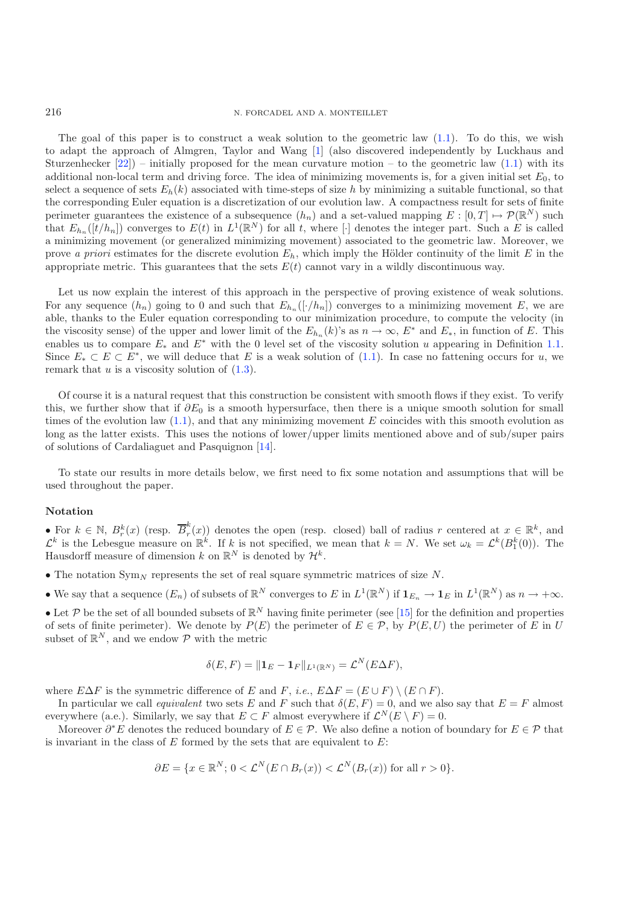The goal of this paper is to construct a weak solution to the geometric law (1.1). To do this, we wish to adapt the approach of Almgren, Taylor and Wang [1] (also discovered independently by Luckhaus and Sturzenhecker [22]) – initially proposed for the mean curvature motion – to the geometric law (1.1) with its additional non-local term and driving force. The idea of minimizing movements is, for a given initial set $E_0$, to select a sequence of sets $E_h(k)$ associated with time-steps of size $h$ by minimizing a suitable functional, so that the corresponding Euler equation is a discretization of our evolution law. A compactness result for sets of finite perimeter guarantees the existence of a subsequence $(h_n)$ and a set-valued mapping $E : [0,T] \mapsto \mathcal{P}(\mathbb{R}^N)$ such that $E_{h_n}([t/h_n])$ converges to $E(t)$ in $L^1(\mathbb{R}^N)$ for all $t$, where $[\cdot]$ denotes the integer part. Such a $E$ is called a minimizing movement (or generalized minimizing movement) associated to the geometric law. Moreover, we prove *a priori* estimates for the discrete evolution $E_h$, which imply the Hölder continuity of the limit $E$ in the appropriate metric. This guarantees that the sets $E(t)$ cannot vary in a wildly discontinuous way.

Let us now explain the interest of this approach in the perspective of proving existence of weak solutions. For any sequence $(h_n)$ going to 0 and such that $E_{h_n}([\cdot/h_n])$ converges to a minimizing movement $E$, we are able, thanks to the Euler equation corresponding to our minimization procedure, to compute the velocity (in the viscosity sense) of the upper and lower limit of the $E_{h_n}(k)$'s as $n \to \infty$, $E^*$ and $E_*$, in function of $E$. This enables us to compare $E_*$ and $E^*$ with the 0 level set of the viscosity solution $u$ appearing in Definition 1.1. Since $E_* \subset E \subset E^*$, we will deduce that $E$ is a weak solution of (1.1). In case no fattening occurs for $u$, we remark that $u$ is a viscosity solution of (1.3).

Of course it is a natural request that this construction be consistent with smooth flows if they exist. To verify this, we further show that if $\partial E_0$ is a smooth hypersurface, then there is a unique smooth solution for small times of the evolution law (1.1), and that any minimizing movement $E$ coincides with this smooth evolution as long as the latter exists. This uses the notions of lower/upper limits mentioned above and of sub/super pairs of solutions of Cardaliaguet and Pasquignon [14].

To state our results in more details below, we first need to fix some notation and assumptions that will be used throughout the paper.

### Notation

- For $k \in \mathbb{N}$, $B_r^k(x)$ (resp. $\overline{B}_r^k(x)$) denotes the open (resp. closed) ball of radius $r$ centered at $x \in \mathbb{R}^k$, and $\mathcal{L}^k$ is the Lebesgue measure on $\mathbb{R}^k$. If $k$ is not specified, we mean that $k = N$. We set $\omega_k = \mathcal{L}^k(B_1^k(0))$. The Hausdorff measure of dimension $k$ on $\mathbb{R}^N$ is denoted by $\mathcal{H}^k$.
- The notation $\mathrm{Sym}_N$ represents the set of real square symmetric matrices of size $N$.
- We say that a sequence $(E_n)$ of subsets of $\mathbb{R}^N$ converges to $E$ in $L^1(\mathbb{R}^N)$ if $\mathbf{1}_{E_n} \to \mathbf{1}_E$ in $L^1(\mathbb{R}^N)$ as $n \to +\infty$.
- Let $\mathcal{P}$ be the set of all bounded subsets of $\mathbb{R}^N$ having finite perimeter (see [15] for the definition and properties of sets of finite perimeter). We denote by $P(E)$ the perimeter of $E \in \mathcal{P}$, by $P(E, U)$ the perimeter of $E$ in $U$ subset of $\mathbb{R}^N$, and we endow $\mathcal{P}$ with the metric

$$\delta(E, F) = \|\mathbf{1}_E - \mathbf{1}_F\|_{L^1(\mathbb{R}^N)} = \mathcal{L}^N(E \Delta F),$$

where $E\Delta F$ is the symmetric difference of $E$ and $F$, *i.e.*, $E\Delta F = (E \cup F) \setminus (E \cap F)$.

In particular we call *equivalent* two sets $E$ and $F$ such that $\delta(E, F) = 0$, and we also say that $E = F$ almost everywhere (a.e.). Similarly, we say that $E \subset F$ almost everywhere if $\mathcal{L}^N(E \setminus F) = 0$.

Moreover $\partial^* E$ denotes the reduced boundary of $E \in \mathcal{P}$. We also define a notion of boundary for $E \in \mathcal{P}$ that is invariant in the class of $E$ formed by the sets that are equivalent to $E$:

$$\partial E = \{x \in \mathbb{R}^N ; 0 < \mathcal{L}^N(E \cap B_r(x)) < \mathcal{L}^N(B_r(x)) \text{ for all } r > 0\}.$$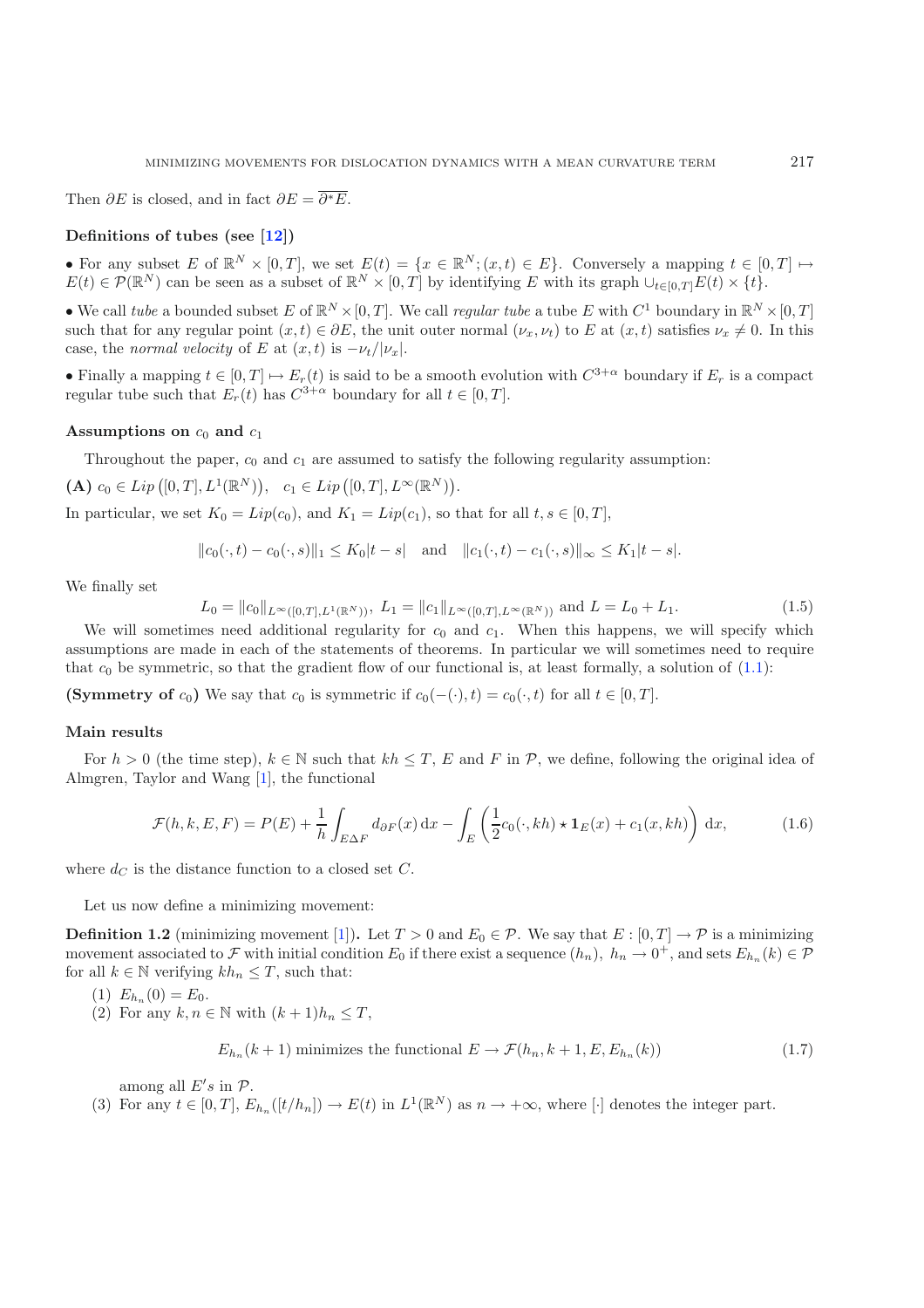Then $\partial E$ is closed, and in fact $\partial E = \overline{\partial^* E}$.

**Definitions of tubes (see [12])**

- For any subset $E$ of $\mathbb{R}^N \times [0, T]$, we set $E(t) = \{x \in \mathbb{R}^N; (x, t) \in E\}$. Conversely a mapping $t \in [0, T] \mapsto E(t) \in \mathcal{P}(\mathbb{R}^N)$ can be seen as a subset of $\mathbb{R}^N \times [0, T]$ by identifying $E$ with its graph $\cup_{t \in [0,T]} E(t) \times \{t\}$.
- We call *tube* a bounded subset $E$ of $\mathbb{R}^N \times [0, T]$. We call *regular tube* a tube $E$ with $C^1$ boundary in $\mathbb{R}^N \times [0, T]$ such that for any regular point $(x, t) \in \partial E$, the unit outer normal $(\nu_x, \nu_t)$ to $E$ at $(x, t)$ satisfies $\nu_x \neq 0$. In this case, the *normal velocity* of $E$ at $(x, t)$ is $-\nu_t / |\nu_x|$.
- Finally a mapping $t \in [0, T] \mapsto E_r(t)$ is said to be a smooth evolution with $C^{3+\alpha}$ boundary if $E_r$ is a compact regular tube such that $E_r(t)$ has $C^{3+\alpha}$ boundary for all $t \in [0, T]$.

**Assumptions on $c_0$ and $c_1$**

Throughout the paper, $c_0$ and $c_1$ are assumed to satisfy the following regularity assumption:

**(A)** $c_0 \in Lip\left([0, T], L^1(\mathbb{R}^N)\right), \quad c_1 \in Lip\left([0, T], L^\infty(\mathbb{R}^N)\right)$.

In particular, we set $K_0 = Lip(c_0)$, and $K_1 = Lip(c_1)$, so that for all $t, s \in [0, T]$,

$$\|c_0(\cdot, t) - c_0(\cdot, s)\|_1 \leq K_0 |t - s| \quad \text{and} \quad \|c_1(\cdot, t) - c_1(\cdot, s)\|_\infty \leq K_1 |t - s|.$$

We finally set

$$L_0 = \|c_0\|_{L^\infty([0,T], L^1(\mathbb{R}^N))},\ L_1 = \|c_1\|_{L^\infty([0,T], L^\infty(\mathbb{R}^N))} \text{ and } L = L_0 + L_1. \tag{1.5}$$

We will sometimes need additional regularity for $c_0$ and $c_1$. When this happens, we will specify which assumptions are made in each of the statements of theorems. In particular we will sometimes need to require that $c_0$ be symmetric, so that the gradient flow of our functional is, at least formally, a solution of (1.1):

**(Symmetry of $c_0$)** We say that $c_0$ is symmetric if $c_0(-(\cdot), t) = c_0(\cdot, t)$ for all $t \in [0, T]$.

**Main results**

For $h > 0$ (the time step), $k \in \mathbb{N}$ such that $kh \leq T$, $E$ and $F$ in $\mathcal{P}$, we define, following the original idea of Almgren, Taylor and Wang [1], the functional

$$\mathcal{F}(h, k, E, F) = P(E) + \frac{1}{h} \int_{E \Delta F} d_{\partial F}(x)\, \mathrm{d}x - \int_E \left( \frac{1}{2} c_0(\cdot, kh) \star \mathbf{1}_E(x) + c_1(x, kh) \right) \mathrm{d}x, \tag{1.6}$$

where $d_C$ is the distance function to a closed set $C$.

Let us now define a minimizing movement:

**Definition 1.2** (minimizing movement [1])**.** Let $T > 0$ and $E_0 \in \mathcal{P}$. We say that $E : [0, T] \to \mathcal{P}$ is a minimizing movement associated to $\mathcal{F}$ with initial condition $E_0$ if there exist a sequence $(h_n)$, $h_n \to 0^+$, and sets $E_{h_n}(k) \in \mathcal{P}$ for all $k \in \mathbb{N}$ verifying $kh_n \leq T$, such that:

(1) $E_{h_n}(0) = E_0$.

(2) For any $k, n \in \mathbb{N}$ with $(k + 1)h_n \leq T$,

$$E_{h_n}(k + 1) \text{ minimizes the functional } E \to \mathcal{F}(h_n, k + 1, E, E_{h_n}(k)) \tag{1.7}$$

among all $E's$ in $\mathcal{P}$.

(3) For any $t \in [0, T]$, $E_{h_n}([t/h_n]) \to E(t)$ in $L^1(\mathbb{R}^N)$ as $n \to +\infty$, where $[\cdot]$ denotes the integer part.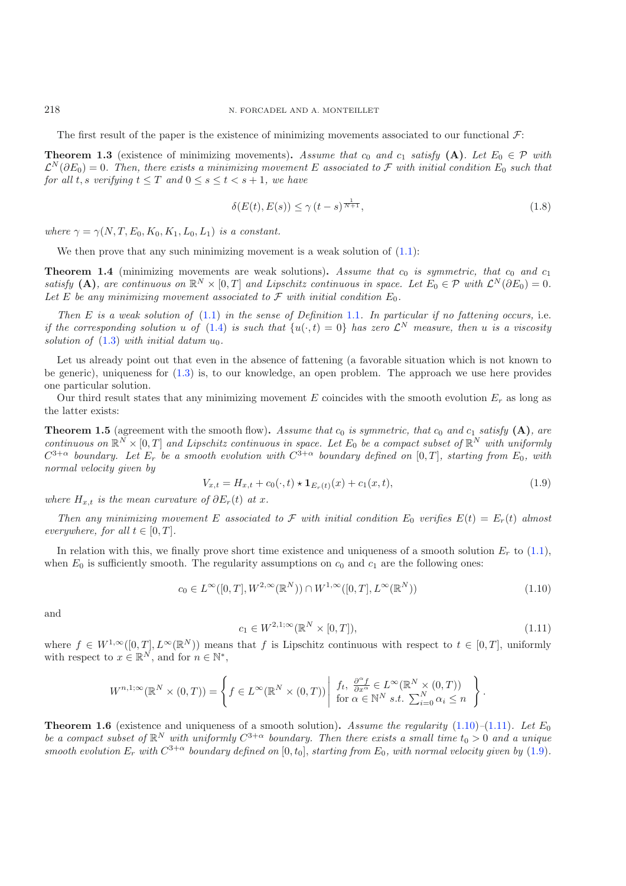The first result of the paper is the existence of minimizing movements associated to our functional $\mathcal{F}$:

**Theorem 1.3** (existence of minimizing movements)**.** *Assume that $c_0$ and $c_1$ satisfy* **(A)***. Let $E_0 \in \mathcal{P}$ with $\mathcal{L}^N(\partial E_0) = 0$. Then, there exists a minimizing movement $E$ associated to $\mathcal{F}$ with initial condition $E_0$ such that for all $t, s$ verifying $t \leq T$ and $0 \leq s \leq t < s + 1$, we have*

$$\delta(E(t), E(s)) \leq \gamma\,(t-s)^{\frac{1}{N+1}}, \tag{1.8}$$

*where $\gamma = \gamma(N, T, E_0, K_0, K_1, L_0, L_1)$ is a constant.*

We then prove that any such minimizing movement is a weak solution of (1.1):

**Theorem 1.4** (minimizing movements are weak solutions)**.** *Assume that $c_0$ is symmetric, that $c_0$ and $c_1$ satisfy* **(A)***, are continuous on $\mathbb{R}^N \times [0, T]$ and Lipschitz continuous in space. Let $E_0 \in \mathcal{P}$ with $\mathcal{L}^N(\partial E_0) = 0$. Let $E$ be any minimizing movement associated to $\mathcal{F}$ with initial condition $E_0$.*

*Then $E$ is a weak solution of (1.1) in the sense of Definition 1.1. In particular if no fattening occurs,* i.e. *if the corresponding solution $u$ of (1.4) is such that $\{u(\cdot, t) = 0\}$ has zero $\mathcal{L}^N$ measure, then $u$ is a viscosity solution of (1.3) with initial datum $u_0$.*

Let us already point out that even in the absence of fattening (a favorable situation which is not known to be generic), uniqueness for (1.3) is, to our knowledge, an open problem. The approach we use here provides one particular solution.

Our third result states that any minimizing movement $E$ coincides with the smooth evolution $E_r$ as long as the latter exists:

**Theorem 1.5** (agreement with the smooth flow)**.** *Assume that $c_0$ is symmetric, that $c_0$ and $c_1$ satisfy* **(A)***, are continuous on $\mathbb{R}^N \times [0, T]$ and Lipschitz continuous in space. Let $E_0$ be a compact subset of $\mathbb{R}^N$ with uniformly $C^{3+\alpha}$ boundary. Let $E_r$ be a smooth evolution with $C^{3+\alpha}$ boundary defined on $[0, T]$, starting from $E_0$, with normal velocity given by*

$$V_{x,t} = H_{x,t} + c_0(\cdot, t) \star \mathbf{1}_{E_r(t)}(x) + c_1(x, t), \tag{1.9}$$

*where $H_{x,t}$ is the mean curvature of $\partial E_r(t)$ at $x$.*

*Then any minimizing movement $E$ associated to $\mathcal{F}$ with initial condition $E_0$ verifies $E(t) = E_r(t)$ almost everywhere, for all $t \in [0, T]$.*

In relation with this, we finally prove short time existence and uniqueness of a smooth solution $E_r$ to (1.1), when $E_0$ is sufficiently smooth. The regularity assumptions on $c_0$ and $c_1$ are the following ones:

$$c_0 \in L^\infty([0, T], W^{2,\infty}(\mathbb{R}^N)) \cap W^{1,\infty}([0, T], L^\infty(\mathbb{R}^N)) \tag{1.10}$$

and

$$c_1 \in W^{2,1;\infty}(\mathbb{R}^N \times [0, T]), \tag{1.11}$$

where $f \in W^{1,\infty}([0, T], L^\infty(\mathbb{R}^N))$ means that $f$ is Lipschitz continuous with respect to $t \in [0, T]$, uniformly with respect to $x \in \mathbb{R}^N$, and for $n \in \mathbb{N}^*$,

$$W^{n,1;\infty}(\mathbb{R}^N \times (0, T)) = \left\{ f \in L^\infty(\mathbb{R}^N \times (0, T)) \;\middle|\; \begin{array}{l} f_t,\ \frac{\partial^\alpha f}{\partial x^\alpha} \in L^\infty(\mathbb{R}^N \times (0, T)) \\ \text{for } \alpha \in \mathbb{N}^N \text{ s.t. } \sum_{i=0}^N \alpha_i \leq n \end{array} \right\}.$$

**Theorem 1.6** (existence and uniqueness of a smooth solution)**.** *Assume the regularity (1.10)–(1.11). Let $E_0$ be a compact subset of $\mathbb{R}^N$ with uniformly $C^{3+\alpha}$ boundary. Then there exists a small time $t_0 > 0$ and a unique smooth evolution $E_r$ with $C^{3+\alpha}$ boundary defined on $[0, t_0]$, starting from $E_0$, with normal velocity given by (1.9).*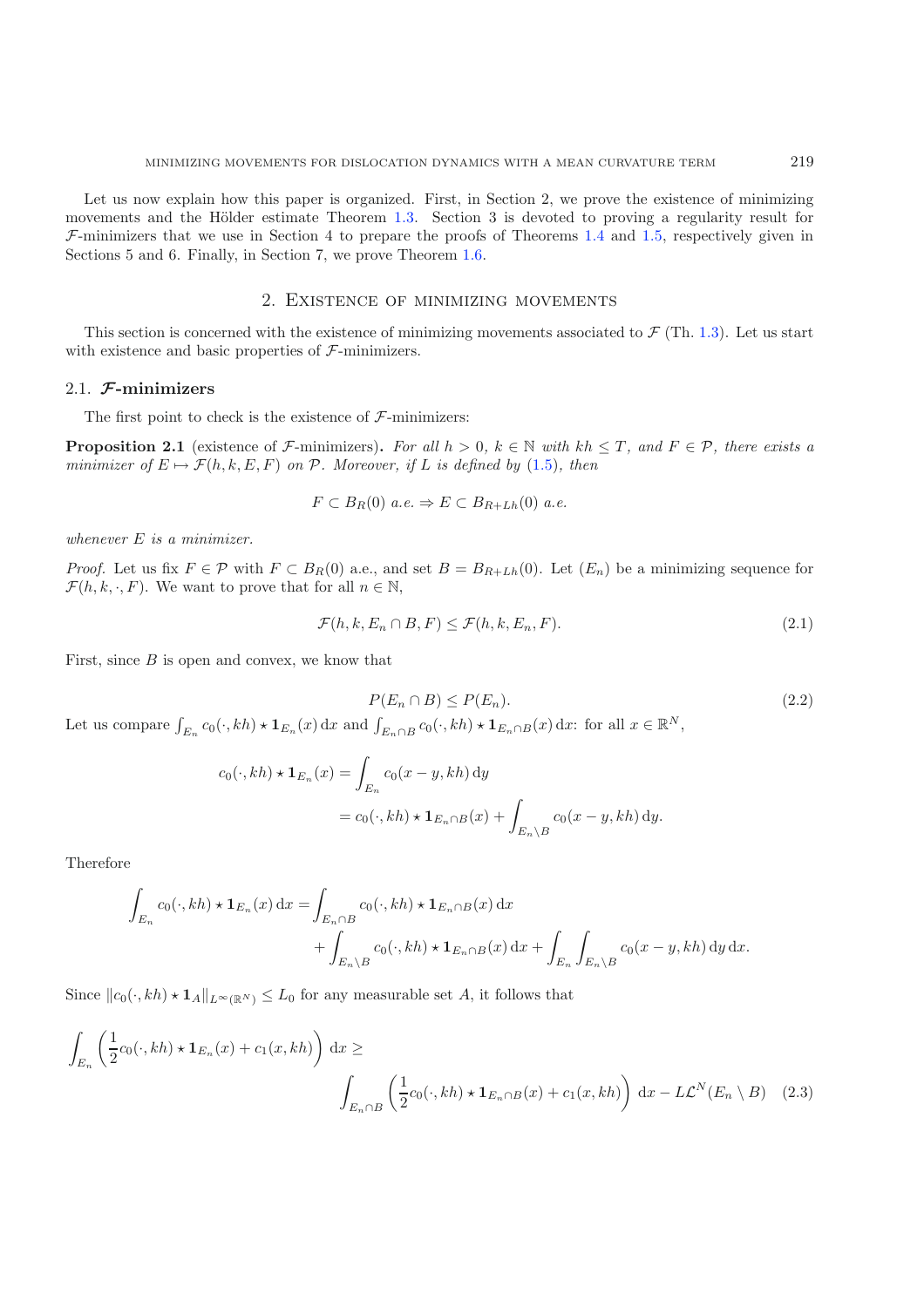Let us now explain how this paper is organized. First, in Section 2, we prove the existence of minimizing movements and the Hölder estimate Theorem 1.3. Section 3 is devoted to proving a regularity result for $\mathcal{F}$-minimizers that we use in Section 4 to prepare the proofs of Theorems 1.4 and 1.5, respectively given in Sections 5 and 6. Finally, in Section 7, we prove Theorem 1.6.

## 2. Existence of minimizing movements

This section is concerned with the existence of minimizing movements associated to $\mathcal{F}$ (Th. 1.3). Let us start with existence and basic properties of $\mathcal{F}$-minimizers.

### 2.1. $\mathcal{F}$-minimizers

The first point to check is the existence of $\mathcal{F}$-minimizers:

**Proposition 2.1** (existence of $\mathcal{F}$-minimizers)**.** *For all $h > 0$, $k \in \mathbb{N}$ with $kh \leq T$, and $F \in \mathcal{P}$, there exists a minimizer of $E \mapsto \mathcal{F}(h, k, E, F)$ on $\mathcal{P}$. Moreover, if $L$ is defined by (1.5), then*

$$F \subset B_R(0) \text{ a.e.} \Rightarrow E \subset B_{R+Lh}(0) \text{ a.e.}$$

*whenever $E$ is a minimizer.*

*Proof.* Let us fix $F \in \mathcal{P}$ with $F \subset B_R(0)$ a.e., and set $B = B_{R+Lh}(0)$. Let $(E_n)$ be a minimizing sequence for $\mathcal{F}(h, k, \cdot, F)$. We want to prove that for all $n \in \mathbb{N}$,

$$\mathcal{F}(h, k, E_n \cap B, F) \leq \mathcal{F}(h, k, E_n, F). \tag{2.1}$$

First, since $B$ is open and convex, we know that

$$P(E_n \cap B) \leq P(E_n). \tag{2.2}$$

Let us compare $\int_{E_n} c_0(\cdot, kh) \star \mathbf{1}_{E_n}(x)\,\mathrm{d}x$ and $\int_{E_n \cap B} c_0(\cdot, kh) \star \mathbf{1}_{E_n \cap B}(x)\,\mathrm{d}x$: for all $x \in \mathbb{R}^N$,

$$\begin{aligned} c_0(\cdot, kh) \star \mathbf{1}_{E_n}(x) &= \int_{E_n} c_0(x - y, kh)\,\mathrm{d}y \\ &= c_0(\cdot, kh) \star \mathbf{1}_{E_n \cap B}(x) + \int_{E_n \setminus B} c_0(x - y, kh)\,\mathrm{d}y. \end{aligned}$$

Therefore

$$\begin{aligned} \int_{E_n} c_0(\cdot, kh) \star \mathbf{1}_{E_n}(x)\,\mathrm{d}x = &\int_{E_n \cap B} c_0(\cdot, kh) \star \mathbf{1}_{E_n \cap B}(x)\,\mathrm{d}x \\ &+ \int_{E_n \setminus B} c_0(\cdot, kh) \star \mathbf{1}_{E_n \cap B}(x)\,\mathrm{d}x + \int_{E_n} \int_{E_n \setminus B} c_0(x - y, kh)\,\mathrm{d}y\,\mathrm{d}x. \end{aligned}$$

Since $\|c_0(\cdot, kh) \star \mathbf{1}_A\|_{L^\infty(\mathbb{R}^N)} \leq L_0$ for any measurable set $A$, it follows that

$$\int_{E_n} \left( \frac{1}{2} c_0(\cdot, kh) \star \mathbf{1}_{E_n}(x) + c_1(x, kh) \right) \mathrm{d}x \geq \int_{E_n \cap B} \left( \frac{1}{2} c_0(\cdot, kh) \star \mathbf{1}_{E_n \cap B}(x) + c_1(x, kh) \right) \mathrm{d}x - L\mathcal{L}^N(E_n \setminus B) \tag{2.3}$$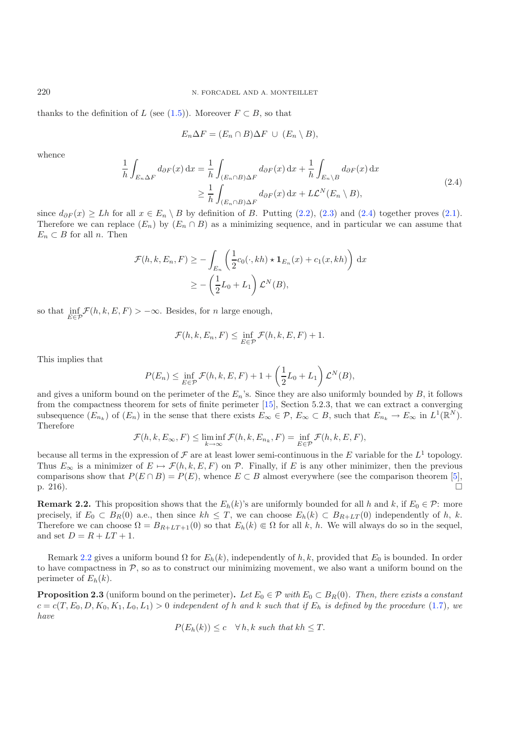thanks to the definition of $L$ (see (1.5)). Moreover $F \subset B$, so that

$$E_n \Delta F = (E_n \cap B)\Delta F \;\cup\; (E_n \setminus B),$$

whence

$$\begin{aligned}
\frac{1}{h}\int_{E_n \Delta F} d_{\partial F}(x)\,\mathrm{d}x &= \frac{1}{h}\int_{(E_n\cap B)\Delta F} d_{\partial F}(x)\,\mathrm{d}x + \frac{1}{h}\int_{E_n\setminus B} d_{\partial F}(x)\,\mathrm{d}x \\
&\geq \frac{1}{h}\int_{(E_n\cap B)\Delta F} d_{\partial F}(x)\,\mathrm{d}x + L\mathcal{L}^N(E_n \setminus B),
\end{aligned} \tag{2.4}$$

since $d_{\partial F}(x) \geq Lh$ for all $x \in E_n \setminus B$ by definition of $B$. Putting (2.2), (2.3) and (2.4) together proves (2.1). Therefore we can replace $(E_n)$ by $(E_n \cap B)$ as a minimizing sequence, and in particular we can assume that $E_n \subset B$ for all $n$. Then

$$\begin{aligned}
\mathcal{F}(h,k,E_n,F) &\geq -\int_{E_n}\left(\frac{1}{2}c_0(\cdot,kh) \star \mathbf{1}_{E_n}(x) + c_1(x,kh)\right)\mathrm{d}x \\
&\geq -\left(\frac{1}{2}L_0 + L_1\right)\mathcal{L}^N(B),
\end{aligned}$$

so that $\inf\limits_{E\in\mathcal{P}} \mathcal{F}(h,k,E,F) > -\infty$. Besides, for $n$ large enough,

$$\mathcal{F}(h,k,E_n,F) \leq \inf_{E\in\mathcal{P}} \mathcal{F}(h,k,E,F) + 1.$$

This implies that

$$P(E_n) \leq \inf_{E\in\mathcal{P}} \mathcal{F}(h,k,E,F) + 1 + \left(\frac{1}{2}L_0 + L_1\right)\mathcal{L}^N(B),$$

and gives a uniform bound on the perimeter of the $E_n$'s. Since they are also uniformly bounded by $B$, it follows from the compactness theorem for sets of finite perimeter [15], Section 5.2.3, that we can extract a converging subsequence $(E_{n_k})$ of $(E_n)$ in the sense that there exists $E_\infty \in \mathcal{P}$, $E_\infty \subset B$, such that $E_{n_k} \to E_\infty$ in $L^1(\mathbb{R}^N)$. Therefore

$$\mathcal{F}(h,k,E_\infty,F) \leq \liminf_{k\to\infty} \mathcal{F}(h,k,E_{n_k},F) = \inf_{E\in\mathcal{P}} \mathcal{F}(h,k,E,F),$$

because all terms in the expression of $\mathcal{F}$ are at least lower semi-continuous in the $E$ variable for the $L^1$ topology. Thus $E_\infty$ is a minimizer of $E \mapsto \mathcal{F}(h,k,E,F)$ on $\mathcal{P}$. Finally, if $E$ is any other minimizer, then the previous comparisons show that $P(E \cap B) = P(E)$, whence $E \subset B$ almost everywhere (see the comparison theorem [5], p. 216). $\square$

**Remark 2.2.** This proposition shows that the $E_h(k)$'s are uniformly bounded for all $h$ and $k$, if $E_0 \in \mathcal{P}$: more precisely, if $E_0 \subset B_R(0)$ a.e., then since $kh \leq T$, we can choose $E_h(k) \subset B_{R+LT}(0)$ independently of $h$, $k$. Therefore we can choose $\Omega = B_{R+LT+1}(0)$ so that $E_h(k) \Subset \Omega$ for all $k$, $h$. We will always do so in the sequel, and set $D = R + LT + 1$.

Remark 2.2 gives a uniform bound $\Omega$ for $E_h(k)$, independently of $h, k$, provided that $E_0$ is bounded. In order to have compactness in $\mathcal{P}$, so as to construct our minimizing movement, we also want a uniform bound on the perimeter of $E_h(k)$.

**Proposition 2.3** (uniform bound on the perimeter). *Let $E_0 \in \mathcal{P}$ with $E_0 \subset B_R(0)$. Then, there exists a constant $c = c(T, E_0, D, K_0, K_1, L_0, L_1) > 0$ independent of $h$ and $k$ such that if $E_h$ is defined by the procedure (1.7), we have*

$$P(E_h(k)) \leq c \quad \forall\, h, k \text{ such that } kh \leq T.$$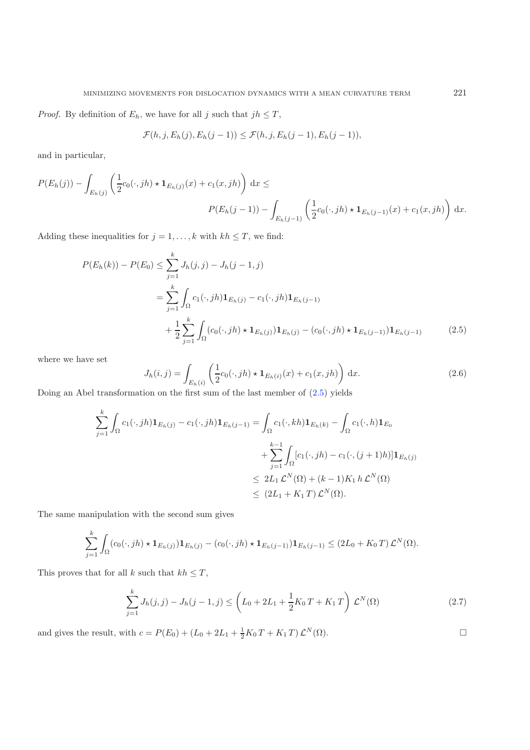*Proof.* By definition of $E_h$, we have for all $j$ such that $jh \leq T$,

$$\mathcal{F}(h, j, E_h(j), E_h(j-1)) \leq \mathcal{F}(h, j, E_h(j-1), E_h(j-1)),$$

and in particular,

$$P(E_h(j)) - \int_{E_h(j)} \left( \frac{1}{2} c_0(\cdot, jh) \star \mathbf{1}_{E_h(j)}(x) + c_1(x, jh) \right) \mathrm{d}x \leq P(E_h(j-1)) - \int_{E_h(j-1)} \left( \frac{1}{2} c_0(\cdot, jh) \star \mathbf{1}_{E_h(j-1)}(x) + c_1(x, jh) \right) \mathrm{d}x.$$

Adding these inequalities for $j = 1, \ldots, k$ with $kh \leq T$, we find:

$$\begin{aligned} P(E_h(k)) - P(E_0) &\leq \sum_{j=1}^{k} J_h(j, j) - J_h(j-1, j) \\ &= \sum_{j=1}^{k} \int_\Omega c_1(\cdot, jh) \mathbf{1}_{E_h(j)} - c_1(\cdot, jh) \mathbf{1}_{E_h(j-1)} \\ &\quad + \frac{1}{2} \sum_{j=1}^{k} \int_\Omega (c_0(\cdot, jh) \star \mathbf{1}_{E_h(j)}) \mathbf{1}_{E_h(j)} - (c_0(\cdot, jh) \star \mathbf{1}_{E_h(j-1)}) \mathbf{1}_{E_h(j-1)} \end{aligned} \tag{2.5}$$

where we have set

$$J_h(i, j) = \int_{E_h(i)} \left( \frac{1}{2} c_0(\cdot, jh) \star \mathbf{1}_{E_h(i)}(x) + c_1(x, jh) \right) \mathrm{d}x. \tag{2.6}$$

Doing an Abel transformation on the first sum of the last member of (2.5) yields

$$\begin{aligned} \sum_{j=1}^{k} \int_\Omega c_1(\cdot, jh) \mathbf{1}_{E_h(j)} - c_1(\cdot, jh) \mathbf{1}_{E_h(j-1)} &= \int_\Omega c_1(\cdot, kh) \mathbf{1}_{E_h(k)} - \int_\Omega c_1(\cdot, h) \mathbf{1}_{E_0} \\ &\quad + \sum_{j=1}^{k-1} \int_\Omega [c_1(\cdot, jh) - c_1(\cdot, (j+1)h)] \mathbf{1}_{E_h(j)} \\ &\leq 2L_1 \, \mathcal{L}^N(\Omega) + (k-1) K_1 \, h \, \mathcal{L}^N(\Omega) \\ &\leq (2L_1 + K_1 \, T) \, \mathcal{L}^N(\Omega). \end{aligned}$$

The same manipulation with the second sum gives

$$\sum_{j=1}^{k} \int_\Omega (c_0(\cdot, jh) \star \mathbf{1}_{E_h(j)}) \mathbf{1}_{E_h(j)} - (c_0(\cdot, jh) \star \mathbf{1}_{E_h(j-1)}) \mathbf{1}_{E_h(j-1)} \leq (2L_0 + K_0 \, T) \, \mathcal{L}^N(\Omega).$$

This proves that for all $k$ such that $kh \leq T$,

$$\sum_{j=1}^{k} J_h(j, j) - J_h(j-1, j) \leq \left( L_0 + 2L_1 + \frac{1}{2} K_0 \, T + K_1 \, T \right) \mathcal{L}^N(\Omega) \tag{2.7}$$

and gives the result, with $c = P(E_0) + (L_0 + 2L_1 + \frac{1}{2} K_0 \, T + K_1 \, T) \, \mathcal{L}^N(\Omega)$. □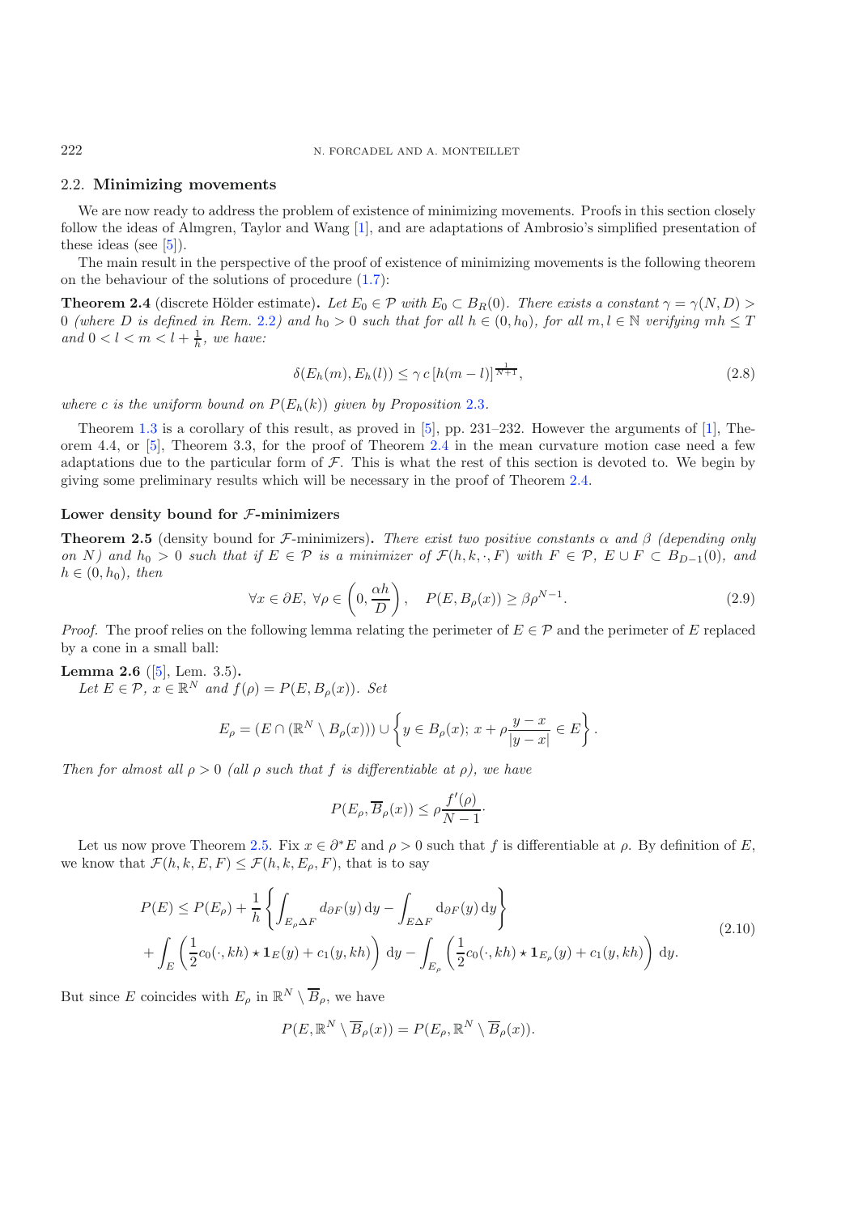## 2.2. Minimizing movements

We are now ready to address the problem of existence of minimizing movements. Proofs in this section closely follow the ideas of Almgren, Taylor and Wang [1], and are adaptations of Ambrosio's simplified presentation of these ideas (see [5]).

The main result in the perspective of the proof of existence of minimizing movements is the following theorem on the behaviour of the solutions of procedure (1.7):

**Theorem 2.4** (discrete Hölder estimate)**.** *Let $E_0 \in \mathcal{P}$ with $E_0 \subset B_R(0)$. There exists a constant $\gamma = \gamma(N, D) > 0$ (where $D$ is defined in Rem. 2.2) and $h_0 > 0$ such that for all $h \in (0, h_0)$, for all $m, l \in \mathbb{N}$ verifying $mh \leq T$ and $0 < l < m < l + \frac{1}{h}$, we have:*

$$\delta(E_h(m), E_h(l)) \leq \gamma\, c\, [h(m-l)]^{\frac{1}{N+1}}, \tag{2.8}$$

*where $c$ is the uniform bound on $P(E_h(k))$ given by Proposition 2.3.*

Theorem 1.3 is a corollary of this result, as proved in [5], pp. 231–232. However the arguments of [1], Theorem 4.4, or [5], Theorem 3.3, for the proof of Theorem 2.4 in the mean curvature motion case need a few adaptations due to the particular form of $\mathcal{F}$. This is what the rest of this section is devoted to. We begin by giving some preliminary results which will be necessary in the proof of Theorem 2.4.

### Lower density bound for $\mathcal{F}$-minimizers

**Theorem 2.5** (density bound for $\mathcal{F}$-minimizers)**.** *There exist two positive constants $\alpha$ and $\beta$ (depending only on $N$) and $h_0 > 0$ such that if $E \in \mathcal{P}$ is a minimizer of $\mathcal{F}(h, k, \cdot, F)$ with $F \in \mathcal{P}$, $E \cup F \subset B_{D-1}(0)$, and $h \in (0, h_0)$, then*

$$\forall x \in \partial E,\ \forall \rho \in \left(0, \frac{\alpha h}{D}\right), \quad P(E, B_\rho(x)) \geq \beta \rho^{N-1}. \tag{2.9}$$

*Proof.* The proof relies on the following lemma relating the perimeter of $E \in \mathcal{P}$ and the perimeter of $E$ replaced by a cone in a small ball:

**Lemma 2.6** ([5], Lem. 3.5)**.**
*Let $E \in \mathcal{P}$, $x \in \mathbb{R}^N$ and $f(\rho) = P(E, B_\rho(x))$. Set*

$$E_\rho = (E \cap (\mathbb{R}^N \setminus B_\rho(x))) \cup \left\{ y \in B_\rho(x);\ x + \rho\frac{y-x}{|y-x|} \in E \right\}.$$

*Then for almost all $\rho > 0$ (all $\rho$ such that $f$ is differentiable at $\rho$), we have*

$$P(E_\rho, \overline{B}_\rho(x)) \leq \rho \frac{f'(\rho)}{N-1}.$$

Let us now prove Theorem 2.5. Fix $x \in \partial^* E$ and $\rho > 0$ such that $f$ is differentiable at $\rho$. By definition of $E$, we know that $\mathcal{F}(h, k, E, F) \leq \mathcal{F}(h, k, E_\rho, F)$, that is to say

$$\begin{aligned} P(E) \leq P(E_\rho) &+ \frac{1}{h}\left\{ \int_{E_\rho \Delta F} \mathrm{d}_{\partial F}(y)\,\mathrm{d}y - \int_{E \Delta F} \mathrm{d}_{\partial F}(y)\,\mathrm{d}y \right\} \\ &+ \int_E \left( \frac{1}{2} c_0(\cdot, kh) \star \mathbf{1}_E(y) + c_1(y, kh) \right) \mathrm{d}y - \int_{E_\rho} \left( \frac{1}{2} c_0(\cdot, kh) \star \mathbf{1}_{E_\rho}(y) + c_1(y, kh) \right) \mathrm{d}y. \end{aligned} \tag{2.10}$$

But since $E$ coincides with $E_\rho$ in $\mathbb{R}^N \setminus \overline{B}_\rho$, we have

$$P(E, \mathbb{R}^N \setminus \overline{B}_\rho(x)) = P(E_\rho, \mathbb{R}^N \setminus \overline{B}_\rho(x)).$$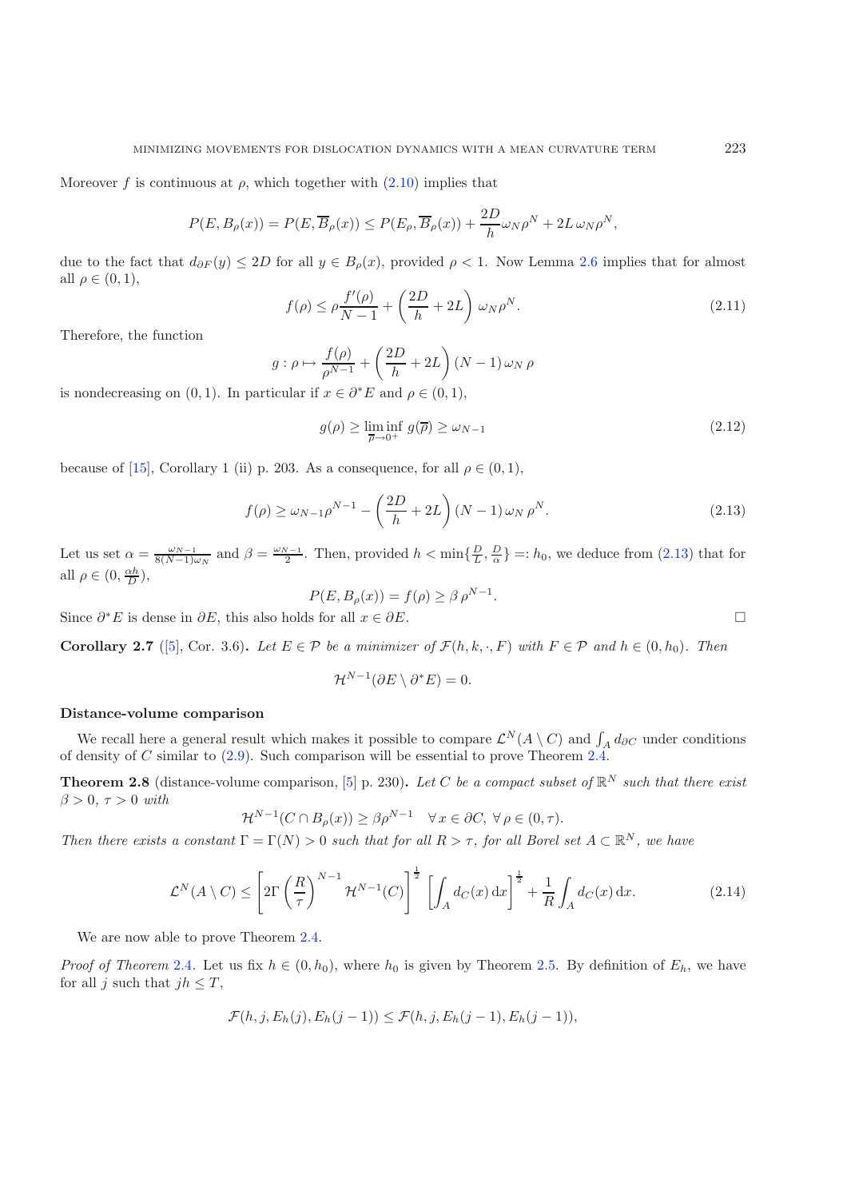Moreover $f$ is continuous at $\rho$, which together with (2.10) implies that

$$P(E, B_\rho(x)) = P(E, \overline{B}_\rho(x)) \leq P(E_\rho, \overline{B}_\rho(x)) + \frac{2D}{h}\omega_N \rho^N + 2L\,\omega_N \rho^N,$$

due to the fact that $d_{\partial F}(y) \leq 2D$ for all $y \in B_\rho(x)$, provided $\rho < 1$. Now Lemma 2.6 implies that for almost all $\rho \in (0,1)$,

$$f(\rho) \leq \rho \frac{f'(\rho)}{N-1} + \left(\frac{2D}{h} + 2L\right) \omega_N \rho^N. \tag{2.11}$$

Therefore, the function

$$g : \rho \mapsto \frac{f(\rho)}{\rho^{N-1}} + \left(\frac{2D}{h} + 2L\right)(N-1)\,\omega_N\,\rho$$

is nondecreasing on $(0,1)$. In particular if $x \in \partial^* E$ and $\rho \in (0,1)$,

$$g(\rho) \geq \liminf_{\overline{\rho} \to 0^+} g(\overline{\rho}) \geq \omega_{N-1} \tag{2.12}$$

because of [15], Corollary 1 (ii) p. 203. As a consequence, for all $\rho \in (0,1)$,

$$f(\rho) \geq \omega_{N-1}\rho^{N-1} - \left(\frac{2D}{h} + 2L\right)(N-1)\,\omega_N\,\rho^N. \tag{2.13}$$

Let us set $\alpha = \frac{\omega_{N-1}}{8(N-1)\omega_N}$ and $\beta = \frac{\omega_{N-1}}{2}$. Then, provided $h < \min\{\frac{D}{L}, \frac{D}{\alpha}\} =: h_0$, we deduce from (2.13) that for all $\rho \in (0, \frac{\alpha h}{D})$,

$$P(E, B_\rho(x)) = f(\rho) \geq \beta\,\rho^{N-1}.$$

Since $\partial^* E$ is dense in $\partial E$, this also holds for all $x \in \partial E$. □

**Corollary 2.7** ([5], Cor. 3.6)**.** *Let $E \in \mathcal{P}$ be a minimizer of $\mathcal{F}(h, k, \cdot, F)$ with $F \in \mathcal{P}$ and $h \in (0, h_0)$. Then*

$$\mathcal{H}^{N-1}(\partial E \setminus \partial^* E) = 0.$$

**Distance-volume comparison**

We recall here a general result which makes it possible to compare $\mathcal{L}^N(A \setminus C)$ and $\int_A d_{\partial C}$ under conditions of density of $C$ similar to (2.9). Such comparison will be essential to prove Theorem 2.4.

**Theorem 2.8** (distance-volume comparison, [5] p. 230)**.** *Let $C$ be a compact subset of $\mathbb{R}^N$ such that there exist $\beta > 0$, $\tau > 0$ with*

$$\mathcal{H}^{N-1}(C \cap B_\rho(x)) \geq \beta \rho^{N-1} \quad \forall\, x \in \partial C,\ \forall\, \rho \in (0, \tau).$$

*Then there exists a constant $\Gamma = \Gamma(N) > 0$ such that for all $R > \tau$, for all Borel set $A \subset \mathbb{R}^N$, we have*

$$\mathcal{L}^N(A \setminus C) \leq \left[2\Gamma\left(\frac{R}{\tau}\right)^{N-1} \mathcal{H}^{N-1}(C)\right]^{\frac{1}{2}} \left[\int_A d_C(x)\,\mathrm{d}x\right]^{\frac{1}{2}} + \frac{1}{R}\int_A d_C(x)\,\mathrm{d}x. \tag{2.14}$$

We are now able to prove Theorem 2.4.

*Proof of Theorem* 2.4. Let us fix $h \in (0, h_0)$, where $h_0$ is given by Theorem 2.5. By definition of $E_h$, we have for all $j$ such that $jh \leq T$,

$$\mathcal{F}(h, j, E_h(j), E_h(j-1)) \leq \mathcal{F}(h, j, E_h(j-1), E_h(j-1)),$$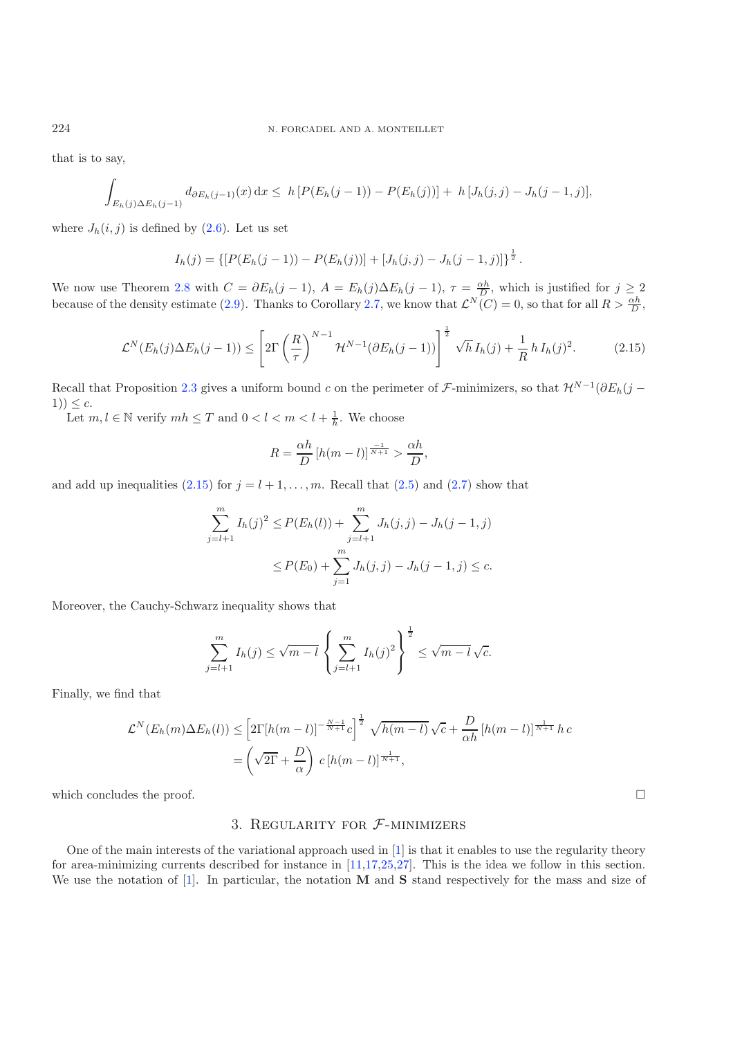that is to say,

$$\int_{E_h(j)\Delta E_h(j-1)} d_{\partial E_h(j-1)}(x)\,\mathrm{d}x \leq \; h\,[P(E_h(j-1)) - P(E_h(j))] + \; h\,[J_h(j,j) - J_h(j-1,j)],$$

where $J_h(i,j)$ is defined by (2.6). Let us set

$$I_h(j) = \{[P(E_h(j-1)) - P(E_h(j))] + [J_h(j,j) - J_h(j-1,j)]\}^{\frac{1}{2}}.$$

We now use Theorem 2.8 with $C = \partial E_h(j-1)$, $A = E_h(j)\Delta E_h(j-1)$, $\tau = \frac{\alpha h}{D}$, which is justified for $j \geq 2$ because of the density estimate (2.9). Thanks to Corollary 2.7, we know that $\mathcal{L}^N(C) = 0$, so that for all $R > \frac{\alpha h}{D}$,

$$\mathcal{L}^N(E_h(j)\Delta E_h(j-1)) \leq \left[2\Gamma\left(\frac{R}{\tau}\right)^{N-1} \mathcal{H}^{N-1}(\partial E_h(j-1))\right]^{\frac{1}{2}} \sqrt{h}\, I_h(j) + \frac{1}{R}\, h\, I_h(j)^2. \tag{2.15}$$

Recall that Proposition 2.3 gives a uniform bound $c$ on the perimeter of $\mathcal{F}$-minimizers, so that $\mathcal{H}^{N-1}(\partial E_h(j-1)) \leq c$.

Let $m, l \in \mathbb{N}$ verify $mh \leq T$ and $0 < l < m < l + \frac{1}{h}$. We choose

$$R = \frac{\alpha h}{D}\,[h(m-l)]^{\frac{-1}{N+1}} > \frac{\alpha h}{D},$$

and add up inequalities (2.15) for $j = l+1, \ldots, m$. Recall that (2.5) and (2.7) show that

$$\begin{aligned}
\sum_{j=l+1}^{m} I_h(j)^2 &\leq P(E_h(l)) + \sum_{j=l+1}^{m} J_h(j,j) - J_h(j-1,j) \\
&\leq P(E_0) + \sum_{j=1}^{m} J_h(j,j) - J_h(j-1,j) \leq c.
\end{aligned}$$

Moreover, the Cauchy-Schwarz inequality shows that

$$\sum_{j=l+1}^{m} I_h(j) \leq \sqrt{m-l}\,\left\{\sum_{j=l+1}^{m} I_h(j)^2\right\}^{\frac{1}{2}} \leq \sqrt{m-l}\,\sqrt{c}.$$

Finally, we find that

$$\begin{aligned}
\mathcal{L}^N(E_h(m)\Delta E_h(l)) &\leq \left[2\Gamma[h(m-l)]^{-\frac{N-1}{N+1}}c\right]^{\frac{1}{2}}\, \sqrt{h(m-l)}\,\sqrt{c} + \frac{D}{\alpha h}\,[h(m-l)]^{\frac{1}{N+1}}\,h\,c \\
&= \left(\sqrt{2\Gamma} + \frac{D}{\alpha}\right)\, c\,[h(m-l)]^{\frac{1}{N+1}},
\end{aligned}$$

which concludes the proof. □

## 3. Regularity for $\mathcal{F}$-minimizers

One of the main interests of the variational approach used in [1] is that it enables to use the regularity theory for area-minimizing currents described for instance in [11,17,25,27]. This is the idea we follow in this section. We use the notation of [1]. In particular, the notation $\mathbf{M}$ and $\mathbf{S}$ stand respectively for the mass and size of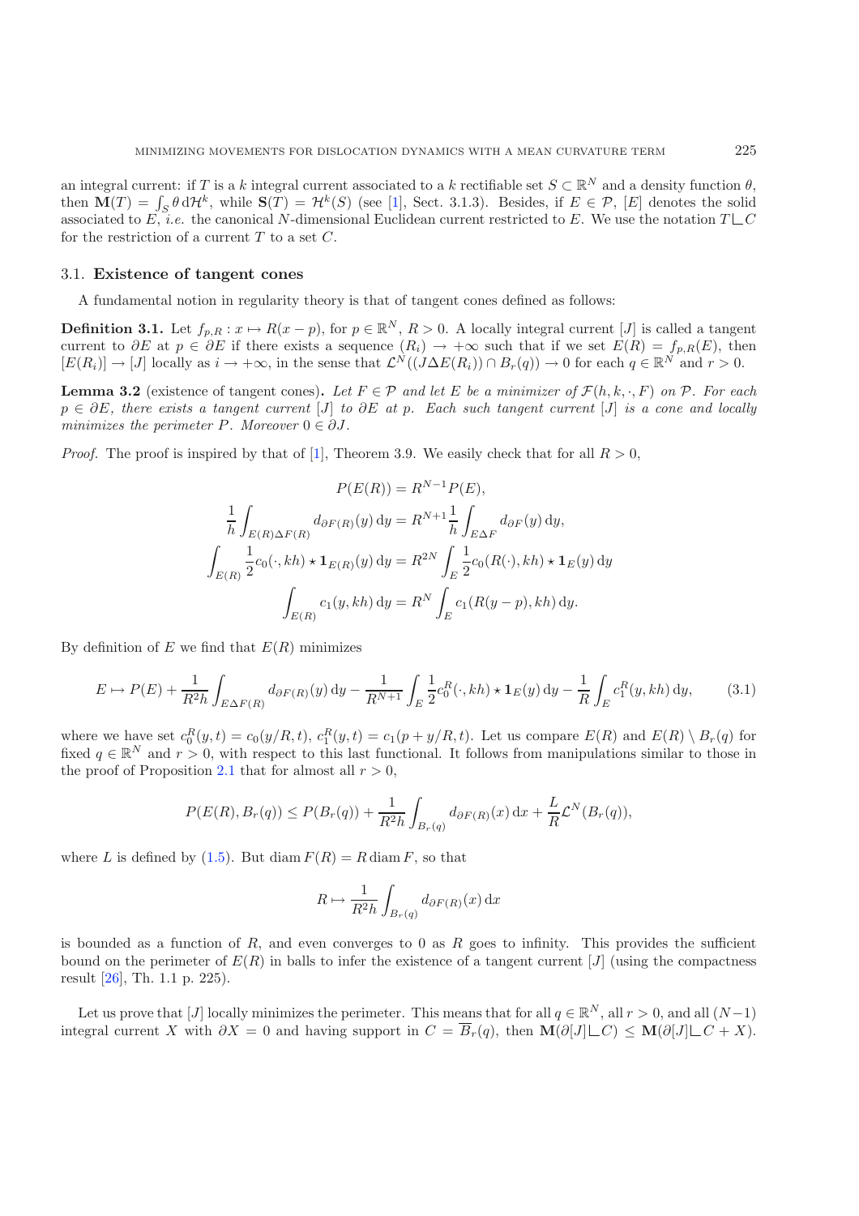an integral current: if $T$ is a $k$ integral current associated to a $k$ rectifiable set $S \subset \mathbb{R}^N$ and a density function $\theta$, then $\mathbf{M}(T) = \int_S \theta \,\mathrm{d}\mathcal{H}^k$, while $\mathbf{S}(T) = \mathcal{H}^k(S)$ (see [1], Sect. 3.1.3). Besides, if $E \in \mathcal{P}$, $[E]$ denotes the solid associated to $E$, *i.e.* the canonical $N$-dimensional Euclidean current restricted to $E$. We use the notation $T \llcorner C$ for the restriction of a current $T$ to a set $C$.

### 3.1. Existence of tangent cones

A fundamental notion in regularity theory is that of tangent cones defined as follows:

**Definition 3.1.** Let $f_{p,R} : x \mapsto R(x-p)$, for $p \in \mathbb{R}^N$, $R > 0$. A locally integral current $[J]$ is called a tangent current to $\partial E$ at $p \in \partial E$ if there exists a sequence $(R_i) \to +\infty$ such that if we set $E(R) = f_{p,R}(E)$, then $[E(R_i)] \to [J]$ locally as $i \to +\infty$, in the sense that $\mathcal{L}^N((J \Delta E(R_i)) \cap B_r(q)) \to 0$ for each $q \in \mathbb{R}^N$ and $r > 0$.

**Lemma 3.2** (existence of tangent cones)**.** *Let $F \in \mathcal{P}$ and let $E$ be a minimizer of $\mathcal{F}(h, k, \cdot, F)$ on $\mathcal{P}$. For each $p \in \partial E$, there exists a tangent current $[J]$ to $\partial E$ at $p$. Each such tangent current $[J]$ is a cone and locally minimizes the perimeter $P$. Moreover $0 \in \partial J$.*

*Proof.* The proof is inspired by that of [1], Theorem 3.9. We easily check that for all $R > 0$,

$$
\begin{gathered}
P(E(R)) = R^{N-1} P(E), \\
\frac{1}{h} \int_{E(R) \Delta F(R)} d_{\partial F(R)}(y) \,\mathrm{d}y = R^{N+1} \frac{1}{h} \int_{E \Delta F} d_{\partial F}(y) \,\mathrm{d}y, \\
\int_{E(R)} \frac{1}{2} c_0(\cdot, kh) \star \mathbf{1}_{E(R)}(y) \,\mathrm{d}y = R^{2N} \int_E \frac{1}{2} c_0(R(\cdot), kh) \star \mathbf{1}_E(y) \,\mathrm{d}y \\
\int_{E(R)} c_1(y, kh) \,\mathrm{d}y = R^N \int_E c_1(R(y-p), kh) \,\mathrm{d}y.
\end{gathered}
$$

By definition of $E$ we find that $E(R)$ minimizes

$$
E \mapsto P(E) + \frac{1}{R^2 h} \int_{E \Delta F(R)} d_{\partial F(R)}(y) \,\mathrm{d}y - \frac{1}{R^{N+1}} \int_E \frac{1}{2} c_0^R(\cdot, kh) \star \mathbf{1}_E(y) \,\mathrm{d}y - \frac{1}{R} \int_E c_1^R(y, kh) \,\mathrm{d}y, \tag{3.1}
$$

where we have set $c_0^R(y,t) = c_0(y/R, t)$, $c_1^R(y,t) = c_1(p + y/R, t)$. Let us compare $E(R)$ and $E(R) \setminus B_r(q)$ for fixed $q \in \mathbb{R}^N$ and $r > 0$, with respect to this last functional. It follows from manipulations similar to those in the proof of Proposition 2.1 that for almost all $r > 0$,

$$
P(E(R), B_r(q)) \leq P(B_r(q)) + \frac{1}{R^2 h} \int_{B_r(q)} d_{\partial F(R)}(x) \,\mathrm{d}x + \frac{L}{R} \mathcal{L}^N(B_r(q)),
$$

where $L$ is defined by (1.5). But $\operatorname{diam} F(R) = R \operatorname{diam} F$, so that

$$
R \mapsto \frac{1}{R^2 h} \int_{B_r(q)} d_{\partial F(R)}(x) \,\mathrm{d}x
$$

is bounded as a function of $R$, and even converges to 0 as $R$ goes to infinity. This provides the sufficient bound on the perimeter of $E(R)$ in balls to infer the existence of a tangent current $[J]$ (using the compactness result [26], Th. 1.1 p. 225).

Let us prove that $[J]$ locally minimizes the perimeter. This means that for all $q \in \mathbb{R}^N$, all $r > 0$, and all $(N-1)$ integral current $X$ with $\partial X = 0$ and having support in $C = \overline{B}_r(q)$, then $\mathbf{M}(\partial [J] \llcorner C) \leq \mathbf{M}(\partial [J] \llcorner C + X)$.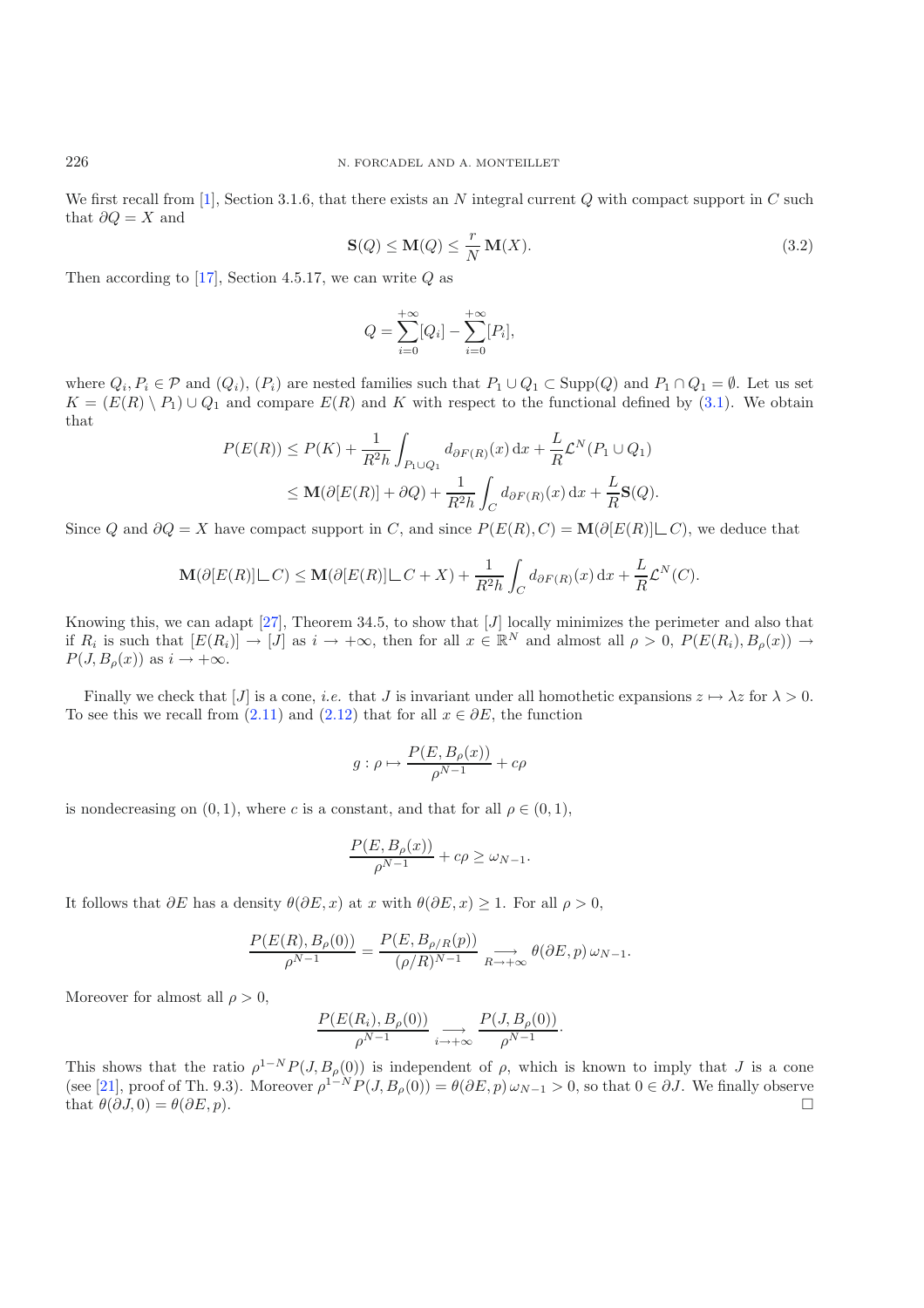We first recall from [1], Section 3.1.6, that there exists an $N$ integral current $Q$ with compact support in $C$ such that $\partial Q = X$ and

$$\mathbf{S}(Q) \leq \mathbf{M}(Q) \leq \frac{r}{N}\,\mathbf{M}(X). \tag{3.2}$$

Then according to [17], Section 4.5.17, we can write $Q$ as

$$Q = \sum_{i=0}^{+\infty}[Q_i] - \sum_{i=0}^{+\infty}[P_i],$$

where $Q_i, P_i \in \mathcal{P}$ and $(Q_i)$, $(P_i)$ are nested families such that $P_1 \cup Q_1 \subset \mathrm{Supp}(Q)$ and $P_1 \cap Q_1 = \emptyset$. Let us set $K = (E(R) \setminus P_1) \cup Q_1$ and compare $E(R)$ and $K$ with respect to the functional defined by (3.1). We obtain that

$$\begin{aligned}
P(E(R)) &\leq P(K) + \frac{1}{R^2 h}\int_{P_1 \cup Q_1} d_{\partial F(R)}(x)\,\mathrm{d}x + \frac{L}{R}\mathcal{L}^N(P_1 \cup Q_1)\\
&\leq \mathbf{M}(\partial[E(R)] + \partial Q) + \frac{1}{R^2 h}\int_C d_{\partial F(R)}(x)\,\mathrm{d}x + \frac{L}{R}\mathbf{S}(Q).
\end{aligned}$$

Since $Q$ and $\partial Q = X$ have compact support in $C$, and since $P(E(R), C) = \mathbf{M}(\partial[E(R)] \llcorner C)$, we deduce that

$$\mathbf{M}(\partial[E(R)] \llcorner C) \leq \mathbf{M}(\partial[E(R)] \llcorner C + X) + \frac{1}{R^2 h}\int_C d_{\partial F(R)}(x)\,\mathrm{d}x + \frac{L}{R}\mathcal{L}^N(C).$$

Knowing this, we can adapt [27], Theorem 34.5, to show that $[J]$ locally minimizes the perimeter and also that if $R_i$ is such that $[E(R_i)] \rightarrow [J]$ as $i \rightarrow +\infty$, then for all $x \in \mathbb{R}^N$ and almost all $\rho > 0$, $P(E(R_i), B_\rho(x)) \rightarrow P(J, B_\rho(x))$ as $i \rightarrow +\infty$.

Finally we check that $[J]$ is a cone, *i.e.* that $J$ is invariant under all homothetic expansions $z \mapsto \lambda z$ for $\lambda > 0$. To see this we recall from (2.11) and (2.12) that for all $x \in \partial E$, the function

$$g : \rho \mapsto \frac{P(E, B_\rho(x))}{\rho^{N-1}} + c\rho$$

is nondecreasing on $(0, 1)$, where $c$ is a constant, and that for all $\rho \in (0, 1)$,

$$\frac{P(E, B_\rho(x))}{\rho^{N-1}} + c\rho \geq \omega_{N-1}.$$

It follows that $\partial E$ has a density $\theta(\partial E, x)$ at $x$ with $\theta(\partial E, x) \geq 1$. For all $\rho > 0$,

$$\frac{P(E(R), B_\rho(0))}{\rho^{N-1}} = \frac{P(E, B_{\rho/R}(p))}{(\rho/R)^{N-1}} \underset{R \rightarrow +\infty}{\longrightarrow} \theta(\partial E, p)\,\omega_{N-1}.$$

Moreover for almost all $\rho > 0$,

$$\frac{P(E(R_i), B_\rho(0))}{\rho^{N-1}} \underset{i \rightarrow +\infty}{\longrightarrow} \frac{P(J, B_\rho(0))}{\rho^{N-1}}.$$

This shows that the ratio $\rho^{1-N}P(J, B_\rho(0))$ is independent of $\rho$, which is known to imply that $J$ is a cone (see [21], proof of Th. 9.3). Moreover $\rho^{1-N}P(J, B_\rho(0)) = \theta(\partial E, p)\,\omega_{N-1} > 0$, so that $0 \in \partial J$. We finally observe that $\theta(\partial J, 0) = \theta(\partial E, p)$. $\square$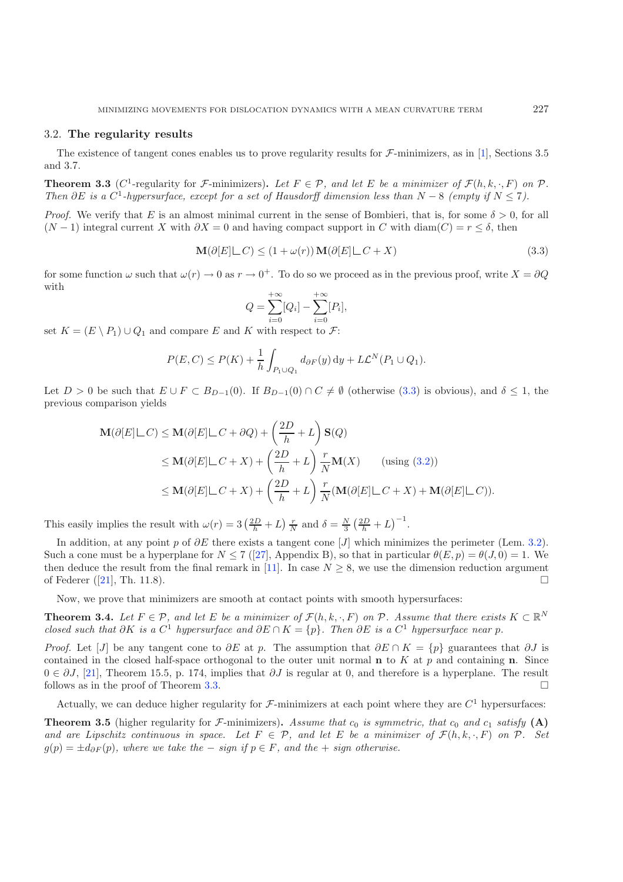### 3.2. **The regularity results**

The existence of tangent cones enables us to prove regularity results for $\mathcal{F}$-minimizers, as in [1], Sections 3.5 and 3.7.

**Theorem 3.3** ($C^1$-regularity for $\mathcal{F}$-minimizers)**.** *Let $F \in \mathcal{P}$, and let $E$ be a minimizer of $\mathcal{F}(h, k, \cdot, F)$ on $\mathcal{P}$. Then $\partial E$ is a $C^1$-hypersurface, except for a set of Hausdorff dimension less than $N-8$ (empty if $N \le 7$).*

*Proof.* We verify that $E$ is an almost minimal current in the sense of Bombieri, that is, for some $\delta > 0$, for all $(N-1)$ integral current $X$ with $\partial X = 0$ and having compact support in $C$ with $\mathrm{diam}(C) = r \le \delta$, then

$$\mathbf{M}(\partial[E] \llcorner C) \le (1 + \omega(r))\, \mathbf{M}(\partial[E] \llcorner C + X) \tag{3.3}$$

for some function $\omega$ such that $\omega(r) \to 0$ as $r \to 0^+$. To do so we proceed as in the previous proof, write $X = \partial Q$ with

$$Q = \sum_{i=0}^{+\infty}[Q_i] - \sum_{i=0}^{+\infty}[P_i],$$

set $K = (E \setminus P_1) \cup Q_1$ and compare $E$ and $K$ with respect to $\mathcal{F}$:

$$P(E, C) \le P(K) + \frac{1}{h}\int_{P_1 \cup Q_1} d_{\partial F}(y)\,\mathrm{d}y + L\mathcal{L}^N(P_1 \cup Q_1).$$

Let $D > 0$ be such that $E \cup F \subset B_{D-1}(0)$. If $B_{D-1}(0) \cap C \ne \emptyset$ (otherwise (3.3) is obvious), and $\delta \le 1$, the previous comparison yields

$$\begin{aligned}
\mathbf{M}(\partial[E] \llcorner C) &\le \mathbf{M}(\partial[E] \llcorner C + \partial Q) + \left(\frac{2D}{h} + L\right)\mathbf{S}(Q) \\
&\le \mathbf{M}(\partial[E] \llcorner C + X) + \left(\frac{2D}{h} + L\right)\frac{r}{N}\mathbf{M}(X) \qquad \text{(using (3.2))} \\
&\le \mathbf{M}(\partial[E] \llcorner C + X) + \left(\frac{2D}{h} + L\right)\frac{r}{N}(\mathbf{M}(\partial[E] \llcorner C + X) + \mathbf{M}(\partial[E] \llcorner C)).
\end{aligned}$$

This easily implies the result with $\omega(r) = 3\left(\frac{2D}{h} + L\right)\frac{r}{N}$ and $\delta = \frac{N}{3}\left(\frac{2D}{h} + L\right)^{-1}$.

In addition, at any point $p$ of $\partial E$ there exists a tangent cone $[J]$ which minimizes the perimeter (Lem. 3.2). Such a cone must be a hyperplane for $N \le 7$ ([27], Appendix B), so that in particular $\theta(E, p) = \theta(J, 0) = 1$. We then deduce the result from the final remark in [11]. In case $N \ge 8$, we use the dimension reduction argument of Federer ([21], Th. 11.8). $\square$

Now, we prove that minimizers are smooth at contact points with smooth hypersurfaces:

**Theorem 3.4.** *Let $F \in \mathcal{P}$, and let $E$ be a minimizer of $\mathcal{F}(h, k, \cdot, F)$ on $\mathcal{P}$. Assume that there exists $K \subset \mathbb{R}^N$ closed such that $\partial K$ is a $C^1$ hypersurface and $\partial E \cap K = \{p\}$. Then $\partial E$ is a $C^1$ hypersurface near $p$.*

*Proof.* Let $[J]$ be any tangent cone to $\partial E$ at $p$. The assumption that $\partial E \cap K = \{p\}$ guarantees that $\partial J$ is contained in the closed half-space orthogonal to the outer unit normal $\mathbf{n}$ to $K$ at $p$ and containing $\mathbf{n}$. Since $0 \in \partial J$, [21], Theorem 15.5, p. 174, implies that $\partial J$ is regular at 0, and therefore is a hyperplane. The result follows as in the proof of Theorem 3.3. $\square$

Actually, we can deduce higher regularity for $\mathcal{F}$-minimizers at each point where they are $C^1$ hypersurfaces:

**Theorem 3.5** (higher regularity for $\mathcal{F}$-minimizers)**.** *Assume that $c_0$ is symmetric, that $c_0$ and $c_1$ satisfy* **(A)** *and are Lipschitz continuous in space. Let $F \in \mathcal{P}$, and let $E$ be a minimizer of $\mathcal{F}(h, k, \cdot, F)$ on $\mathcal{P}$. Set $g(p) = \pm d_{\partial F}(p)$, where we take the $-$ sign if $p \in F$, and the $+$ sign otherwise.*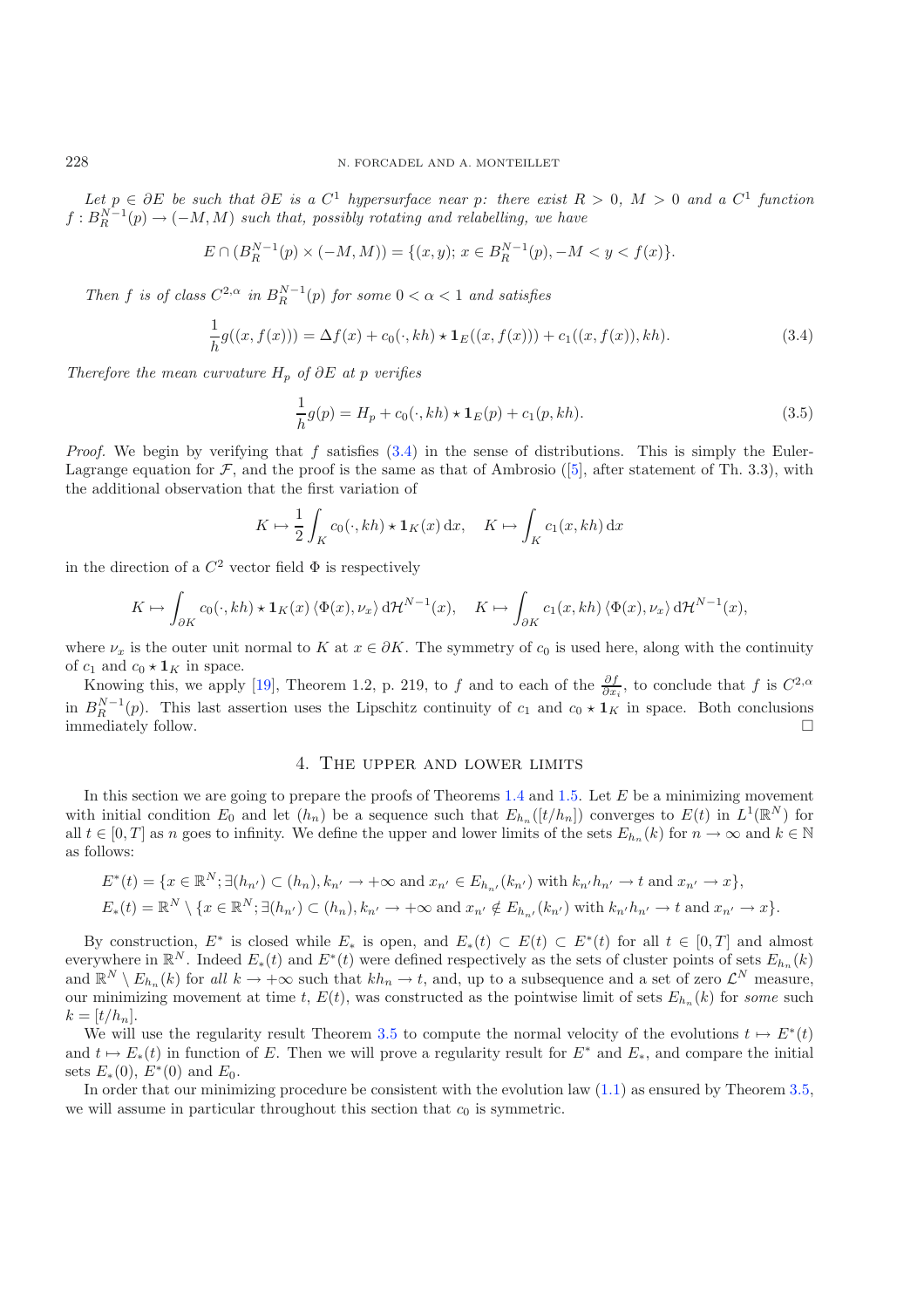*Let $p \in \partial E$ be such that $\partial E$ is a $C^1$ hypersurface near $p$: there exist $R > 0$, $M > 0$ and a $C^1$ function $f : B_R^{N-1}(p) \to (-M, M)$ such that, possibly rotating and relabelling, we have*

$$E \cap (B_R^{N-1}(p) \times (-M, M)) = \{(x, y);\ x \in B_R^{N-1}(p), -M < y < f(x)\}.$$

*Then $f$ is of class $C^{2,\alpha}$ in $B_R^{N-1}(p)$ for some $0 < \alpha < 1$ and satisfies*

$$\frac{1}{h} g((x, f(x))) = \Delta f(x) + c_0(\cdot, kh) \star \mathbf{1}_E((x, f(x))) + c_1((x, f(x)), kh). \tag{3.4}$$

*Therefore the mean curvature $H_p$ of $\partial E$ at $p$ verifies*

$$\frac{1}{h} g(p) = H_p + c_0(\cdot, kh) \star \mathbf{1}_E(p) + c_1(p, kh). \tag{3.5}$$

*Proof.* We begin by verifying that $f$ satisfies (3.4) in the sense of distributions. This is simply the Euler-Lagrange equation for $\mathcal{F}$, and the proof is the same as that of Ambrosio ([5], after statement of Th. 3.3), with the additional observation that the first variation of

$$K \mapsto \frac{1}{2} \int_K c_0(\cdot, kh) \star \mathbf{1}_K(x)\, \mathrm{d}x, \quad K \mapsto \int_K c_1(x, kh)\, \mathrm{d}x$$

in the direction of a $C^2$ vector field $\Phi$ is respectively

$$K \mapsto \int_{\partial K} c_0(\cdot, kh) \star \mathbf{1}_K(x) \,\langle \Phi(x), \nu_x \rangle\, \mathrm{d}\mathcal{H}^{N-1}(x), \quad K \mapsto \int_{\partial K} c_1(x, kh) \,\langle \Phi(x), \nu_x \rangle\, \mathrm{d}\mathcal{H}^{N-1}(x),$$

where $\nu_x$ is the outer unit normal to $K$ at $x \in \partial K$. The symmetry of $c_0$ is used here, along with the continuity of $c_1$ and $c_0 \star \mathbf{1}_K$ in space.

Knowing this, we apply [19], Theorem 1.2, p. 219, to $f$ and to each of the $\frac{\partial f}{\partial x_i}$, to conclude that $f$ is $C^{2,\alpha}$ in $B_R^{N-1}(p)$. This last assertion uses the Lipschitz continuity of $c_1$ and $c_0 \star \mathbf{1}_K$ in space. Both conclusions immediately follow. □

## 4. The upper and lower limits

In this section we are going to prepare the proofs of Theorems 1.4 and 1.5. Let $E$ be a minimizing movement with initial condition $E_0$ and let $(h_n)$ be a sequence such that $E_{h_n}([t/h_n])$ converges to $E(t)$ in $L^1(\mathbb{R}^N)$ for all $t \in [0, T]$ as $n$ goes to infinity. We define the upper and lower limits of the sets $E_{h_n}(k)$ for $n \to \infty$ and $k \in \mathbb{N}$ as follows:

$$E^*(t) = \{x \in \mathbb{R}^N; \exists (h_{n'}) \subset (h_n), k_{n'} \to +\infty \text{ and } x_{n'} \in E_{h_{n'}}(k_{n'}) \text{ with } k_{n'}h_{n'} \to t \text{ and } x_{n'} \to x\},$$
$$E_*(t) = \mathbb{R}^N \setminus \{x \in \mathbb{R}^N; \exists (h_{n'}) \subset (h_n), k_{n'} \to +\infty \text{ and } x_{n'} \notin E_{h_{n'}}(k_{n'}) \text{ with } k_{n'}h_{n'} \to t \text{ and } x_{n'} \to x\}.$$

By construction, $E^*$ is closed while $E_*$ is open, and $E_*(t) \subset E(t) \subset E^*(t)$ for all $t \in [0, T]$ and almost everywhere in $\mathbb{R}^N$. Indeed $E_*(t)$ and $E^*(t)$ were defined respectively as the sets of cluster points of sets $E_{h_n}(k)$ and $\mathbb{R}^N \setminus E_{h_n}(k)$ for *all* $k \to +\infty$ such that $kh_n \to t$, and, up to a subsequence and a set of zero $\mathcal{L}^N$ measure, our minimizing movement at time $t$, $E(t)$, was constructed as the pointwise limit of sets $E_{h_n}(k)$ for *some* such $k = [t/h_n]$.

We will use the regularity result Theorem 3.5 to compute the normal velocity of the evolutions $t \mapsto E^*(t)$ and $t \mapsto E_*(t)$ in function of $E$. Then we will prove a regularity result for $E^*$ and $E_*$, and compare the initial sets $E_*(0)$, $E^*(0)$ and $E_0$.

In order that our minimizing procedure be consistent with the evolution law (1.1) as ensured by Theorem 3.5, we will assume in particular throughout this section that $c_0$ is symmetric.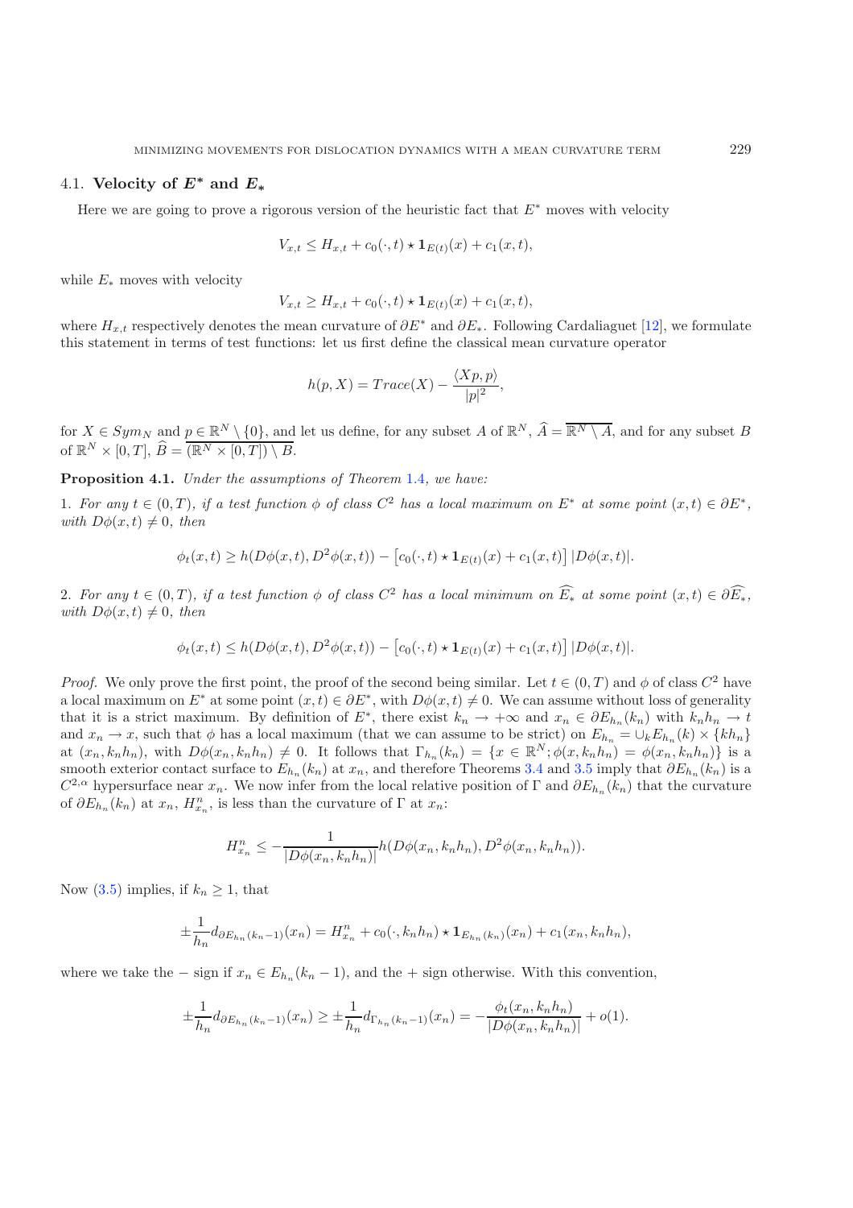### 4.1. Velocity of $E^*$ and $E_*$

Here we are going to prove a rigorous version of the heuristic fact that $E^*$ moves with velocity

$$V_{x,t} \le H_{x,t} + c_0(\cdot,t) \star \mathbf{1}_{E(t)}(x) + c_1(x,t),$$

while $E_*$ moves with velocity

$$V_{x,t} \ge H_{x,t} + c_0(\cdot,t) \star \mathbf{1}_{E(t)}(x) + c_1(x,t),$$

where $H_{x,t}$ respectively denotes the mean curvature of $\partial E^*$ and $\partial E_*$. Following Cardaliaguet [12], we formulate this statement in terms of test functions: let us first define the classical mean curvature operator

$$h(p,X) = Trace(X) - \frac{\langle Xp, p\rangle}{|p|^2},$$

for $X \in Sym_N$ and $p \in \mathbb{R}^N \setminus \{0\}$, and let us define, for any subset $A$ of $\mathbb{R}^N$, $\widehat{A} = \overline{\mathbb{R}^N \setminus A}$, and for any subset $B$ of $\mathbb{R}^N \times [0,T]$, $\widehat{B} = \overline{(\mathbb{R}^N \times [0,T]) \setminus B}$.

**Proposition 4.1.** *Under the assumptions of Theorem 1.4, we have:*

1. *For any $t \in (0,T)$, if a test function $\phi$ of class $C^2$ has a local maximum on $E^*$ at some point $(x,t) \in \partial E^*$, with $D\phi(x,t) \neq 0$, then*

$$\phi_t(x,t) \ge h(D\phi(x,t), D^2\phi(x,t)) - \left[c_0(\cdot,t) \star \mathbf{1}_{E(t)}(x) + c_1(x,t)\right] |D\phi(x,t)|.$$

2. *For any $t \in (0,T)$, if a test function $\phi$ of class $C^2$ has a local minimum on $\widehat{E_*}$ at some point $(x,t) \in \partial \widehat{E_*}$, with $D\phi(x,t) \neq 0$, then*

$$\phi_t(x,t) \le h(D\phi(x,t), D^2\phi(x,t)) - \left[c_0(\cdot,t) \star \mathbf{1}_{E(t)}(x) + c_1(x,t)\right] |D\phi(x,t)|.$$

*Proof.* We only prove the first point, the proof of the second being similar. Let $t \in (0,T)$ and $\phi$ of class $C^2$ have a local maximum on $E^*$ at some point $(x,t) \in \partial E^*$, with $D\phi(x,t) \neq 0$. We can assume without loss of generality that it is a strict maximum. By definition of $E^*$, there exist $k_n \to +\infty$ and $x_n \in \partial E_{h_n}(k_n)$ with $k_n h_n \to t$ and $x_n \to x$, such that $\phi$ has a local maximum (that we can assume to be strict) on $E_{h_n} = \cup_k E_{h_n}(k) \times \{kh_n\}$ at $(x_n, k_n h_n)$, with $D\phi(x_n, k_n h_n) \neq 0$. It follows that $\Gamma_{h_n}(k_n) = \{x \in \mathbb{R}^N; \phi(x, k_n h_n) = \phi(x_n, k_n h_n)\}$ is a smooth exterior contact surface to $E_{h_n}(k_n)$ at $x_n$, and therefore Theorems 3.4 and 3.5 imply that $\partial E_{h_n}(k_n)$ is a $C^{2,\alpha}$ hypersurface near $x_n$. We now infer from the local relative position of $\Gamma$ and $\partial E_{h_n}(k_n)$ that the curvature of $\partial E_{h_n}(k_n)$ at $x_n$, $H^n_{x_n}$, is less than the curvature of $\Gamma$ at $x_n$:

$$H^n_{x_n} \le -\frac{1}{|D\phi(x_n, k_n h_n)|} h(D\phi(x_n, k_n h_n), D^2\phi(x_n, k_n h_n)).$$

Now (3.5) implies, if $k_n \ge 1$, that

$$\pm \frac{1}{h_n} d_{\partial E_{h_n}(k_n - 1)}(x_n) = H^n_{x_n} + c_0(\cdot, k_n h_n) \star \mathbf{1}_{E_{h_n}(k_n)}(x_n) + c_1(x_n, k_n h_n),$$

where we take the $-$ sign if $x_n \in E_{h_n}(k_n - 1)$, and the $+$ sign otherwise. With this convention,

$$\pm \frac{1}{h_n} d_{\partial E_{h_n}(k_n - 1)}(x_n) \ge \pm \frac{1}{h_n} d_{\Gamma_{h_n}(k_n - 1)}(x_n) = -\frac{\phi_t(x_n, k_n h_n)}{|D\phi(x_n, k_n h_n)|} + o(1).$$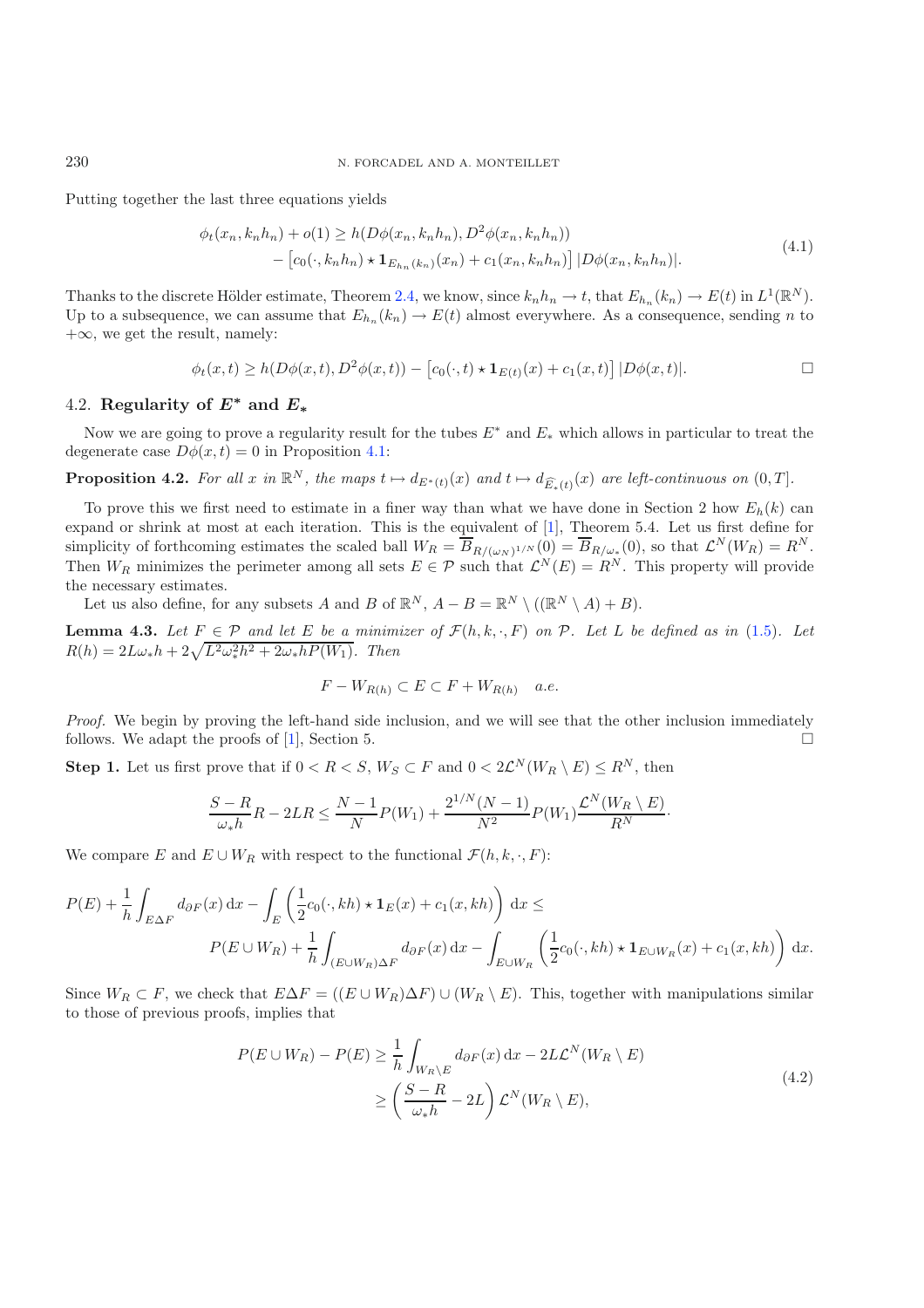Putting together the last three equations yields

$$
\begin{aligned}
\phi_t(x_n, k_n h_n) + o(1) \geq\ & h(D\phi(x_n, k_n h_n), D^2\phi(x_n, k_n h_n)) \\
& - \left[c_0(\cdot, k_n h_n) \star \mathbf{1}_{E_{h_n}(k_n)}(x_n) + c_1(x_n, k_n h_n)\right] |D\phi(x_n, k_n h_n)|.
\end{aligned}
\tag{4.1}
$$

Thanks to the discrete Hölder estimate, Theorem 2.4, we know, since $k_n h_n \to t$, that $E_{h_n}(k_n) \to E(t)$ in $L^1(\mathbb{R}^N)$. Up to a subsequence, we can assume that $E_{h_n}(k_n) \to E(t)$ almost everywhere. As a consequence, sending $n$ to $+\infty$, we get the result, namely:

$$
\phi_t(x,t) \geq h(D\phi(x,t), D^2\phi(x,t)) - \left[c_0(\cdot, t) \star \mathbf{1}_{E(t)}(x) + c_1(x,t)\right] |D\phi(x,t)|. \qquad \square
$$

### 4.2. Regularity of $E^*$ and $E_*$

Now we are going to prove a regularity result for the tubes $E^*$ and $E_*$ which allows in particular to treat the degenerate case $D\phi(x,t) = 0$ in Proposition 4.1:

**Proposition 4.2.** *For all $x$ in $\mathbb{R}^N$, the maps $t \mapsto d_{E^*(t)}(x)$ and $t \mapsto d_{\widehat{E_*}(t)}(x)$ are left-continuous on $(0,T]$.*

To prove this we first need to estimate in a finer way than what we have done in Section 2 how $E_h(k)$ can expand or shrink at most at each iteration. This is the equivalent of [1], Theorem 5.4. Let us first define for simplicity of forthcoming estimates the scaled ball $W_R = \overline{B}_{R/(\omega_N)^{1/N}}(0) = \overline{B}_{R/\omega_*}(0)$, so that $\mathcal{L}^N(W_R) = R^N$. Then $W_R$ minimizes the perimeter among all sets $E \in \mathcal{P}$ such that $\mathcal{L}^N(E) = R^N$. This property will provide the necessary estimates.

Let us also define, for any subsets $A$ and $B$ of $\mathbb{R}^N$, $A - B = \mathbb{R}^N \setminus ((\mathbb{R}^N \setminus A) + B)$.

**Lemma 4.3.** *Let $F \in \mathcal{P}$ and let $E$ be a minimizer of $\mathcal{F}(h, k, \cdot, F)$ on $\mathcal{P}$. Let $L$ be defined as in (1.5). Let $R(h) = 2L\omega_* h + 2\sqrt{L^2\omega_*^2 h^2 + 2\omega_* h P(W_1)}$. Then*

$$
F - W_{R(h)} \subset E \subset F + W_{R(h)} \quad a.e.
$$

*Proof.* We begin by proving the left-hand side inclusion, and we will see that the other inclusion immediately follows. We adapt the proofs of [1], Section 5. $\square$

**Step 1.** Let us first prove that if $0 < R < S$, $W_S \subset F$ and $0 < 2\mathcal{L}^N(W_R \setminus E) \leq R^N$, then

$$
\frac{S - R}{\omega_* h} R - 2LR \leq \frac{N-1}{N} P(W_1) + \frac{2^{1/N}(N-1)}{N^2} P(W_1) \frac{\mathcal{L}^N(W_R \setminus E)}{R^N}.
$$

We compare $E$ and $E \cup W_R$ with respect to the functional $\mathcal{F}(h, k, \cdot, F)$:

$$
\begin{aligned}
P(E) + \frac{1}{h}\int_{E\Delta F} d_{\partial F}(x)\,\mathrm{d}x - \int_E \left(\frac{1}{2}c_0(\cdot, kh) \star \mathbf{1}_E(x) + c_1(x, kh)\right)\mathrm{d}x \leq \\
P(E \cup W_R) + \frac{1}{h}\int_{(E\cup W_R)\Delta F} d_{\partial F}(x)\,\mathrm{d}x - \int_{E\cup W_R}\left(\frac{1}{2}c_0(\cdot, kh) \star \mathbf{1}_{E\cup W_R}(x) + c_1(x, kh)\right)\mathrm{d}x.
\end{aligned}
$$

Since $W_R \subset F$, we check that $E\Delta F = ((E \cup W_R)\Delta F) \cup (W_R \setminus E)$. This, together with manipulations similar to those of previous proofs, implies that

$$
\begin{aligned}
P(E \cup W_R) - P(E) &\geq \frac{1}{h}\int_{W_R \setminus E} d_{\partial F}(x)\,\mathrm{d}x - 2L\mathcal{L}^N(W_R \setminus E) \\
&\geq \left(\frac{S - R}{\omega_* h} - 2L\right)\mathcal{L}^N(W_R \setminus E),
\end{aligned}
\tag{4.2}
$$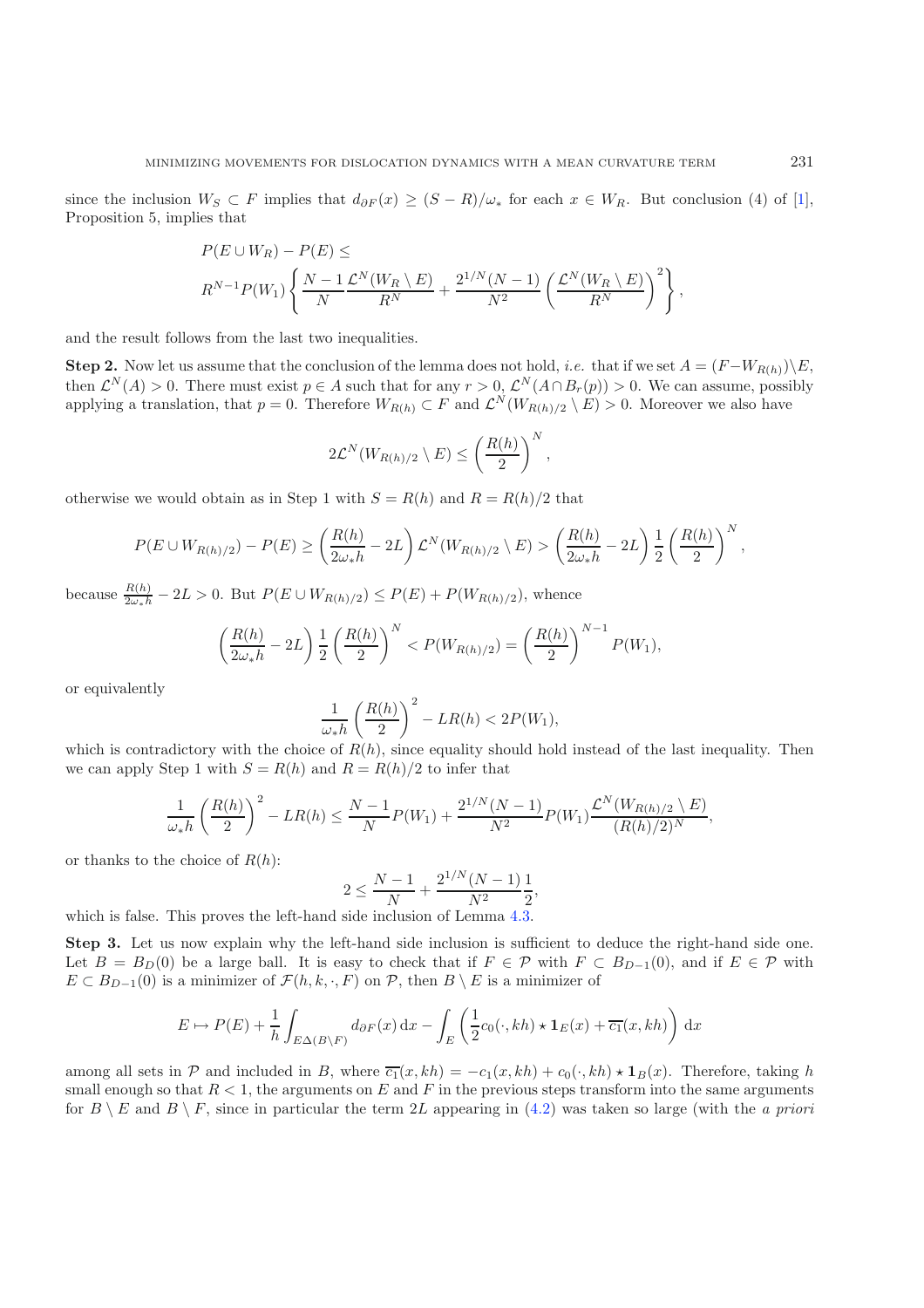since the inclusion $W_S \subset F$ implies that $d_{\partial F}(x) \geq (S - R)/\omega_*$ for each $x \in W_R$. But conclusion (4) of [1], Proposition 5, implies that

$$P(E \cup W_R) - P(E) \leq$$
$$R^{N-1} P(W_1) \left\{ \frac{N-1}{N} \frac{\mathcal{L}^N(W_R \setminus E)}{R^N} + \frac{2^{1/N}(N-1)}{N^2} \left( \frac{\mathcal{L}^N(W_R \setminus E)}{R^N} \right)^2 \right\},$$

and the result follows from the last two inequalities.

**Step 2.** Now let us assume that the conclusion of the lemma does not hold, *i.e.* that if we set $A = (F - W_{R(h)}) \setminus E$, then $\mathcal{L}^N(A) > 0$. There must exist $p \in A$ such that for any $r > 0$, $\mathcal{L}^N(A \cap B_r(p)) > 0$. We can assume, possibly applying a translation, that $p = 0$. Therefore $W_{R(h)} \subset F$ and $\mathcal{L}^N(W_{R(h)/2} \setminus E) > 0$. Moreover we also have

$$2\mathcal{L}^N(W_{R(h)/2} \setminus E) \leq \left( \frac{R(h)}{2} \right)^N,$$

otherwise we would obtain as in Step 1 with $S = R(h)$ and $R = R(h)/2$ that

$$P(E \cup W_{R(h)/2}) - P(E) \geq \left( \frac{R(h)}{2\omega_* h} - 2L \right) \mathcal{L}^N(W_{R(h)/2} \setminus E) > \left( \frac{R(h)}{2\omega_* h} - 2L \right) \frac{1}{2} \left( \frac{R(h)}{2} \right)^N,$$

because $\frac{R(h)}{2\omega_* h} - 2L > 0$. But $P(E \cup W_{R(h)/2}) \leq P(E) + P(W_{R(h)/2})$, whence

$$\left( \frac{R(h)}{2\omega_* h} - 2L \right) \frac{1}{2} \left( \frac{R(h)}{2} \right)^N < P(W_{R(h)/2}) = \left( \frac{R(h)}{2} \right)^{N-1} P(W_1),$$

or equivalently

$$\frac{1}{\omega_* h} \left( \frac{R(h)}{2} \right)^2 - LR(h) < 2P(W_1),$$

which is contradictory with the choice of $R(h)$, since equality should hold instead of the last inequality. Then we can apply Step 1 with $S = R(h)$ and $R = R(h)/2$ to infer that

$$\frac{1}{\omega_* h} \left( \frac{R(h)}{2} \right)^2 - LR(h) \leq \frac{N-1}{N} P(W_1) + \frac{2^{1/N}(N-1)}{N^2} P(W_1) \frac{\mathcal{L}^N(W_{R(h)/2} \setminus E)}{(R(h)/2)^N},$$

or thanks to the choice of $R(h)$:

$$2 \leq \frac{N-1}{N} + \frac{2^{1/N}(N-1)}{N^2} \frac{1}{2},$$

which is false. This proves the left-hand side inclusion of Lemma 4.3.

**Step 3.** Let us now explain why the left-hand side inclusion is sufficient to deduce the right-hand side one. Let $B = B_D(0)$ be a large ball. It is easy to check that if $F \in \mathcal{P}$ with $F \subset B_{D-1}(0)$, and if $E \in \mathcal{P}$ with $E \subset B_{D-1}(0)$ is a minimizer of $\mathcal{F}(h, k, \cdot, F)$ on $\mathcal{P}$, then $B \setminus E$ is a minimizer of

$$E \mapsto P(E) + \frac{1}{h} \int_{E \Delta (B \setminus F)} d_{\partial F}(x)\, \mathrm{d}x - \int_E \left( \frac{1}{2} c_0(\cdot, kh) \star \mathbf{1}_E(x) + \overline{c_1}(x, kh) \right) \mathrm{d}x$$

among all sets in $\mathcal{P}$ and included in $B$, where $\overline{c_1}(x, kh) = -c_1(x, kh) + c_0(\cdot, kh) \star \mathbf{1}_B(x)$. Therefore, taking $h$ small enough so that $R < 1$, the arguments on $E$ and $F$ in the previous steps transform into the same arguments for $B \setminus E$ and $B \setminus F$, since in particular the term $2L$ appearing in (4.2) was taken so large (with the *a priori*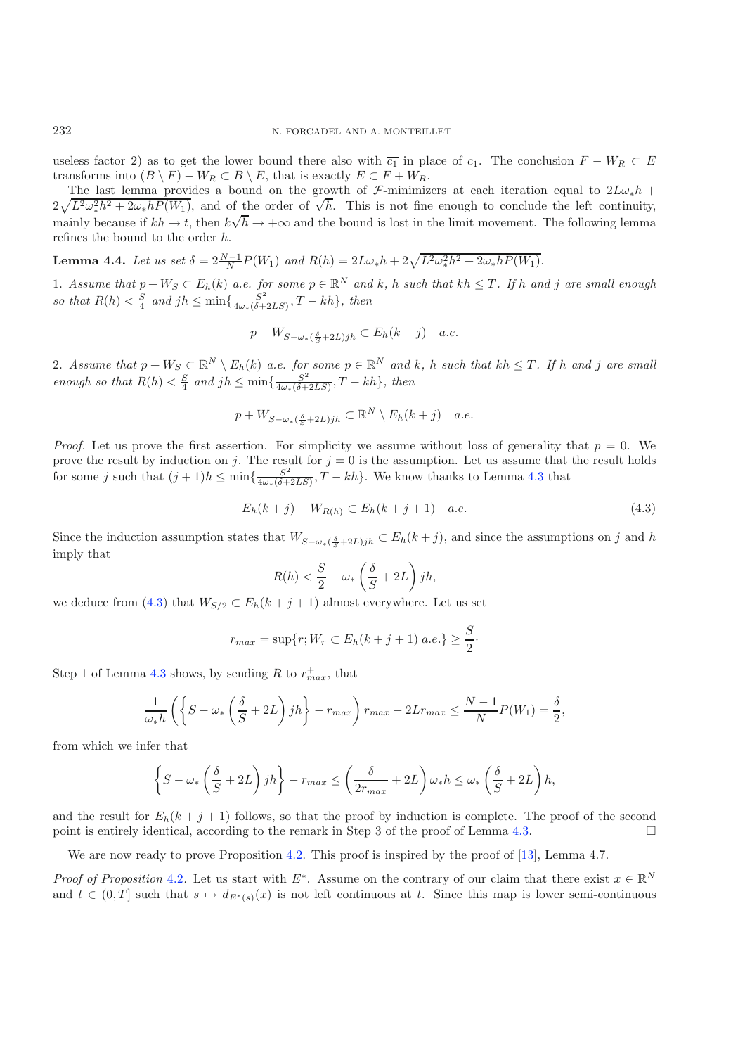useless factor 2) as to get the lower bound there also with $\overline{c_1}$ in place of $c_1$. The conclusion $F - W_R \subset E$ transforms into $(B \setminus F) - W_R \subset B \setminus E$, that is exactly $E \subset F + W_R$.

The last lemma provides a bound on the growth of $\mathcal{F}$-minimizers at each iteration equal to $2L\omega_* h + 2\sqrt{L^2\omega_*^2 h^2 + 2\omega_* h P(W_1)}$, and of the order of $\sqrt{h}$. This is not fine enough to conclude the left continuity, mainly because if $kh \to t$, then $k\sqrt{h} \to +\infty$ and the bound is lost in the limit movement. The following lemma refines the bound to the order $h$.

**Lemma 4.4.** *Let us set* $\delta = 2\frac{N-1}{N}P(W_1)$ *and* $R(h) = 2L\omega_* h + 2\sqrt{L^2\omega_*^2 h^2 + 2\omega_* h P(W_1)}$.

1. *Assume that* $p + W_S \subset E_h(k)$ *a.e. for some* $p \in \mathbb{R}^N$ *and* $k$, $h$ *such that* $kh \leq T$. *If* $h$ *and* $j$ *are small enough so that* $R(h) < \frac{S}{4}$ *and* $jh \leq \min\{\frac{S^2}{4\omega_*(\delta + 2LS)}, T - kh\}$, *then*

$$p + W_{S - \omega_*(\frac{\delta}{S} + 2L)jh} \subset E_h(k + j) \quad a.e.$$

2. *Assume that* $p + W_S \subset \mathbb{R}^N \setminus E_h(k)$ *a.e. for some* $p \in \mathbb{R}^N$ *and* $k$, $h$ *such that* $kh \leq T$. *If* $h$ *and* $j$ *are small enough so that* $R(h) < \frac{S}{4}$ *and* $jh \leq \min\{\frac{S^2}{4\omega_*(\delta + 2LS)}, T - kh\}$, *then*

$$p + W_{S - \omega_*(\frac{\delta}{S} + 2L)jh} \subset \mathbb{R}^N \setminus E_h(k + j) \quad a.e.$$

*Proof.* Let us prove the first assertion. For simplicity we assume without loss of generality that $p = 0$. We prove the result by induction on $j$. The result for $j = 0$ is the assumption. Let us assume that the result holds for some $j$ such that $(j+1)h \leq \min\{\frac{S^2}{4\omega_*(\delta + 2LS)}, T - kh\}$. We know thanks to Lemma 4.3 that

$$E_h(k + j) - W_{R(h)} \subset E_h(k + j + 1) \quad a.e. \tag{4.3}$$

Since the induction assumption states that $W_{S - \omega_*(\frac{\delta}{S} + 2L)jh} \subset E_h(k + j)$, and since the assumptions on $j$ and $h$ imply that

$$R(h) < \frac{S}{2} - \omega_* \left(\frac{\delta}{S} + 2L\right) jh,$$

we deduce from (4.3) that $W_{S/2} \subset E_h(k + j + 1)$ almost everywhere. Let us set

$$r_{max} = \sup\{r; W_r \subset E_h(k + j + 1) \text{ a.e.}\} \geq \frac{S}{2}\cdot$$

Step 1 of Lemma 4.3 shows, by sending $R$ to $r_{max}^+$, that

$$\frac{1}{\omega_* h} \left( \left\{ S - \omega_* \left(\frac{\delta}{S} + 2L\right) jh \right\} - r_{max} \right) r_{max} - 2L r_{max} \leq \frac{N-1}{N} P(W_1) = \frac{\delta}{2},$$

from which we infer that

$$\left\{ S - \omega_* \left(\frac{\delta}{S} + 2L\right) jh \right\} - r_{max} \leq \left(\frac{\delta}{2r_{max}} + 2L\right) \omega_* h \leq \omega_* \left(\frac{\delta}{S} + 2L\right) h,$$

and the result for $E_h(k + j + 1)$ follows, so that the proof by induction is complete. The proof of the second point is entirely identical, according to the remark in Step 3 of the proof of Lemma 4.3. $\square$

We are now ready to prove Proposition 4.2. This proof is inspired by the proof of [13], Lemma 4.7.

*Proof of Proposition* 4.2. Let us start with $E^*$. Assume on the contrary of our claim that there exist $x \in \mathbb{R}^N$ and $t \in (0, T]$ such that $s \mapsto d_{E^*(s)}(x)$ is not left continuous at $t$. Since this map is lower semi-continuous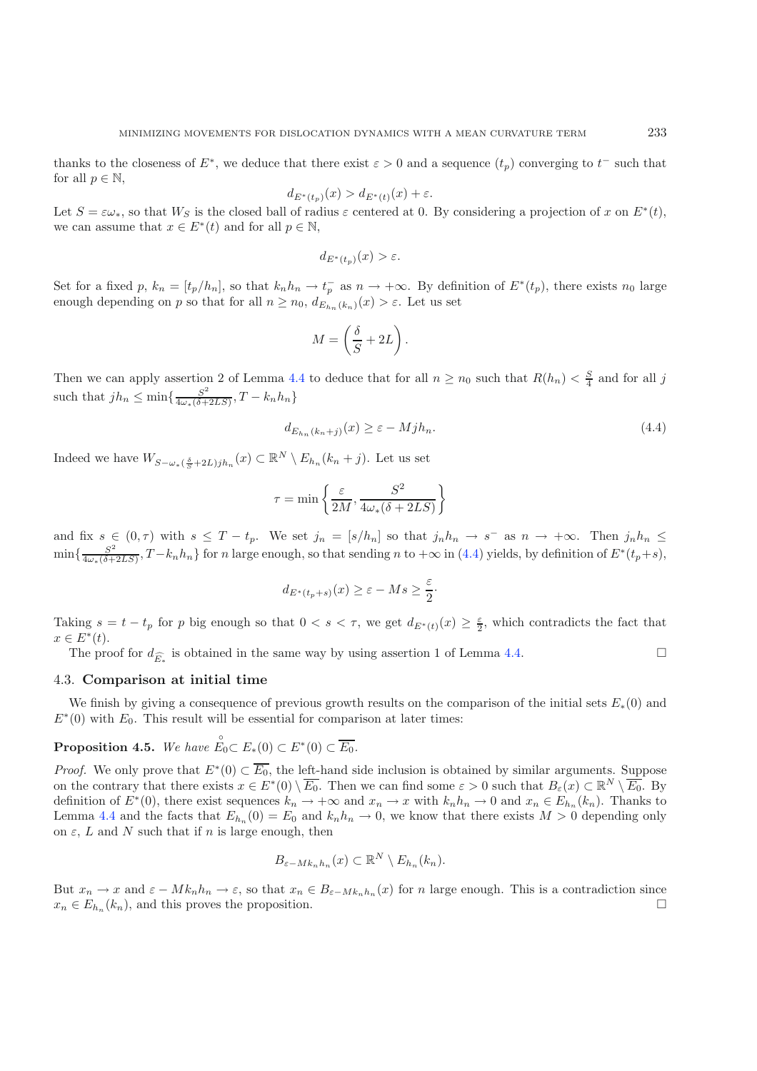thanks to the closeness of $E^*$, we deduce that there exist $\varepsilon > 0$ and a sequence $(t_p)$ converging to $t^-$ such that for all $p \in \mathbb{N}$,

$$d_{E^*(t_p)}(x) > d_{E^*(t)}(x) + \varepsilon.$$

Let $S = \varepsilon\omega_*$, so that $W_S$ is the closed ball of radius $\varepsilon$ centered at 0. By considering a projection of $x$ on $E^*(t)$, we can assume that $x \in E^*(t)$ and for all $p \in \mathbb{N}$,

$$d_{E^*(t_p)}(x) > \varepsilon.$$

Set for a fixed $p$, $k_n = [t_p/h_n]$, so that $k_n h_n \to t_p^-$ as $n \to +\infty$. By definition of $E^*(t_p)$, there exists $n_0$ large enough depending on $p$ so that for all $n \geq n_0$, $d_{E_{h_n}(k_n)}(x) > \varepsilon$. Let us set

$$M = \left(\frac{\delta}{S} + 2L\right).$$

Then we can apply assertion 2 of Lemma 4.4 to deduce that for all $n \geq n_0$ such that $R(h_n) < \frac{S}{4}$ and for all $j$ such that $jh_n \leq \min\{\frac{S^2}{4\omega_*(\delta+2LS)}, T - k_n h_n\}$

$$d_{E_{h_n}(k_n+j)}(x) \geq \varepsilon - Mjh_n. \tag{4.4}$$

Indeed we have $W_{S-\omega_*(\frac{\delta}{S}+2L)jh_n}(x) \subset \mathbb{R}^N \setminus E_{h_n}(k_n + j)$. Let us set

$$\tau = \min\left\{\frac{\varepsilon}{2M}, \frac{S^2}{4\omega_*(\delta + 2LS)}\right\}$$

and fix $s \in (0, \tau)$ with $s \leq T - t_p$. We set $j_n = [s/h_n]$ so that $j_n h_n \to s^-$ as $n \to +\infty$. Then $j_n h_n \leq \min\{\frac{S^2}{4\omega_*(\delta+2LS)}, T - k_n h_n\}$ for $n$ large enough, so that sending $n$ to $+\infty$ in (4.4) yields, by definition of $E^*(t_p+s)$,

$$d_{E^*(t_p+s)}(x) \geq \varepsilon - Ms \geq \frac{\varepsilon}{2}.$$

Taking $s = t - t_p$ for $p$ big enough so that $0 < s < \tau$, we get $d_{E^*(t)}(x) \geq \frac{\varepsilon}{2}$, which contradicts the fact that $x \in E^*(t)$.

The proof for $d_{\widehat{E_*}}$ is obtained in the same way by using assertion 1 of Lemma 4.4. □

### 4.3. Comparison at initial time

We finish by giving a consequence of previous growth results on the comparison of the initial sets $E_*(0)$ and $E^*(0)$ with $E_0$. This result will be essential for comparison at later times:

**Proposition 4.5.** *We have* $\overset{\circ}{E_0} \subset E_*(0) \subset E^*(0) \subset \overline{E_0}$.

*Proof.* We only prove that $E^*(0) \subset \overline{E_0}$, the left-hand side inclusion is obtained by similar arguments. Suppose on the contrary that there exists $x \in E^*(0) \setminus \overline{E_0}$. Then we can find some $\varepsilon > 0$ such that $B_\varepsilon(x) \subset \mathbb{R}^N \setminus \overline{E_0}$. By definition of $E^*(0)$, there exist sequences $k_n \to +\infty$ and $x_n \to x$ with $k_n h_n \to 0$ and $x_n \in E_{h_n}(k_n)$. Thanks to Lemma 4.4 and the facts that $E_{h_n}(0) = E_0$ and $k_n h_n \to 0$, we know that there exists $M > 0$ depending only on $\varepsilon$, $L$ and $N$ such that if $n$ is large enough, then

$$B_{\varepsilon - Mk_n h_n}(x) \subset \mathbb{R}^N \setminus E_{h_n}(k_n).$$

But $x_n \to x$ and $\varepsilon - Mk_n h_n \to \varepsilon$, so that $x_n \in B_{\varepsilon - Mk_n h_n}(x)$ for $n$ large enough. This is a contradiction since $x_n \in E_{h_n}(k_n)$, and this proves the proposition. □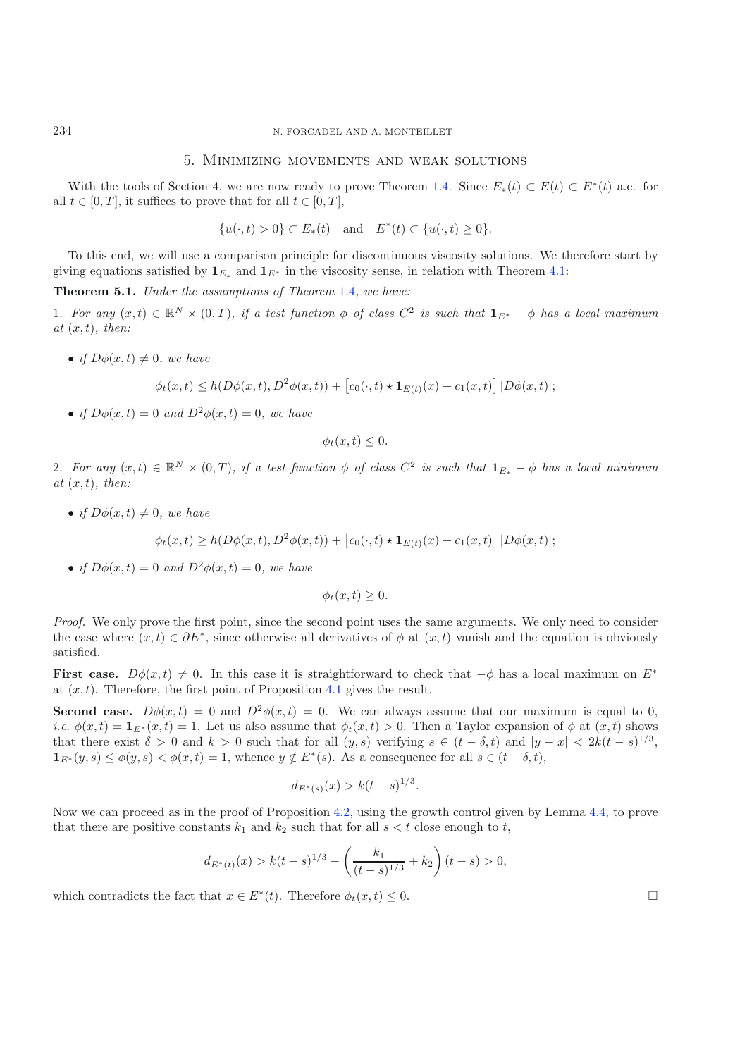## 5. Minimizing movements and weak solutions

With the tools of Section 4, we are now ready to prove Theorem 1.4. Since $E_*(t) \subset E(t) \subset E^*(t)$ a.e. for all $t \in [0,T]$, it suffices to prove that for all $t \in [0,T]$,

$$\{u(\cdot,t) > 0\} \subset E_*(t) \quad \text{and} \quad E^*(t) \subset \{u(\cdot,t) \geq 0\}.$$

To this end, we will use a comparison principle for discontinuous viscosity solutions. We therefore start by giving equations satisfied by $\mathbf{1}_{E_*}$ and $\mathbf{1}_{E^*}$ in the viscosity sense, in relation with Theorem 4.1:

**Theorem 5.1.** *Under the assumptions of Theorem 1.4, we have:*

1. *For any $(x,t) \in \mathbb{R}^N \times (0,T)$, if a test function $\phi$ of class $C^2$ is such that $\mathbf{1}_{E^*} - \phi$ has a local maximum at $(x,t)$, then:*

   - *if $D\phi(x,t) \neq 0$, we have*

   $$\phi_t(x,t) \leq h(D\phi(x,t), D^2\phi(x,t)) + \left[c_0(\cdot,t) \star \mathbf{1}_{E(t)}(x) + c_1(x,t)\right] |D\phi(x,t)|;$$

   - *if $D\phi(x,t) = 0$ and $D^2\phi(x,t) = 0$, we have*

   $$\phi_t(x,t) \leq 0.$$

2. *For any $(x,t) \in \mathbb{R}^N \times (0,T)$, if a test function $\phi$ of class $C^2$ is such that $\mathbf{1}_{E_*} - \phi$ has a local minimum at $(x,t)$, then:*

   - *if $D\phi(x,t) \neq 0$, we have*

   $$\phi_t(x,t) \geq h(D\phi(x,t), D^2\phi(x,t)) + \left[c_0(\cdot,t) \star \mathbf{1}_{E(t)}(x) + c_1(x,t)\right] |D\phi(x,t)|;$$

   - *if $D\phi(x,t) = 0$ and $D^2\phi(x,t) = 0$, we have*

   $$\phi_t(x,t) \geq 0.$$

*Proof.* We only prove the first point, since the second point uses the same arguments. We only need to consider the case where $(x,t) \in \partial E^*$, since otherwise all derivatives of $\phi$ at $(x,t)$ vanish and the equation is obviously satisfied.

**First case.** $D\phi(x,t) \neq 0$. In this case it is straightforward to check that $-\phi$ has a local maximum on $E^*$ at $(x,t)$. Therefore, the first point of Proposition 4.1 gives the result.

**Second case.** $D\phi(x,t) = 0$ and $D^2\phi(x,t) = 0$. We can always assume that our maximum is equal to 0, *i.e.* $\phi(x,t) = \mathbf{1}_{E^*}(x,t) = 1$. Let us also assume that $\phi_t(x,t) > 0$. Then a Taylor expansion of $\phi$ at $(x,t)$ shows that there exist $\delta > 0$ and $k > 0$ such that for all $(y,s)$ verifying $s \in (t-\delta, t)$ and $|y - x| < 2k(t-s)^{1/3}$, $\mathbf{1}_{E^*}(y,s) \leq \phi(y,s) < \phi(x,t) = 1$, whence $y \notin E^*(s)$. As a consequence for all $s \in (t-\delta, t)$,

$$d_{E^*(s)}(x) > k(t-s)^{1/3}.$$

Now we can proceed as in the proof of Proposition 4.2, using the growth control given by Lemma 4.4, to prove that there are positive constants $k_1$ and $k_2$ such that for all $s < t$ close enough to $t$,

$$d_{E^*(t)}(x) > k(t-s)^{1/3} - \left(\frac{k_1}{(t-s)^{1/3}} + k_2\right)(t-s) > 0,$$

which contradicts the fact that $x \in E^*(t)$. Therefore $\phi_t(x,t) \leq 0$. $\square$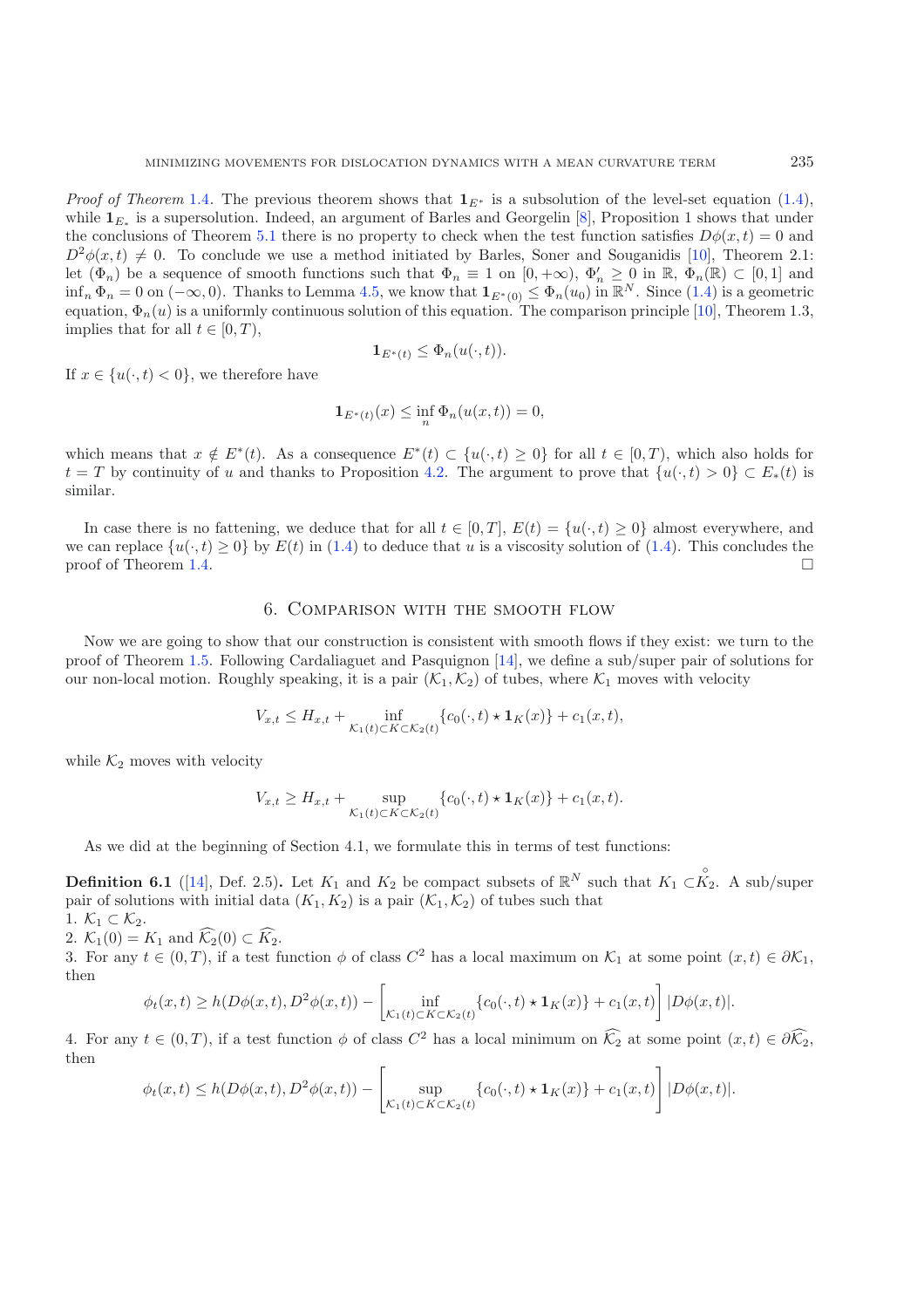*Proof of Theorem* 1.4. The previous theorem shows that $\mathbf{1}_{E^*}$ is a subsolution of the level-set equation (1.4), while $\mathbf{1}_{E_*}$ is a supersolution. Indeed, an argument of Barles and Georgelin [8], Proposition 1 shows that under the conclusions of Theorem 5.1 there is no property to check when the test function satisfies $D\phi(x,t) = 0$ and $D^2\phi(x,t) \neq 0$. To conclude we use a method initiated by Barles, Soner and Souganidis [10], Theorem 2.1: let $(\Phi_n)$ be a sequence of smooth functions such that $\Phi_n \equiv 1$ on $[0, +\infty)$, $\Phi_n' \geq 0$ in $\mathbb{R}$, $\Phi_n(\mathbb{R}) \subset [0, 1]$ and $\inf_n \Phi_n = 0$ on $(-\infty, 0)$. Thanks to Lemma 4.5, we know that $\mathbf{1}_{E^*(0)} \leq \Phi_n(u_0)$ in $\mathbb{R}^N$. Since (1.4) is a geometric equation, $\Phi_n(u)$ is a uniformly continuous solution of this equation. The comparison principle [10], Theorem 1.3, implies that for all $t \in [0, T)$,

$$\mathbf{1}_{E^*(t)} \leq \Phi_n(u(\cdot, t)).$$

If $x \in \{u(\cdot, t) < 0\}$, we therefore have

$$\mathbf{1}_{E^*(t)}(x) \leq \inf_n \Phi_n(u(x,t)) = 0,$$

which means that $x \notin E^*(t)$. As a consequence $E^*(t) \subset \{u(\cdot, t) \geq 0\}$ for all $t \in [0, T)$, which also holds for $t = T$ by continuity of $u$ and thanks to Proposition 4.2. The argument to prove that $\{u(\cdot, t) > 0\} \subset E_*(t)$ is similar.

In case there is no fattening, we deduce that for all $t \in [0, T]$, $E(t) = \{u(\cdot, t) \geq 0\}$ almost everywhere, and we can replace $\{u(\cdot, t) \geq 0\}$ by $E(t)$ in (1.4) to deduce that $u$ is a viscosity solution of (1.4). This concludes the proof of Theorem 1.4. □

## 6. Comparison with the smooth flow

Now we are going to show that our construction is consistent with smooth flows if they exist: we turn to the proof of Theorem 1.5. Following Cardaliaguet and Pasquignon [14], we define a sub/super pair of solutions for our non-local motion. Roughly speaking, it is a pair $(\mathcal{K}_1, \mathcal{K}_2)$ of tubes, where $\mathcal{K}_1$ moves with velocity

$$V_{x,t} \leq H_{x,t} + \inf_{\mathcal{K}_1(t) \subset K \subset \mathcal{K}_2(t)} \{c_0(\cdot, t) \star \mathbf{1}_K(x)\} + c_1(x,t),$$

while $\mathcal{K}_2$ moves with velocity

$$V_{x,t} \geq H_{x,t} + \sup_{\mathcal{K}_1(t) \subset K \subset \mathcal{K}_2(t)} \{c_0(\cdot, t) \star \mathbf{1}_K(x)\} + c_1(x,t).$$

As we did at the beginning of Section 4.1, we formulate this in terms of test functions:

**Definition 6.1** ([14], Def. 2.5)**.** Let $K_1$ and $K_2$ be compact subsets of $\mathbb{R}^N$ such that $K_1 \subset \overset{\circ}{K_2}$. A sub/super pair of solutions with initial data $(K_1, K_2)$ is a pair $(\mathcal{K}_1, \mathcal{K}_2)$ of tubes such that
1. $\mathcal{K}_1 \subset \mathcal{K}_2$.
2. $\mathcal{K}_1(0) = K_1$ and $\widehat{\mathcal{K}_2}(0) \subset \widehat{K_2}$.
3. For any $t \in (0, T)$, if a test function $\phi$ of class $C^2$ has a local maximum on $\mathcal{K}_1$ at some point $(x,t) \in \partial\mathcal{K}_1$, then

$$\phi_t(x,t) \geq h(D\phi(x,t), D^2\phi(x,t)) - \left[\inf_{\mathcal{K}_1(t) \subset K \subset \mathcal{K}_2(t)} \{c_0(\cdot, t) \star \mathbf{1}_K(x)\} + c_1(x,t)\right] |D\phi(x,t)|.$$

4. For any $t \in (0, T)$, if a test function $\phi$ of class $C^2$ has a local minimum on $\widehat{\mathcal{K}_2}$ at some point $(x,t) \in \partial\widehat{\mathcal{K}_2}$, then

$$\phi_t(x,t) \leq h(D\phi(x,t), D^2\phi(x,t)) - \left[\sup_{\mathcal{K}_1(t) \subset K \subset \mathcal{K}_2(t)} \{c_0(\cdot, t) \star \mathbf{1}_K(x)\} + c_1(x,t)\right] |D\phi(x,t)|.$$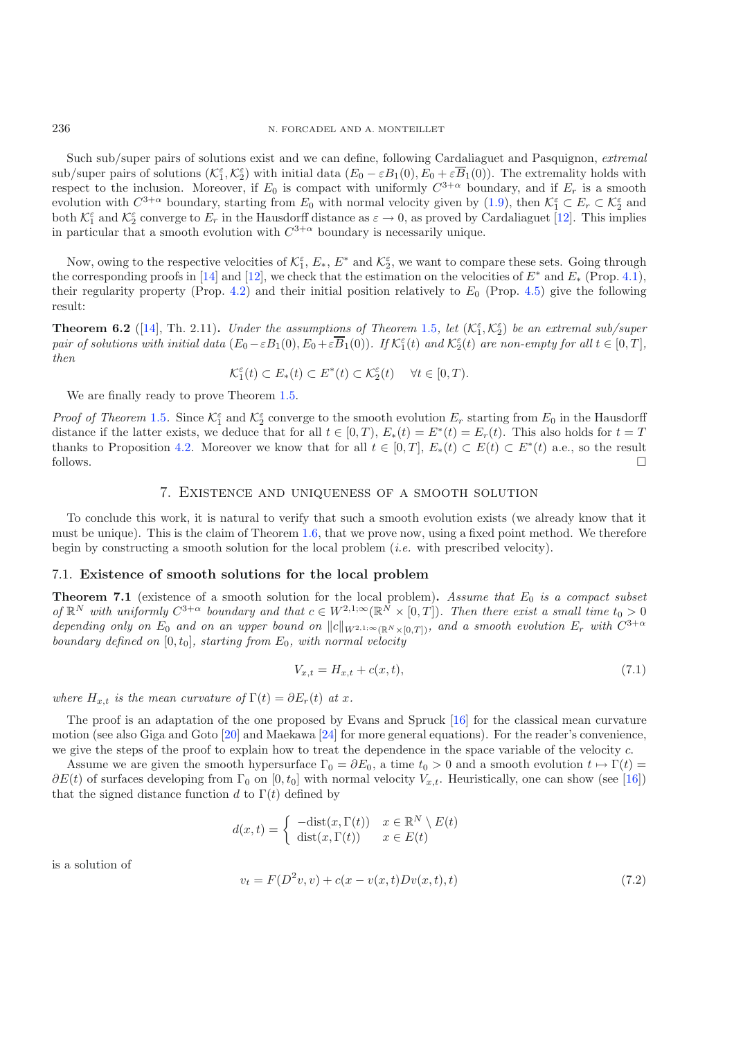Such sub/super pairs of solutions exist and we can define, following Cardaliaguet and Pasquignon, *extremal* sub/super pairs of solutions $(\mathcal{K}_1^\varepsilon, \mathcal{K}_2^\varepsilon)$ with initial data $(E_0 - \varepsilon B_1(0), E_0 + \varepsilon \overline{B}_1(0))$. The extremality holds with respect to the inclusion. Moreover, if $E_0$ is compact with uniformly $C^{3+\alpha}$ boundary, and if $E_r$ is a smooth evolution with $C^{3+\alpha}$ boundary, starting from $E_0$ with normal velocity given by (1.9), then $\mathcal{K}_1^\varepsilon \subset E_r \subset \mathcal{K}_2^\varepsilon$ and both $\mathcal{K}_1^\varepsilon$ and $\mathcal{K}_2^\varepsilon$ converge to $E_r$ in the Hausdorff distance as $\varepsilon \to 0$, as proved by Cardaliaguet [12]. This implies in particular that a smooth evolution with $C^{3+\alpha}$ boundary is necessarily unique.

Now, owing to the respective velocities of $\mathcal{K}_1^\varepsilon$, $E_*$, $E^*$ and $\mathcal{K}_2^\varepsilon$, we want to compare these sets. Going through the corresponding proofs in [14] and [12], we check that the estimation on the velocities of $E^*$ and $E_*$ (Prop. 4.1), their regularity property (Prop. 4.2) and their initial position relatively to $E_0$ (Prop. 4.5) give the following result:

**Theorem 6.2** ([14], Th. 2.11)**.** *Under the assumptions of Theorem 1.5, let $(\mathcal{K}_1^\varepsilon, \mathcal{K}_2^\varepsilon)$ be an extremal sub/super pair of solutions with initial data $(E_0 - \varepsilon B_1(0), E_0 + \varepsilon \overline{B}_1(0))$. If $\mathcal{K}_1^\varepsilon(t)$ and $\mathcal{K}_2^\varepsilon(t)$ are non-empty for all $t \in [0,T]$, then*

$$\mathcal{K}_1^\varepsilon(t) \subset E_*(t) \subset E^*(t) \subset \mathcal{K}_2^\varepsilon(t) \quad \forall t \in [0,T).$$

We are finally ready to prove Theorem 1.5.

*Proof of Theorem 1.5.* Since $\mathcal{K}_1^\varepsilon$ and $\mathcal{K}_2^\varepsilon$ converge to the smooth evolution $E_r$ starting from $E_0$ in the Hausdorff distance if the latter exists, we deduce that for all $t \in [0,T)$, $E_*(t) = E^*(t) = E_r(t)$. This also holds for $t = T$ thanks to Proposition 4.2. Moreover we know that for all $t \in [0,T]$, $E_*(t) \subset E(t) \subset E^*(t)$ a.e., so the result follows. $\square$

## 7. Existence and uniqueness of a smooth solution

To conclude this work, it is natural to verify that such a smooth evolution exists (we already know that it must be unique). This is the claim of Theorem 1.6, that we prove now, using a fixed point method. We therefore begin by constructing a smooth solution for the local problem (*i.e.* with prescribed velocity).

### 7.1. Existence of smooth solutions for the local problem

**Theorem 7.1** (existence of a smooth solution for the local problem)**.** *Assume that $E_0$ is a compact subset of $\mathbb{R}^N$ with uniformly $C^{3+\alpha}$ boundary and that $c \in W^{2,1;\infty}(\mathbb{R}^N \times [0,T])$. Then there exist a small time $t_0 > 0$ depending only on $E_0$ and on an upper bound on $\|c\|_{W^{2,1;\infty}(\mathbb{R}^N \times [0,T])}$, and a smooth evolution $E_r$ with $C^{3+\alpha}$ boundary defined on $[0,t_0]$, starting from $E_0$, with normal velocity*

$$V_{x,t} = H_{x,t} + c(x,t), \tag{7.1}$$

*where $H_{x,t}$ is the mean curvature of $\Gamma(t) = \partial E_r(t)$ at $x$.*

The proof is an adaptation of the one proposed by Evans and Spruck [16] for the classical mean curvature motion (see also Giga and Goto [20] and Maekawa [24] for more general equations). For the reader's convenience, we give the steps of the proof to explain how to treat the dependence in the space variable of the velocity $c$.

Assume we are given the smooth hypersurface $\Gamma_0 = \partial E_0$, a time $t_0 > 0$ and a smooth evolution $t \mapsto \Gamma(t) = \partial E(t)$ of surfaces developing from $\Gamma_0$ on $[0,t_0]$ with normal velocity $V_{x,t}$. Heuristically, one can show (see [16]) that the signed distance function $d$ to $\Gamma(t)$ defined by

$$d(x,t) = \begin{cases} -\mathrm{dist}(x,\Gamma(t)) & x \in \mathbb{R}^N \setminus E(t) \\ \mathrm{dist}(x,\Gamma(t)) & x \in E(t) \end{cases}$$

is a solution of

$$v_t = F(D^2 v, v) + c(x - v(x,t)Dv(x,t),t) \tag{7.2}$$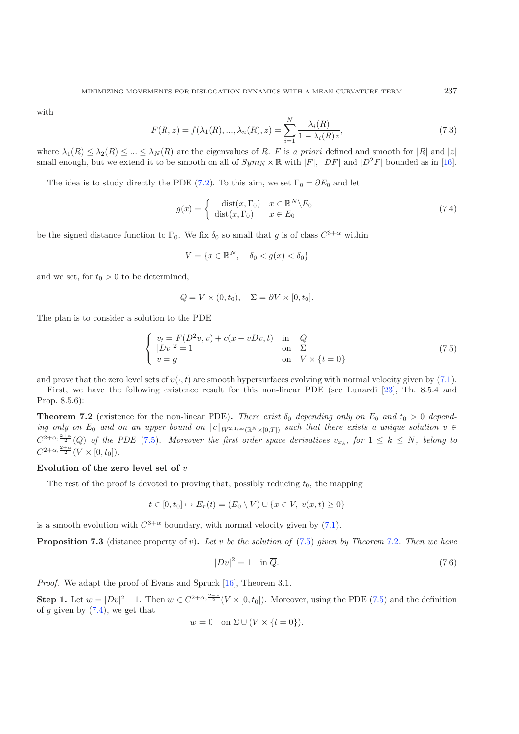with

$$F(R,z) = f(\lambda_1(R),...,\lambda_n(R),z) = \sum_{i=1}^{N} \frac{\lambda_i(R)}{1-\lambda_i(R)z}, \tag{7.3}$$

where $\lambda_1(R) \le \lambda_2(R) \le ... \le \lambda_N(R)$ are the eigenvalues of $R$. $F$ is *a priori* defined and smooth for $|R|$ and $|z|$ small enough, but we extend it to be smooth on all of $Sym_N \times \mathbb{R}$ with $|F|$, $|DF|$ and $|D^2F|$ bounded as in [16].

The idea is to study directly the PDE (7.2). To this aim, we set $\Gamma_0 = \partial E_0$ and let

$$g(x) = \begin{cases} -\mathrm{dist}(x,\Gamma_0) & x \in \mathbb{R}^N \backslash E_0 \\ \mathrm{dist}(x,\Gamma_0) & x \in E_0 \end{cases} \tag{7.4}$$

be the signed distance function to $\Gamma_0$. We fix $\delta_0$ so small that $g$ is of class $C^{3+\alpha}$ within

$$V = \{x \in \mathbb{R}^N,\ -\delta_0 < g(x) < \delta_0\}$$

and we set, for $t_0 > 0$ to be determined,

$$Q = V \times (0,t_0), \quad \Sigma = \partial V \times [0,t_0].$$

The plan is to consider a solution to the PDE

$$\begin{cases} v_t = F(D^2v,v) + c(x - vDv, t) & \text{in} \quad Q \\ |Dv|^2 = 1 & \text{on} \quad \Sigma \\ v = g & \text{on} \quad V \times \{t=0\} \end{cases} \tag{7.5}$$

and prove that the zero level sets of $v(\cdot,t)$ are smooth hypersurfaces evolving with normal velocity given by (7.1).

First, we have the following existence result for this non-linear PDE (see Lunardi [23], Th. 8.5.4 and Prop. 8.5.6):

**Theorem 7.2** (existence for the non-linear PDE). *There exist $\delta_0$ depending only on $E_0$ and $t_0 > 0$ depending only on $E_0$ and on an upper bound on $\|c\|_{W^{2,1;\infty}(\mathbb{R}^N\times[0,T])}$ such that there exists a unique solution $v \in C^{2+\alpha,\frac{2+\alpha}{2}}(\overline{Q})$ of the PDE (7.5). Moreover the first order space derivatives $v_{x_k}$, for $1 \le k \le N$, belong to $C^{2+\alpha,\frac{2+\alpha}{2}}(V \times [0,t_0])$.*

**Evolution of the zero level set of $v$**

The rest of the proof is devoted to proving that, possibly reducing $t_0$, the mapping

$$t \in [0,t_0] \mapsto E_r(t) = (E_0 \setminus V) \cup \{x \in V,\ v(x,t) \ge 0\}$$

is a smooth evolution with $C^{3+\alpha}$ boundary, with normal velocity given by (7.1).

**Proposition 7.3** (distance property of $v$). *Let $v$ be the solution of (7.5) given by Theorem 7.2. Then we have*

$$|Dv|^2 = 1 \quad \text{in } \overline{Q}. \tag{7.6}$$

*Proof.* We adapt the proof of Evans and Spruck [16], Theorem 3.1.

**Step 1.** Let $w = |Dv|^2 - 1$. Then $w \in C^{2+\alpha,\frac{2+\alpha}{2}}(V \times [0,t_0])$. Moreover, using the PDE (7.5) and the definition of $g$ given by (7.4), we get that

$$w = 0 \quad \text{on } \Sigma \cup (V \times \{t=0\}).$$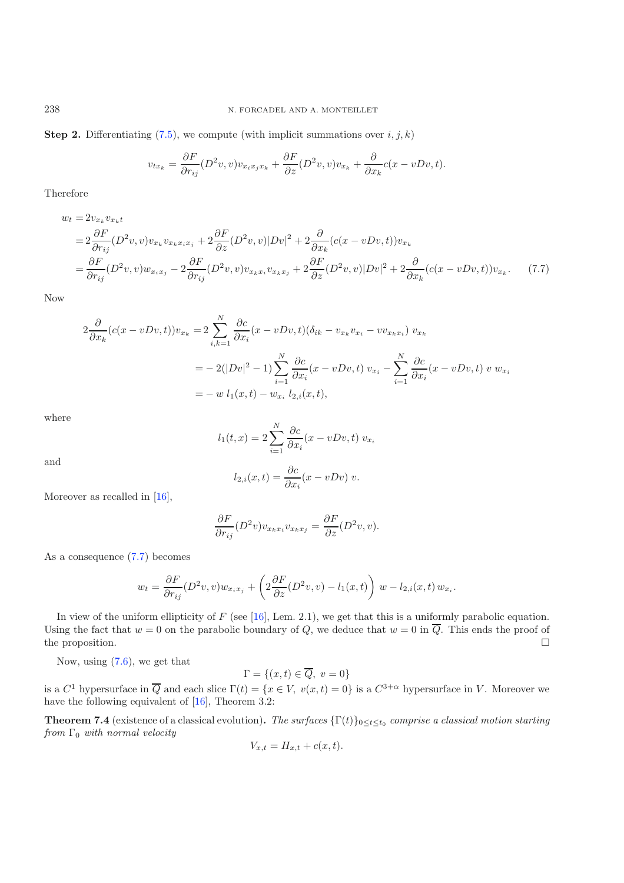**Step 2.** Differentiating (7.5), we compute (with implicit summations over $i, j, k$)

$$v_{tx_k} = \frac{\partial F}{\partial r_{ij}}(D^2v, v)v_{x_i x_j x_k} + \frac{\partial F}{\partial z}(D^2v, v)v_{x_k} + \frac{\partial}{\partial x_k}c(x - vDv, t).$$

Therefore

$$\begin{aligned}
w_t &= 2v_{x_k}v_{x_k t} \\
&= 2\frac{\partial F}{\partial r_{ij}}(D^2v, v)v_{x_k}v_{x_k x_i x_j} + 2\frac{\partial F}{\partial z}(D^2v, v)|Dv|^2 + 2\frac{\partial}{\partial x_k}(c(x - vDv, t))v_{x_k} \\
&= \frac{\partial F}{\partial r_{ij}}(D^2v, v)w_{x_i x_j} - 2\frac{\partial F}{\partial r_{ij}}(D^2v, v)v_{x_k x_i}v_{x_k x_j} + 2\frac{\partial F}{\partial z}(D^2v, v)|Dv|^2 + 2\frac{\partial}{\partial x_k}(c(x - vDv, t))v_{x_k}. \qquad (7.7)
\end{aligned}$$

Now

$$\begin{aligned}
2\frac{\partial}{\partial x_k}(c(x - vDv, t))v_{x_k} &= 2\sum_{i,k=1}^{N} \frac{\partial c}{\partial x_i}(x - vDv, t)(\delta_{ik} - v_{x_k}v_{x_i} - vv_{x_k x_i})\, v_{x_k} \\
&= -2(|Dv|^2 - 1)\sum_{i=1}^{N} \frac{\partial c}{\partial x_i}(x - vDv, t)\, v_{x_i} - \sum_{i=1}^{N} \frac{\partial c}{\partial x_i}(x - vDv, t)\, v\, w_{x_i} \\
&= -w\, l_1(x, t) - w_{x_i}\, l_{2,i}(x, t),
\end{aligned}$$

where

$$l_1(t, x) = 2\sum_{i=1}^{N} \frac{\partial c}{\partial x_i}(x - vDv, t)\, v_{x_i}$$

and

$$l_{2,i}(x, t) = \frac{\partial c}{\partial x_i}(x - vDv)\, v.$$

Moreover as recalled in [16],

$$\frac{\partial F}{\partial r_{ij}}(D^2v)v_{x_k x_i}v_{x_k x_j} = \frac{\partial F}{\partial z}(D^2v, v).$$

As a consequence (7.7) becomes

$$w_t = \frac{\partial F}{\partial r_{ij}}(D^2v, v)w_{x_i x_j} + \left(2\frac{\partial F}{\partial z}(D^2v, v) - l_1(x, t)\right) w - l_{2,i}(x, t)\, w_{x_i}.$$

In view of the uniform ellipticity of $F$ (see [16], Lem. 2.1), we get that this is a uniformly parabolic equation. Using the fact that $w = 0$ on the parabolic boundary of $Q$, we deduce that $w = 0$ in $\overline{Q}$. This ends the proof of the proposition. □

Now, using (7.6), we get that

$$\Gamma = \{(x, t) \in \overline{Q},\ v = 0\}$$

is a $C^1$ hypersurface in $\overline{Q}$ and each slice $\Gamma(t) = \{x \in V,\ v(x, t) = 0\}$ is a $C^{3+\alpha}$ hypersurface in $V$. Moreover we have the following equivalent of [16], Theorem 3.2:

**Theorem 7.4** (existence of a classical evolution)**.** *The surfaces* $\{\Gamma(t)\}_{0 \le t \le t_0}$ *comprise a classical motion starting from* $\Gamma_0$ *with normal velocity*

$$V_{x,t} = H_{x,t} + c(x, t).$$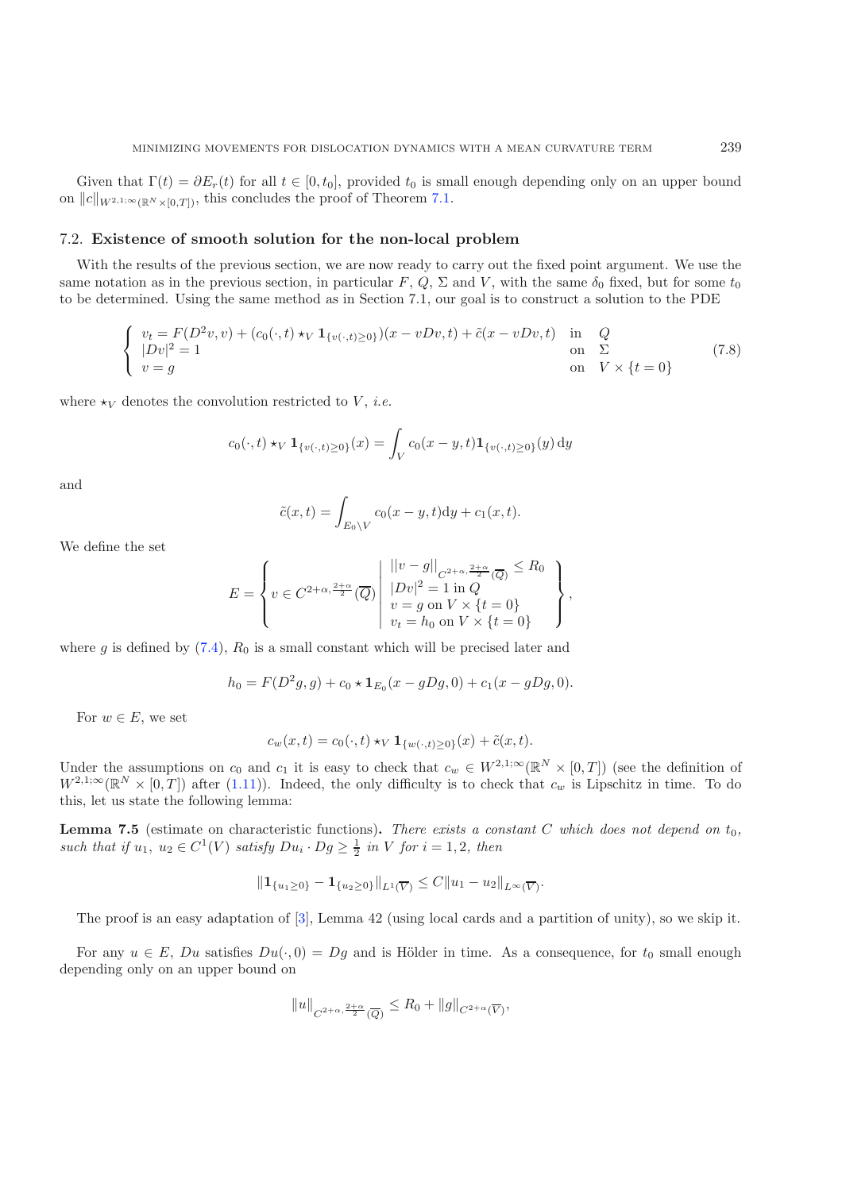Given that $\Gamma(t) = \partial E_r(t)$ for all $t \in [0, t_0]$, provided $t_0$ is small enough depending only on an upper bound on $\|c\|_{W^{2,1;\infty}(\mathbb{R}^N \times [0,T])}$, this concludes the proof of Theorem 7.1.

### 7.2. **Existence of smooth solution for the non-local problem**

With the results of the previous section, we are now ready to carry out the fixed point argument. We use the same notation as in the previous section, in particular $F$, $Q$, $\Sigma$ and $V$, with the same $\delta_0$ fixed, but for some $t_0$ to be determined. Using the same method as in Section 7.1, our goal is to construct a solution to the PDE

$$
\left\{
\begin{array}{lll}
v_t = F(D^2 v, v) + (c_0(\cdot, t) \star_V \mathbf{1}_{\{v(\cdot,t)\geq 0\}})(x - vDv, t) + \tilde{c}(x - vDv, t) & \text{in} & Q \\
|Dv|^2 = 1 & \text{on} & \Sigma \\
v = g & \text{on} & V \times \{t = 0\}
\end{array}
\right. \tag{7.8}
$$

where $\star_V$ denotes the convolution restricted to $V$, *i.e.*

$$
c_0(\cdot, t) \star_V \mathbf{1}_{\{v(\cdot,t)\geq 0\}}(x) = \int_V c_0(x - y, t) \mathbf{1}_{\{v(\cdot,t)\geq 0\}}(y)\,\mathrm{d}y
$$

and

$$
\tilde{c}(x, t) = \int_{E_0 \setminus V} c_0(x - y, t)\mathrm{d}y + c_1(x, t).
$$

We define the set

$$
E = \left\{ v \in C^{2+\alpha, \frac{2+\alpha}{2}}(\overline{Q}) \;\middle|\; \begin{array}{l} \|v - g\|_{C^{2+\alpha, \frac{2+\alpha}{2}}(\overline{Q})} \leq R_0 \\ |Dv|^2 = 1 \text{ in } Q \\ v = g \text{ on } V \times \{t = 0\} \\ v_t = h_0 \text{ on } V \times \{t = 0\} \end{array} \right\},
$$

where $g$ is defined by (7.4), $R_0$ is a small constant which will be precised later and

$$
h_0 = F(D^2 g, g) + c_0 \star \mathbf{1}_{E_0}(x - gDg, 0) + c_1(x - gDg, 0).
$$

For $w \in E$, we set

$$
c_w(x, t) = c_0(\cdot, t) \star_V \mathbf{1}_{\{w(\cdot,t)\geq 0\}}(x) + \tilde{c}(x, t).
$$

Under the assumptions on $c_0$ and $c_1$ it is easy to check that $c_w \in W^{2,1;\infty}(\mathbb{R}^N \times [0,T])$ (see the definition of $W^{2,1;\infty}(\mathbb{R}^N \times [0,T])$ after (1.11)). Indeed, the only difficulty is to check that $c_w$ is Lipschitz in time. To do this, let us state the following lemma:

**Lemma 7.5** (estimate on characteristic functions)**.** *There exists a constant $C$ which does not depend on $t_0$, such that if $u_1$, $u_2 \in C^1(V)$ satisfy $Du_i \cdot Dg \geq \frac{1}{2}$ in $V$ for $i = 1, 2$, then*

$$
\|\mathbf{1}_{\{u_1 \geq 0\}} - \mathbf{1}_{\{u_2 \geq 0\}}\|_{L^1(\overline{V})} \leq C \|u_1 - u_2\|_{L^\infty(\overline{V})}.
$$

The proof is an easy adaptation of [3], Lemma 42 (using local cards and a partition of unity), so we skip it.

For any $u \in E$, $Du$ satisfies $Du(\cdot, 0) = Dg$ and is Hölder in time. As a consequence, for $t_0$ small enough depending only on an upper bound on

$$
\|u\|_{C^{2+\alpha, \frac{2+\alpha}{2}}(\overline{Q})} \leq R_0 + \|g\|_{C^{2+\alpha}(\overline{V})},
$$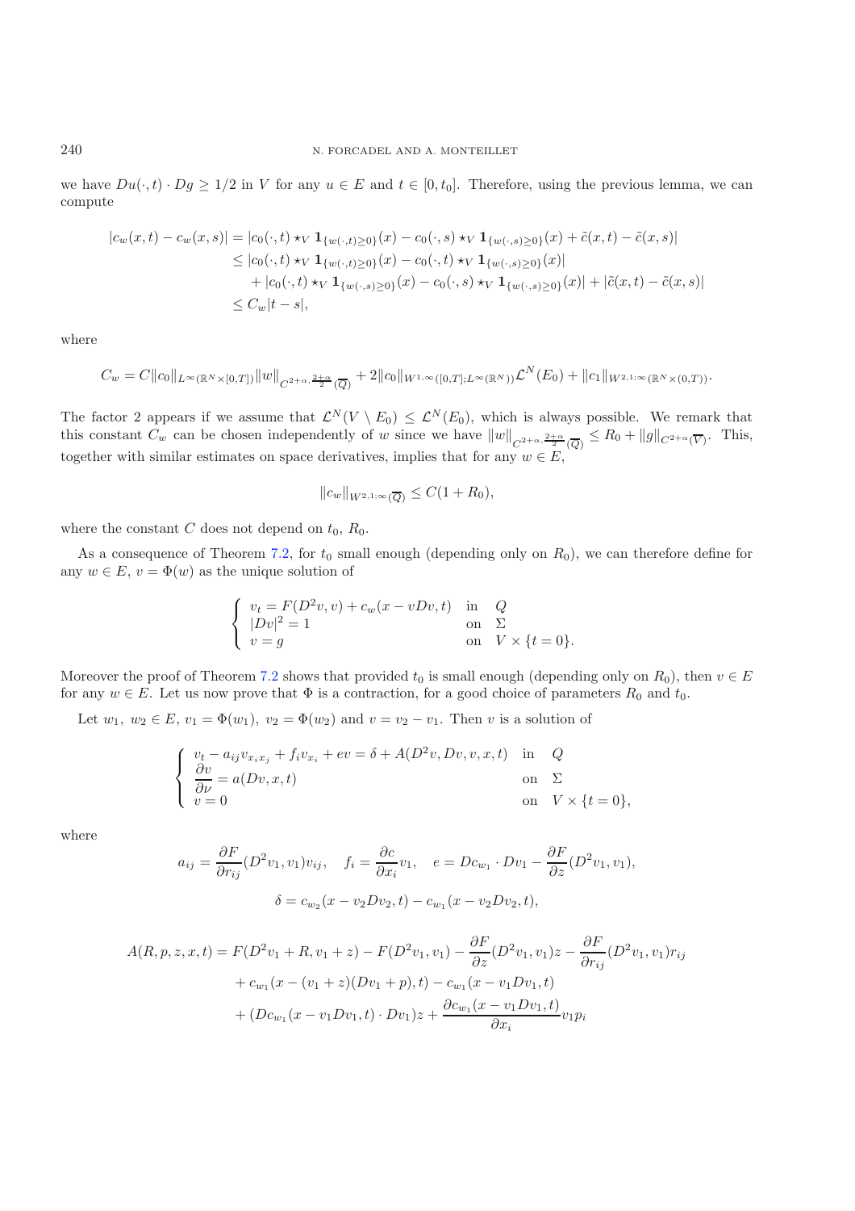we have $Du(\cdot,t)\cdot Dg \geq 1/2$ in $V$ for any $u \in E$ and $t \in [0,t_0]$. Therefore, using the previous lemma, we can compute

$$
\begin{aligned}
|c_w(x,t) - c_w(x,s)| &= |c_0(\cdot,t) \star_V \mathbf{1}_{\{w(\cdot,t)\geq 0\}}(x) - c_0(\cdot,s) \star_V \mathbf{1}_{\{w(\cdot,s)\geq 0\}}(x) + \tilde{c}(x,t) - \tilde{c}(x,s)| \\
&\leq |c_0(\cdot,t) \star_V \mathbf{1}_{\{w(\cdot,t)\geq 0\}}(x) - c_0(\cdot,t) \star_V \mathbf{1}_{\{w(\cdot,s)\geq 0\}}(x)| \\
&\quad + |c_0(\cdot,t) \star_V \mathbf{1}_{\{w(\cdot,s)\geq 0\}}(x) - c_0(\cdot,s) \star_V \mathbf{1}_{\{w(\cdot,s)\geq 0\}}(x)| + |\tilde{c}(x,t) - \tilde{c}(x,s)| \\
&\leq C_w |t-s|,
\end{aligned}
$$

where

$$
C_w = C\|c_0\|_{L^\infty(\mathbb{R}^N\times[0,T])}\|w\|_{C^{2+\alpha,\frac{2+\alpha}{2}}(\overline{Q})} + 2\|c_0\|_{W^{1,\infty}([0,T];L^\infty(\mathbb{R}^N))}\mathcal{L}^N(E_0) + \|c_1\|_{W^{2,1;\infty}(\mathbb{R}^N\times(0,T))}.
$$

The factor 2 appears if we assume that $\mathcal{L}^N(V\setminus E_0) \leq \mathcal{L}^N(E_0)$, which is always possible. We remark that this constant $C_w$ can be chosen independently of $w$ since we have $\|w\|_{C^{2+\alpha,\frac{2+\alpha}{2}}(\overline{Q})} \leq R_0 + \|g\|_{C^{2+\alpha}(\overline{V})}$. This, together with similar estimates on space derivatives, implies that for any $w \in E$,

$$
\|c_w\|_{W^{2,1;\infty}(\overline{Q})} \leq C(1+R_0),
$$

where the constant $C$ does not depend on $t_0$, $R_0$.

As a consequence of Theorem 7.2, for $t_0$ small enough (depending only on $R_0$), we can therefore define for any $w \in E$, $v = \Phi(w)$ as the unique solution of

$$
\begin{cases}
v_t = F(D^2v, v) + c_w(x - vDv, t) & \text{in} \quad Q \\
|Dv|^2 = 1 & \text{on} \quad \Sigma \\
v = g & \text{on} \quad V \times \{t=0\}.
\end{cases}
$$

Moreover the proof of Theorem 7.2 shows that provided $t_0$ is small enough (depending only on $R_0$), then $v \in E$ for any $w \in E$. Let us now prove that $\Phi$ is a contraction, for a good choice of parameters $R_0$ and $t_0$.

Let $w_1,\ w_2 \in E$, $v_1 = \Phi(w_1)$, $v_2 = \Phi(w_2)$ and $v = v_2 - v_1$. Then $v$ is a solution of

$$
\begin{cases}
v_t - a_{ij}v_{x_ix_j} + f_i v_{x_i} + ev = \delta + A(D^2v, Dv, v, x, t) & \text{in} \quad Q \\
\dfrac{\partial v}{\partial \nu} = a(Dv, x, t) & \text{on} \quad \Sigma \\
v = 0 & \text{on} \quad V \times \{t=0\},
\end{cases}
$$

where

$$
a_{ij} = \frac{\partial F}{\partial r_{ij}}(D^2v_1, v_1)v_{ij}, \quad f_i = \frac{\partial c}{\partial x_i}v_1, \quad e = Dc_{w_1}\cdot Dv_1 - \frac{\partial F}{\partial z}(D^2v_1, v_1),
$$

$$
\delta = c_{w_2}(x - v_2Dv_2, t) - c_{w_1}(x - v_2Dv_2, t),
$$

$$
\begin{aligned}
A(R,p,z,x,t) &= F(D^2v_1 + R, v_1 + z) - F(D^2v_1, v_1) - \frac{\partial F}{\partial z}(D^2v_1, v_1)z - \frac{\partial F}{\partial r_{ij}}(D^2v_1, v_1)r_{ij} \\
&\quad + c_{w_1}(x - (v_1+z)(Dv_1+p), t) - c_{w_1}(x - v_1Dv_1, t) \\
&\quad + (Dc_{w_1}(x - v_1Dv_1, t)\cdot Dv_1)z + \frac{\partial c_{w_1}(x - v_1Dv_1, t)}{\partial x_i}v_1 p_i
\end{aligned}
$$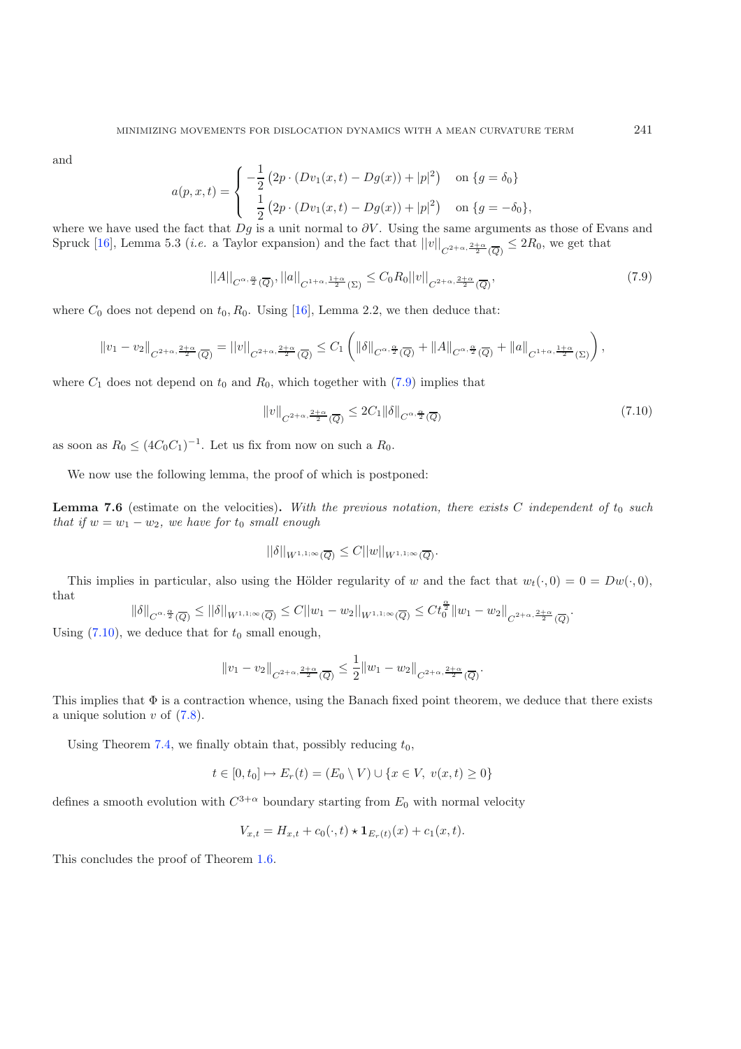and

$$a(p,x,t) = \begin{cases} -\dfrac{1}{2}\left(2p \cdot (Dv_1(x,t) - Dg(x)) + |p|^2\right) & \text{on } \{g = \delta_0\} \\ \dfrac{1}{2}\left(2p \cdot (Dv_1(x,t) - Dg(x)) + |p|^2\right) & \text{on } \{g = -\delta_0\}, \end{cases}$$

where we have used the fact that $Dg$ is a unit normal to $\partial V$. Using the same arguments as those of Evans and Spruck [16], Lemma 5.3 (*i.e.* a Taylor expansion) and the fact that $||v||_{C^{2+\alpha,\frac{2+\alpha}{2}}(\overline{Q})} \leq 2R_0$, we get that

$$||A||_{C^{\alpha,\frac{\alpha}{2}}(\overline{Q})}, ||a||_{C^{1+\alpha,\frac{1+\alpha}{2}}(\Sigma)} \leq C_0 R_0 ||v||_{C^{2+\alpha,\frac{2+\alpha}{2}}(\overline{Q})}, \tag{7.9}$$

where $C_0$ does not depend on $t_0, R_0$. Using [16], Lemma 2.2, we then deduce that:

$$\|v_1 - v_2\|_{C^{2+\alpha,\frac{2+\alpha}{2}}(\overline{Q})} = ||v||_{C^{2+\alpha,\frac{2+\alpha}{2}}(\overline{Q})} \leq C_1 \left( \|\delta\|_{C^{\alpha,\frac{\alpha}{2}}(\overline{Q})} + \|A\|_{C^{\alpha,\frac{\alpha}{2}}(\overline{Q})} + \|a\|_{C^{1+\alpha,\frac{1+\alpha}{2}}(\Sigma)} \right),$$

where $C_1$ does not depend on $t_0$ and $R_0$, which together with (7.9) implies that

$$\|v\|_{C^{2+\alpha,\frac{2+\alpha}{2}}(\overline{Q})} \leq 2C_1 \|\delta\|_{C^{\alpha,\frac{\alpha}{2}}(\overline{Q})} \tag{7.10}$$

as soon as $R_0 \leq (4C_0C_1)^{-1}$. Let us fix from now on such a $R_0$.

We now use the following lemma, the proof of which is postponed:

**Lemma 7.6** (estimate on the velocities)**.** *With the previous notation, there exists $C$ independent of $t_0$ such that if $w = w_1 - w_2$, we have for $t_0$ small enough*

$$||\delta||_{W^{1,1;\infty}(\overline{Q})} \leq C||w||_{W^{1,1;\infty}(\overline{Q})}.$$

This implies in particular, also using the Hölder regularity of $w$ and the fact that $w_t(\cdot,0) = 0 = Dw(\cdot,0)$, that

$$\|\delta\|_{C^{\alpha,\frac{\alpha}{2}}(\overline{Q})} \leq ||\delta||_{W^{1,1;\infty}(\overline{Q})} \leq C||w_1 - w_2||_{W^{1,1;\infty}(\overline{Q})} \leq Ct_0^{\frac{\alpha}{2}} \|w_1 - w_2\|_{C^{2+\alpha,\frac{2+\alpha}{2}}(\overline{Q})}.$$

Using (7.10), we deduce that for $t_0$ small enough,

$$\|v_1 - v_2\|_{C^{2+\alpha,\frac{2+\alpha}{2}}(\overline{Q})} \leq \frac{1}{2}\|w_1 - w_2\|_{C^{2+\alpha,\frac{2+\alpha}{2}}(\overline{Q})}.$$

This implies that $\Phi$ is a contraction whence, using the Banach fixed point theorem, we deduce that there exists a unique solution $v$ of (7.8).

Using Theorem 7.4, we finally obtain that, possibly reducing $t_0$,

$$t \in [0,t_0] \mapsto E_r(t) = (E_0 \setminus V) \cup \{x \in V,\ v(x,t) \geq 0\}$$

defines a smooth evolution with $C^{3+\alpha}$ boundary starting from $E_0$ with normal velocity

$$V_{x,t} = H_{x,t} + c_0(\cdot,t) \star \mathbf{1}_{E_r(t)}(x) + c_1(x,t).$$

This concludes the proof of Theorem 1.6.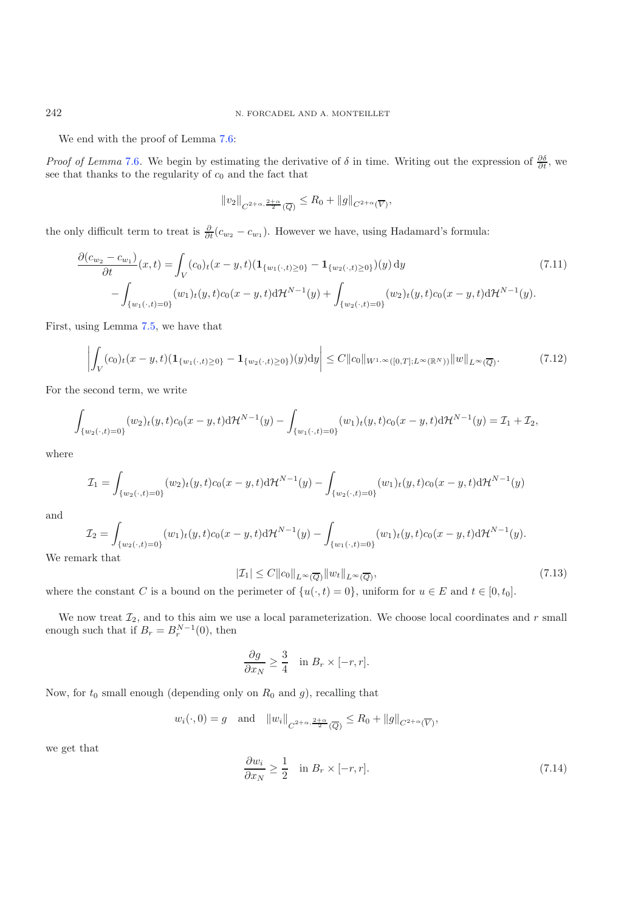We end with the proof of Lemma 7.6:

*Proof of Lemma* 7.6. We begin by estimating the derivative of $\delta$ in time. Writing out the expression of $\frac{\partial \delta}{\partial t}$, we see that thanks to the regularity of $c_0$ and the fact that

$$\|v_2\|_{C^{2+\alpha,\frac{2+\alpha}{2}}(\overline{Q})} \leq R_0 + \|g\|_{C^{2+\alpha}(\overline{V})},$$

the only difficult term to treat is $\frac{\partial}{\partial t}(c_{w_2} - c_{w_1})$. However we have, using Hadamard's formula:

$$\frac{\partial (c_{w_2} - c_{w_1})}{\partial t}(x,t) = \int_V (c_0)_t(x-y,t)(\mathbf{1}_{\{w_1(\cdot,t)\geq 0\}} - \mathbf{1}_{\{w_2(\cdot,t)\geq 0\}})(y)\,\mathrm{d}y \tag{7.11}$$
$$- \int_{\{w_1(\cdot,t)=0\}} (w_1)_t(y,t)c_0(x-y,t)\mathrm{d}\mathcal{H}^{N-1}(y) + \int_{\{w_2(\cdot,t)=0\}} (w_2)_t(y,t)c_0(x-y,t)\mathrm{d}\mathcal{H}^{N-1}(y).$$

First, using Lemma 7.5, we have that

$$\left| \int_V (c_0)_t(x-y,t)(\mathbf{1}_{\{w_1(\cdot,t)\geq 0\}} - \mathbf{1}_{\{w_2(\cdot,t)\geq 0\}})(y)\mathrm{d}y \right| \leq C\|c_0\|_{W^{1,\infty}([0,T];L^\infty(\mathbb{R}^N))}\|w\|_{L^\infty(\overline{Q})}. \tag{7.12}$$

For the second term, we write

$$\int_{\{w_2(\cdot,t)=0\}} (w_2)_t(y,t)c_0(x-y,t)\mathrm{d}\mathcal{H}^{N-1}(y) - \int_{\{w_1(\cdot,t)=0\}} (w_1)_t(y,t)c_0(x-y,t)\mathrm{d}\mathcal{H}^{N-1}(y) = \mathcal{I}_1 + \mathcal{I}_2,$$

where

$$\mathcal{I}_1 = \int_{\{w_2(\cdot,t)=0\}} (w_2)_t(y,t)c_0(x-y,t)\mathrm{d}\mathcal{H}^{N-1}(y) - \int_{\{w_2(\cdot,t)=0\}} (w_1)_t(y,t)c_0(x-y,t)\mathrm{d}\mathcal{H}^{N-1}(y)$$

and

$$\mathcal{I}_2 = \int_{\{w_2(\cdot,t)=0\}} (w_1)_t(y,t)c_0(x-y,t)\mathrm{d}\mathcal{H}^{N-1}(y) - \int_{\{w_1(\cdot,t)=0\}} (w_1)_t(y,t)c_0(x-y,t)\mathrm{d}\mathcal{H}^{N-1}(y).$$

We remark that

$$|\mathcal{I}_1| \leq C\|c_0\|_{L^\infty(\overline{Q})}\|w_t\|_{L^\infty(\overline{Q})}, \tag{7.13}$$

where the constant $C$ is a bound on the perimeter of $\{u(\cdot,t)=0\}$, uniform for $u \in E$ and $t \in [0,t_0]$.

We now treat $\mathcal{I}_2$, and to this aim we use a local parameterization. We choose local coordinates and $r$ small enough such that if $B_r = B_r^{N-1}(0)$, then

$$\frac{\partial g}{\partial x_N} \geq \frac{3}{4} \quad \text{in } B_r \times [-r,r].$$

Now, for $t_0$ small enough (depending only on $R_0$ and $g$), recalling that

$$w_i(\cdot,0) = g \quad \text{and} \quad \|w_i\|_{C^{2+\alpha,\frac{2+\alpha}{2}}(\overline{Q})} \leq R_0 + \|g\|_{C^{2+\alpha}(\overline{V})},$$

we get that

$$\frac{\partial w_i}{\partial x_N} \geq \frac{1}{2} \quad \text{in } B_r \times [-r,r]. \tag{7.14}$$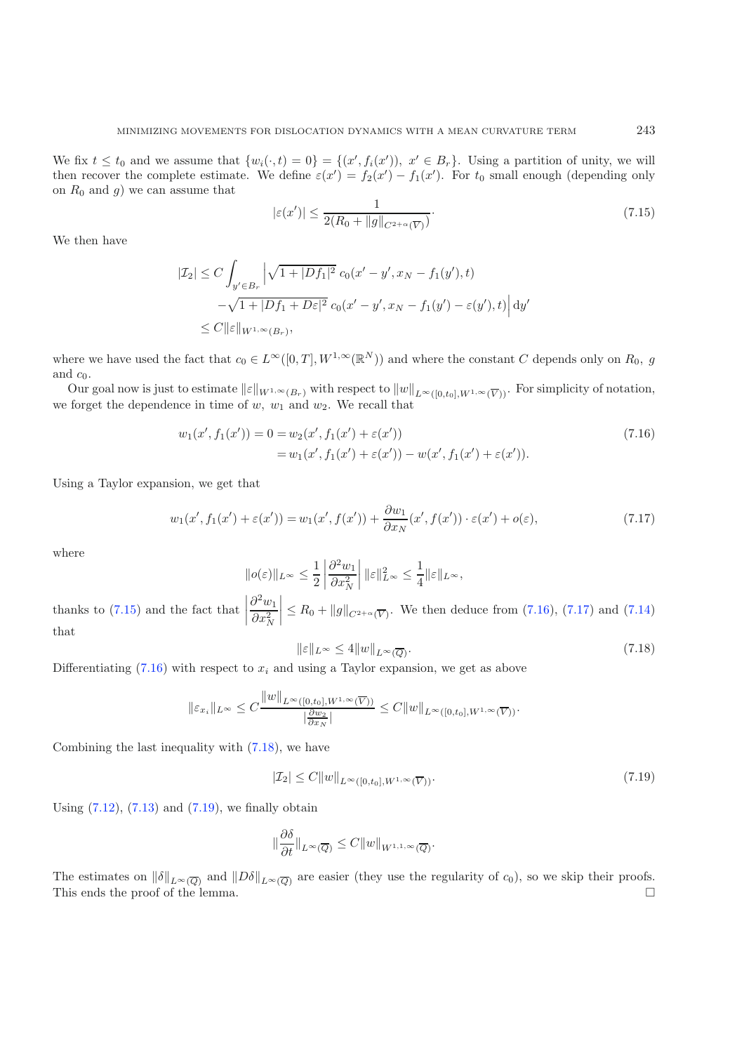We fix $t \leq t_0$ and we assume that $\{w_i(\cdot, t) = 0\} = \{(x', f_i(x')),\ x' \in B_r\}$. Using a partition of unity, we will then recover the complete estimate. We define $\varepsilon(x') = f_2(x') - f_1(x')$. For $t_0$ small enough (depending only on $R_0$ and $g$) we can assume that

$$|\varepsilon(x')| \leq \frac{1}{2(R_0 + \|g\|_{C^{2+\alpha}(\overline{V})})}. \tag{7.15}$$

We then have

$$\begin{aligned}
|\mathcal{I}_2| \leq C \int_{y' \in B_r} \Big| &\sqrt{1 + |Df_1|^2}\, c_0(x' - y', x_N - f_1(y'), t) \\
&- \sqrt{1 + |Df_1 + D\varepsilon|^2}\, c_0(x' - y', x_N - f_1(y') - \varepsilon(y'), t) \Big|\, \mathrm{d}y' \\
\leq C \|\varepsilon\|&_{W^{1,\infty}(B_r)},
\end{aligned}$$

where we have used the fact that $c_0 \in L^\infty([0,T], W^{1,\infty}(\mathbb{R}^N))$ and where the constant $C$ depends only on $R_0$, $g$ and $c_0$.

Our goal now is just to estimate $\|\varepsilon\|_{W^{1,\infty}(B_r)}$ with respect to $\|w\|_{L^\infty([0,t_0], W^{1,\infty}(\overline{V}))}$. For simplicity of notation, we forget the dependence in time of $w$, $w_1$ and $w_2$. We recall that

$$\begin{aligned}
w_1(x', f_1(x')) = 0 &= w_2(x', f_1(x') + \varepsilon(x')) \\
&= w_1(x', f_1(x') + \varepsilon(x')) - w(x', f_1(x') + \varepsilon(x')).
\end{aligned} \tag{7.16}$$

Using a Taylor expansion, we get that

$$w_1(x', f_1(x') + \varepsilon(x')) = w_1(x', f(x')) + \frac{\partial w_1}{\partial x_N}(x', f(x')) \cdot \varepsilon(x') + o(\varepsilon), \tag{7.17}$$

where

$$\|o(\varepsilon)\|_{L^\infty} \leq \frac{1}{2} \left| \frac{\partial^2 w_1}{\partial x_N^2} \right| \|\varepsilon\|_{L^\infty}^2 \leq \frac{1}{4} \|\varepsilon\|_{L^\infty},$$

thanks to (7.15) and the fact that $\left| \dfrac{\partial^2 w_1}{\partial x_N^2} \right| \leq R_0 + \|g\|_{C^{2+\alpha}(\overline{V})}$. We then deduce from (7.16), (7.17) and (7.14) that

$$\|\varepsilon\|_{L^\infty} \leq 4 \|w\|_{L^\infty(\overline{Q})}. \tag{7.18}$$

Differentiating (7.16) with respect to $x_i$ and using a Taylor expansion, we get as above

$$\|\varepsilon_{x_i}\|_{L^\infty} \leq C \frac{\|w\|_{L^\infty([0,t_0], W^{1,\infty}(\overline{V}))}}{|\frac{\partial w_2}{\partial x_N}|} \leq C \|w\|_{L^\infty([0,t_0], W^{1,\infty}(\overline{V}))}.$$

Combining the last inequality with (7.18), we have

$$|\mathcal{I}_2| \leq C \|w\|_{L^\infty([0,t_0], W^{1,\infty}(\overline{V}))}. \tag{7.19}$$

Using (7.12), (7.13) and (7.19), we finally obtain

$$\|\frac{\partial \delta}{\partial t}\|_{L^\infty(\overline{Q})} \leq C \|w\|_{W^{1,1,\infty}(\overline{Q})}.$$

The estimates on $\|\delta\|_{L^\infty(\overline{Q})}$ and $\|D\delta\|_{L^\infty(\overline{Q})}$ are easier (they use the regularity of $c_0$), so we skip their proofs. This ends the proof of the lemma. $\square$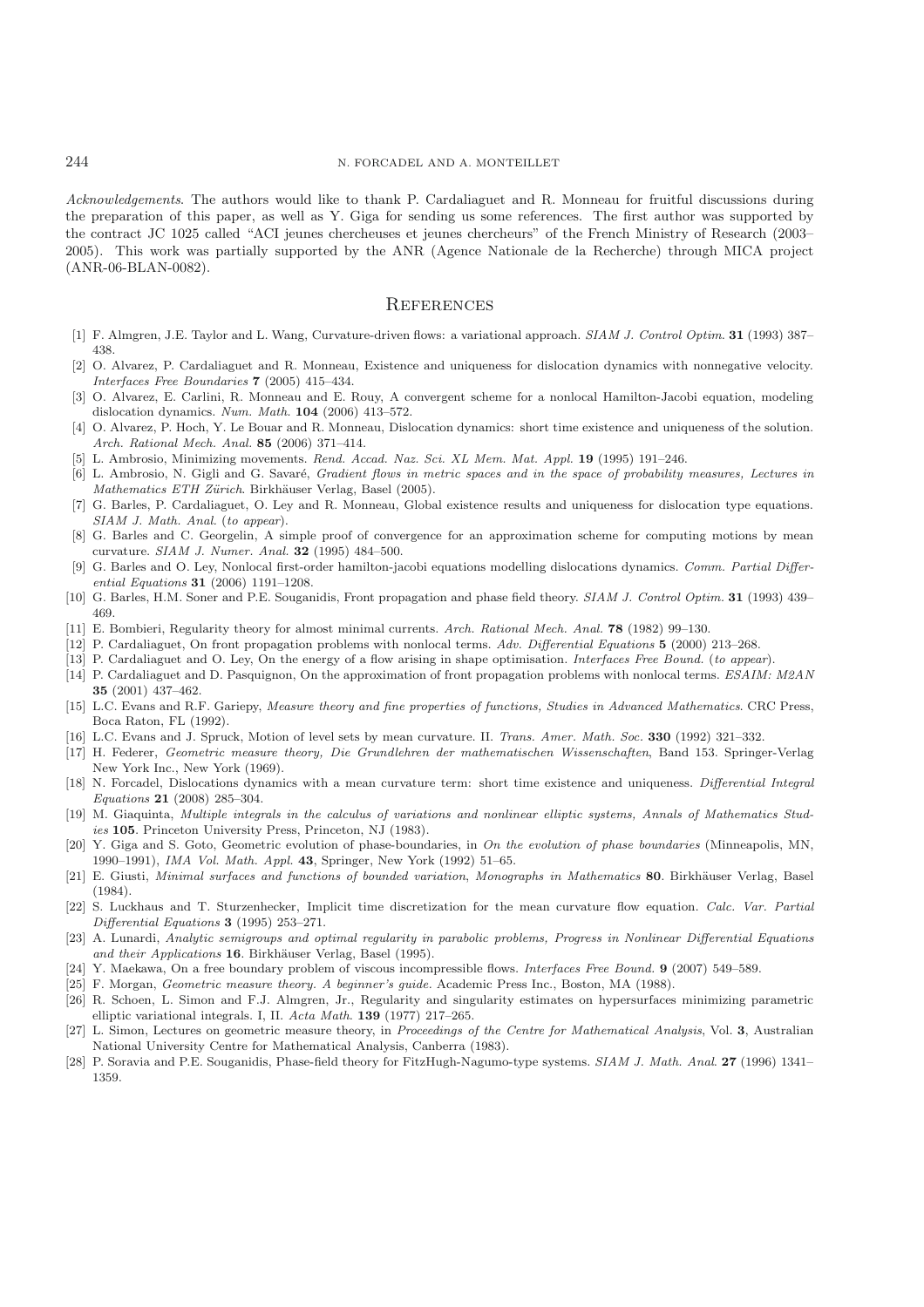*Acknowledgements*. The authors would like to thank P. Cardaliaguet and R. Monneau for fruitful discussions during the preparation of this paper, as well as Y. Giga for sending us some references. The first author was supported by the contract JC 1025 called "ACI jeunes chercheuses et jeunes chercheurs" of the French Ministry of Research (2003–2005). This work was partially supported by the ANR (Agence Nationale de la Recherche) through MICA project (ANR-06-BLAN-0082).

## References

[1] F. Almgren, J.E. Taylor and L. Wang, Curvature-driven flows: a variational approach. *SIAM J. Control Optim.* **31** (1993) 387–438.

[2] O. Alvarez, P. Cardaliaguet and R. Monneau, Existence and uniqueness for dislocation dynamics with nonnegative velocity. *Interfaces Free Boundaries* **7** (2005) 415–434.

[3] O. Alvarez, E. Carlini, R. Monneau and E. Rouy, A convergent scheme for a nonlocal Hamilton-Jacobi equation, modeling dislocation dynamics. *Num. Math.* **104** (2006) 413–572.

[4] O. Alvarez, P. Hoch, Y. Le Bouar and R. Monneau, Dislocation dynamics: short time existence and uniqueness of the solution. *Arch. Rational Mech. Anal.* **85** (2006) 371–414.

[5] L. Ambrosio, Minimizing movements. *Rend. Accad. Naz. Sci. XL Mem. Mat. Appl.* **19** (1995) 191–246.

[6] L. Ambrosio, N. Gigli and G. Savaré, *Gradient flows in metric spaces and in the space of probability measures, Lectures in Mathematics ETH Zürich*. Birkhäuser Verlag, Basel (2005).

[7] G. Barles, P. Cardaliaguet, O. Ley and R. Monneau, Global existence results and uniqueness for dislocation type equations. *SIAM J. Math. Anal.* (*to appear*).

[8] G. Barles and C. Georgelin, A simple proof of convergence for an approximation scheme for computing motions by mean curvature. *SIAM J. Numer. Anal.* **32** (1995) 484–500.

[9] G. Barles and O. Ley, Nonlocal first-order hamilton-jacobi equations modelling dislocations dynamics. *Comm. Partial Differential Equations* **31** (2006) 1191–1208.

[10] G. Barles, H.M. Soner and P.E. Souganidis, Front propagation and phase field theory. *SIAM J. Control Optim.* **31** (1993) 439–469.

[11] E. Bombieri, Regularity theory for almost minimal currents. *Arch. Rational Mech. Anal.* **78** (1982) 99–130.

[12] P. Cardaliaguet, On front propagation problems with nonlocal terms. *Adv. Differential Equations* **5** (2000) 213–268.

[13] P. Cardaliaguet and O. Ley, On the energy of a flow arising in shape optimisation. *Interfaces Free Bound.* (*to appear*).

[14] P. Cardaliaguet and D. Pasquignon, On the approximation of front propagation problems with nonlocal terms. *ESAIM: M2AN* **35** (2001) 437–462.

[15] L.C. Evans and R.F. Gariepy, *Measure theory and fine properties of functions, Studies in Advanced Mathematics*. CRC Press, Boca Raton, FL (1992).

[16] L.C. Evans and J. Spruck, Motion of level sets by mean curvature. II. *Trans. Amer. Math. Soc.* **330** (1992) 321–332.

[17] H. Federer, *Geometric measure theory, Die Grundlehren der mathematischen Wissenschaften*, Band 153. Springer-Verlag New York Inc., New York (1969).

[18] N. Forcadel, Dislocations dynamics with a mean curvature term: short time existence and uniqueness. *Differential Integral Equations* **21** (2008) 285–304.

[19] M. Giaquinta, *Multiple integrals in the calculus of variations and nonlinear elliptic systems, Annals of Mathematics Studies* **105**. Princeton University Press, Princeton, NJ (1983).

[20] Y. Giga and S. Goto, Geometric evolution of phase-boundaries, in *On the evolution of phase boundaries* (Minneapolis, MN, 1990–1991), *IMA Vol. Math. Appl.* **43**, Springer, New York (1992) 51–65.

[21] E. Giusti, *Minimal surfaces and functions of bounded variation*, *Monographs in Mathematics* **80**. Birkhäuser Verlag, Basel (1984).

[22] S. Luckhaus and T. Sturzenhecker, Implicit time discretization for the mean curvature flow equation. *Calc. Var. Partial Differential Equations* **3** (1995) 253–271.

[23] A. Lunardi, *Analytic semigroups and optimal regularity in parabolic problems, Progress in Nonlinear Differential Equations and their Applications* **16**. Birkhäuser Verlag, Basel (1995).

[24] Y. Maekawa, On a free boundary problem of viscous incompressible flows. *Interfaces Free Bound.* **9** (2007) 549–589.

[25] F. Morgan, *Geometric measure theory. A beginner's guide*. Academic Press Inc., Boston, MA (1988).

[26] R. Schoen, L. Simon and F.J. Almgren, Jr., Regularity and singularity estimates on hypersurfaces minimizing parametric elliptic variational integrals. I, II. *Acta Math.* **139** (1977) 217–265.

[27] L. Simon, Lectures on geometric measure theory, in *Proceedings of the Centre for Mathematical Analysis*, Vol. **3**, Australian National University Centre for Mathematical Analysis, Canberra (1983).

[28] P. Soravia and P.E. Souganidis, Phase-field theory for FitzHugh-Nagumo-type systems. *SIAM J. Math. Anal.* **27** (1996) 1341–1359.